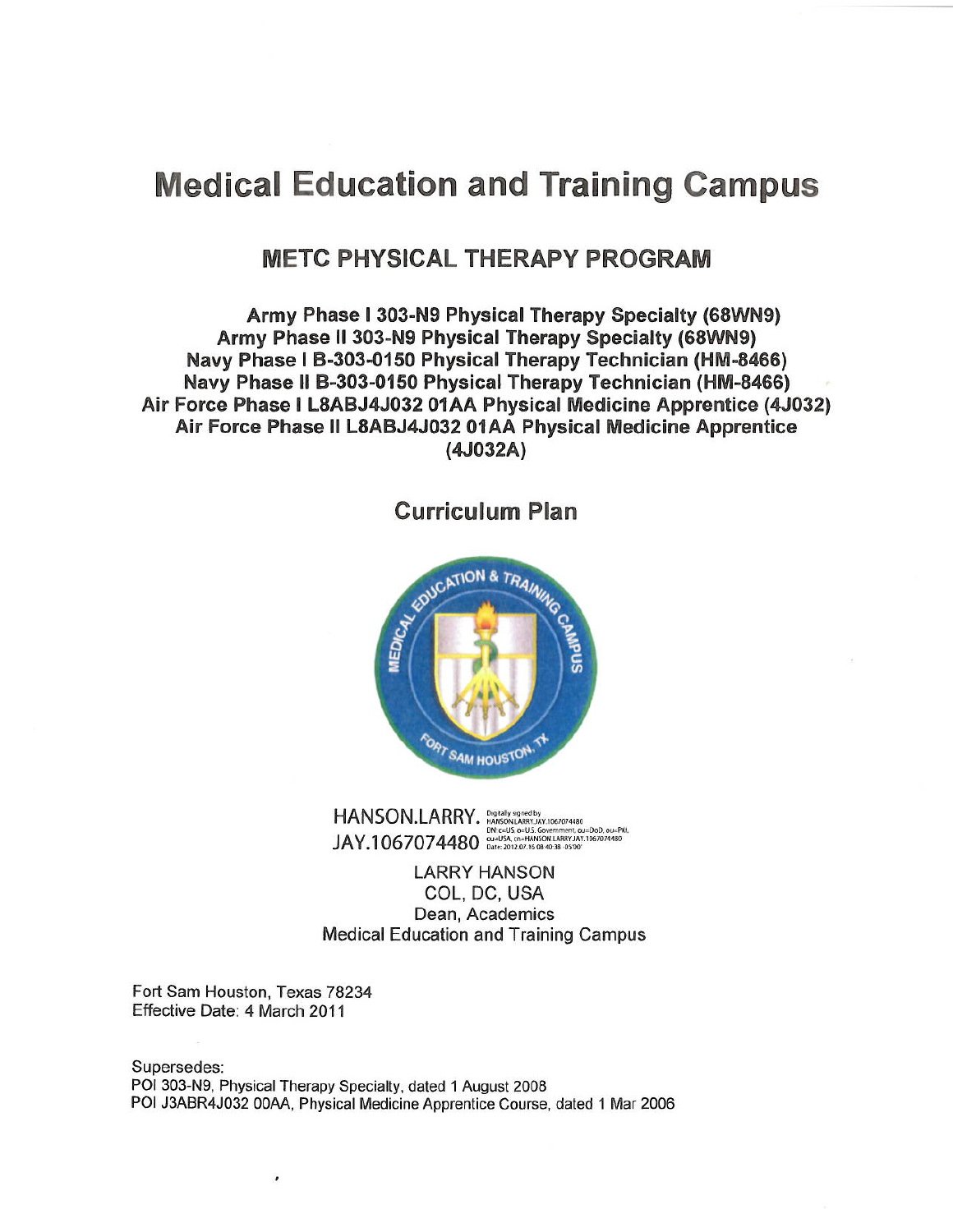# Medical Education and Training Campus

## METC PHYSICAL THERAPY PROGRAM

**Army Phase I 303-N9 Physical Therapy Specialty (68WN9)**
**Army Phase II 303-N9 Physical Therapy Specialty (68WN9)**
**Navy Phase I B-303-0150 Physical Therapy Technician (HM-8466)**
**Navy Phase II B-303-0150 Physical Therapy Technician (HM-8466)**
**Air Force Phase I L8ABJ4J032 01AA Physical Medicine Apprentice (4J032)**
**Air Force Phase II L8ABJ4J032 01AA Physical Medicine Apprentice (4J032A)**

## Curriculum Plan

HANSON.LARRY.JAY.1067074480 Digitally signed by HANSON.LARRY.JAY.1067074480 DN: c=US, o=U.S. Government, ou=DoD, ou=PKI, ou=USA, cn=HANSON.LARRY.JAY.1067074480 Date: 2012.07.16 08:40:38 -05'00'

LARRY HANSON
COL, DC, USA
Dean, Academics
Medical Education and Training Campus

Fort Sam Houston, Texas 78234
Effective Date: 4 March 2011

Supersedes:
POI 303-N9, Physical Therapy Specialty, dated 1 August 2008
POI J3ABR4J032 00AA, Physical Medicine Apprentice Course, dated 1 Mar 2006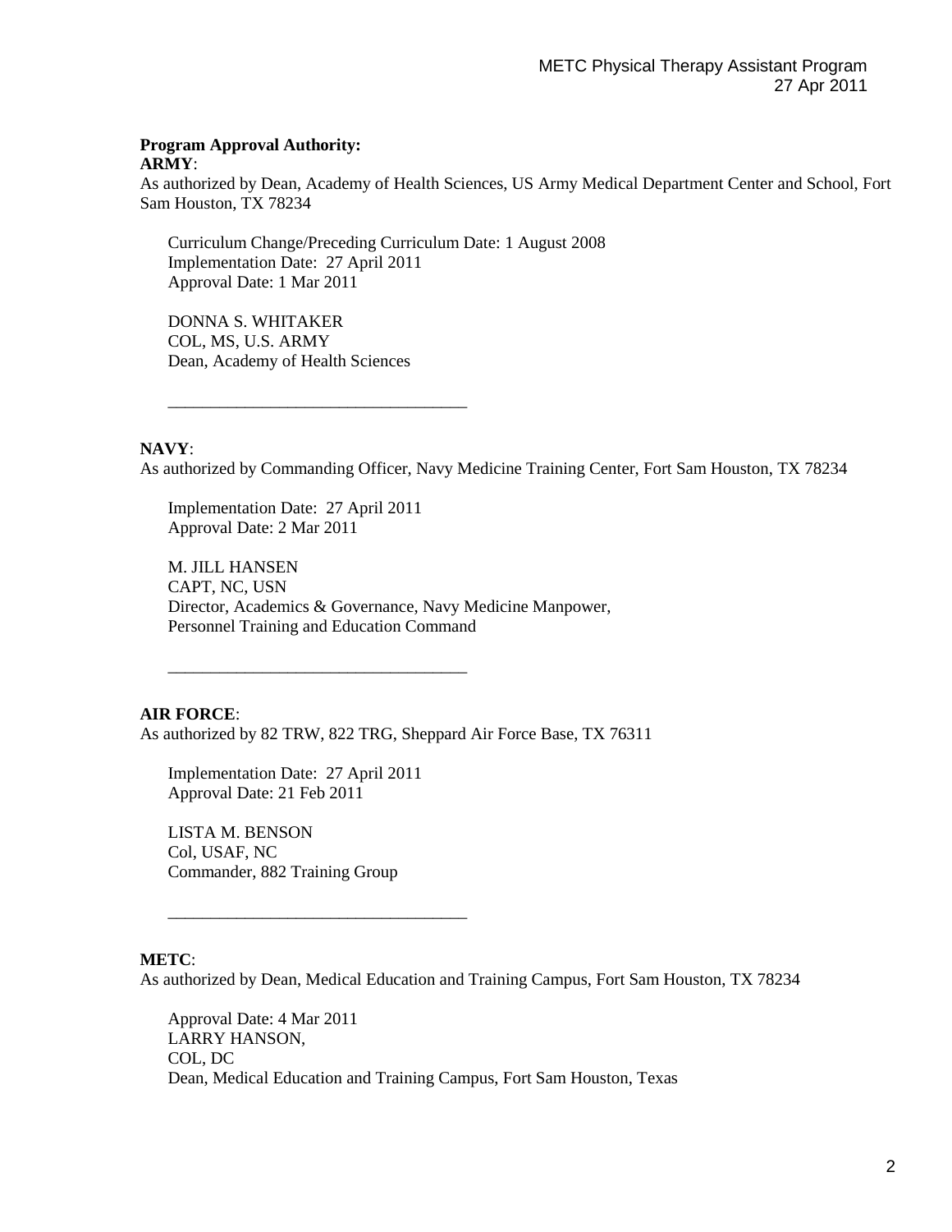**Program Approval Authority:**

**ARMY**:

As authorized by Dean, Academy of Health Sciences, US Army Medical Department Center and School, Fort Sam Houston, TX 78234

Curriculum Change/Preceding Curriculum Date: 1 August 2008
Implementation Date: 27 April 2011
Approval Date: 1 Mar 2011

DONNA S. WHITAKER
COL, MS, U.S. ARMY
Dean, Academy of Health Sciences

___________________________________

**NAVY**:

As authorized by Commanding Officer, Navy Medicine Training Center, Fort Sam Houston, TX 78234

Implementation Date: 27 April 2011
Approval Date: 2 Mar 2011

M. JILL HANSEN
CAPT, NC, USN
Director, Academics & Governance, Navy Medicine Manpower,
Personnel Training and Education Command

___________________________________

**AIR FORCE**:

As authorized by 82 TRW, 822 TRG, Sheppard Air Force Base, TX 76311

Implementation Date: 27 April 2011
Approval Date: 21 Feb 2011

LISTA M. BENSON
Col, USAF, NC
Commander, 882 Training Group

___________________________________

**METC**:

As authorized by Dean, Medical Education and Training Campus, Fort Sam Houston, TX 78234

Approval Date: 4 Mar 2011
LARRY HANSON,
COL, DC
Dean, Medical Education and Training Campus, Fort Sam Houston, Texas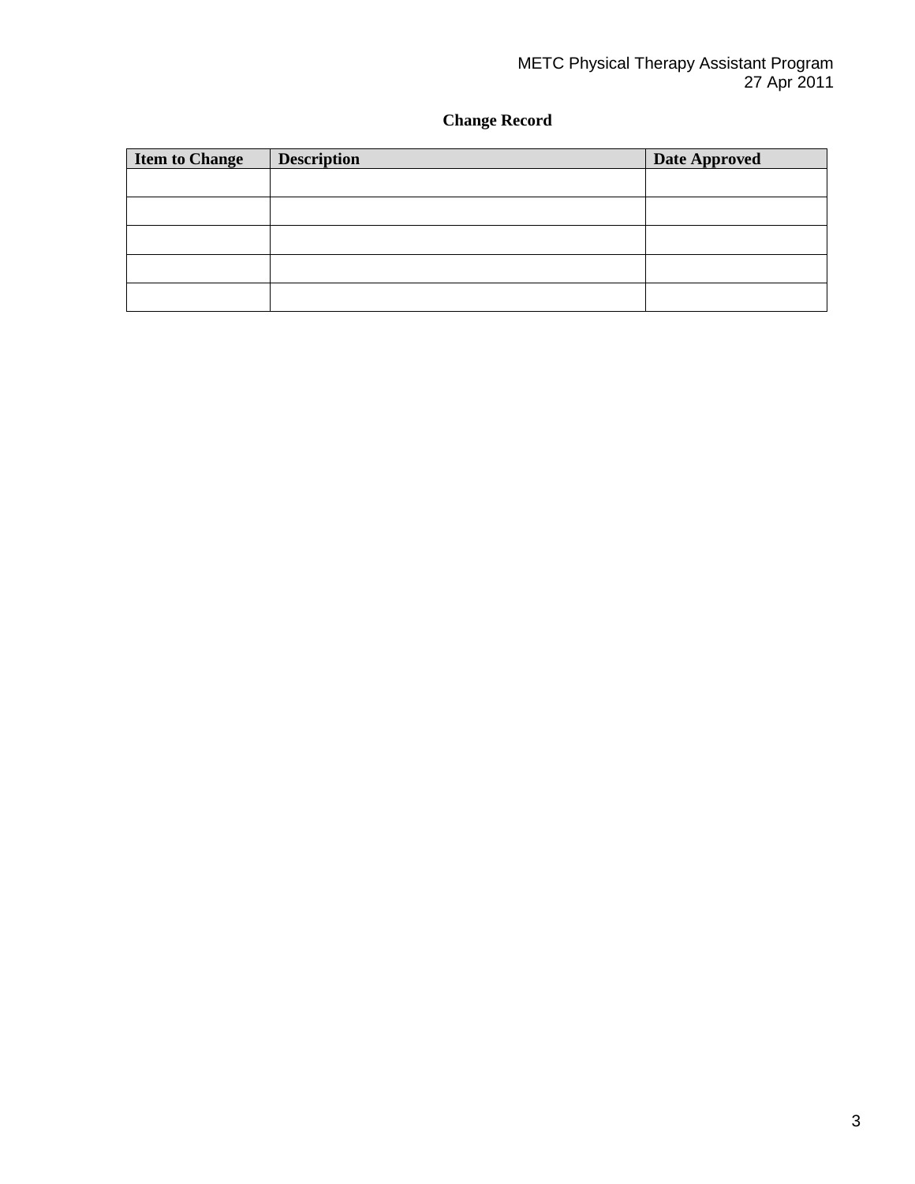**Change Record**

| Item to Change | Description | Date Approved |
|---|---|---|
| | | |
| | | |
| | | |
| | | |
| | | |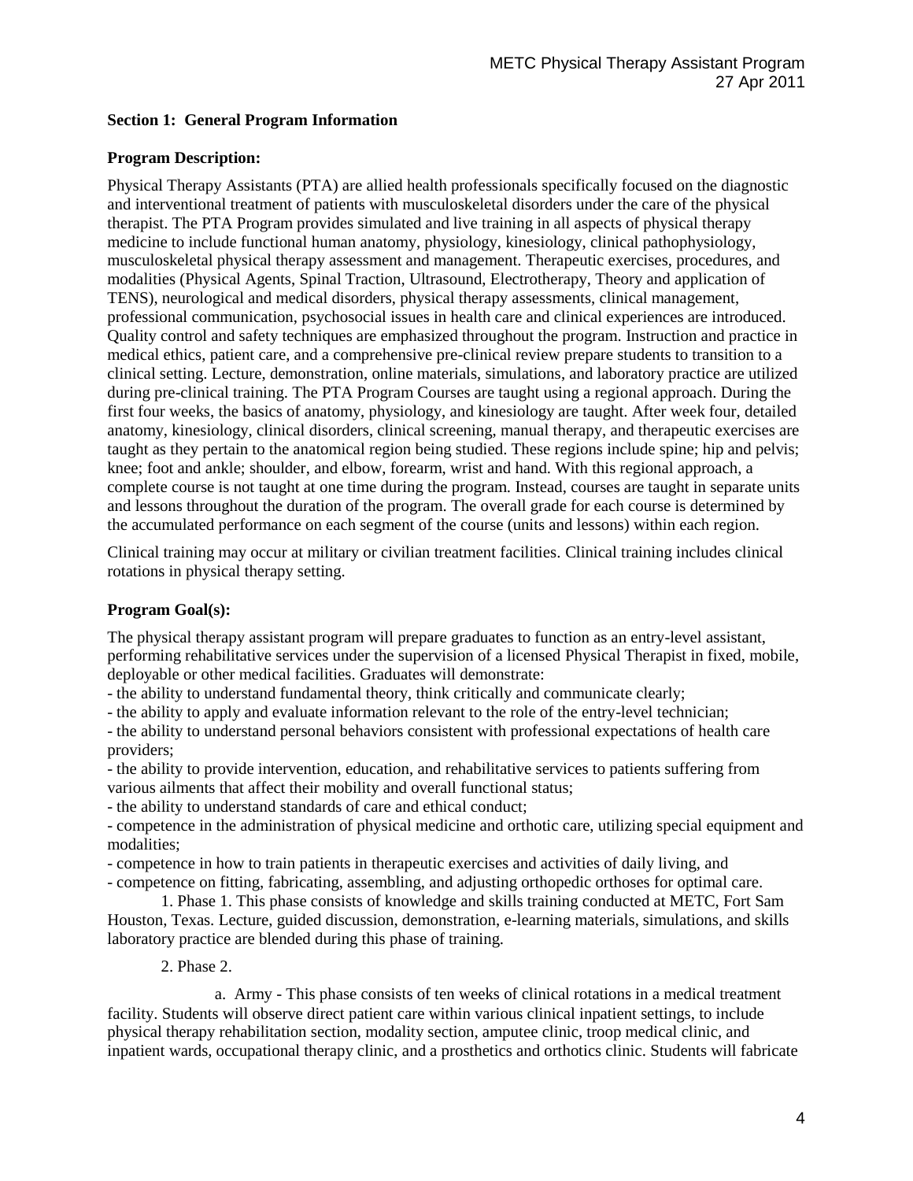## Section 1: General Program Information

### Program Description:

Physical Therapy Assistants (PTA) are allied health professionals specifically focused on the diagnostic and interventional treatment of patients with musculoskeletal disorders under the care of the physical therapist. The PTA Program provides simulated and live training in all aspects of physical therapy medicine to include functional human anatomy, physiology, kinesiology, clinical pathophysiology, musculoskeletal physical therapy assessment and management. Therapeutic exercises, procedures, and modalities (Physical Agents, Spinal Traction, Ultrasound, Electrotherapy, Theory and application of TENS), neurological and medical disorders, physical therapy assessments, clinical management, professional communication, psychosocial issues in health care and clinical experiences are introduced. Quality control and safety techniques are emphasized throughout the program. Instruction and practice in medical ethics, patient care, and a comprehensive pre-clinical review prepare students to transition to a clinical setting. Lecture, demonstration, online materials, simulations, and laboratory practice are utilized during pre-clinical training. The PTA Program Courses are taught using a regional approach. During the first four weeks, the basics of anatomy, physiology, and kinesiology are taught. After week four, detailed anatomy, kinesiology, clinical disorders, clinical screening, manual therapy, and therapeutic exercises are taught as they pertain to the anatomical region being studied. These regions include spine; hip and pelvis; knee; foot and ankle; shoulder, and elbow, forearm, wrist and hand. With this regional approach, a complete course is not taught at one time during the program. Instead, courses are taught in separate units and lessons throughout the duration of the program. The overall grade for each course is determined by the accumulated performance on each segment of the course (units and lessons) within each region.

Clinical training may occur at military or civilian treatment facilities. Clinical training includes clinical rotations in physical therapy setting.

### Program Goal(s):

The physical therapy assistant program will prepare graduates to function as an entry-level assistant, performing rehabilitative services under the supervision of a licensed Physical Therapist in fixed, mobile, deployable or other medical facilities. Graduates will demonstrate:

- the ability to understand fundamental theory, think critically and communicate clearly;
- the ability to apply and evaluate information relevant to the role of the entry-level technician;
- the ability to understand personal behaviors consistent with professional expectations of health care providers;
- the ability to provide intervention, education, and rehabilitative services to patients suffering from various ailments that affect their mobility and overall functional status;
- the ability to understand standards of care and ethical conduct;
- competence in the administration of physical medicine and orthotic care, utilizing special equipment and modalities;
- competence in how to train patients in therapeutic exercises and activities of daily living, and
- competence on fitting, fabricating, assembling, and adjusting orthopedic orthoses for optimal care.

1. Phase 1. This phase consists of knowledge and skills training conducted at METC, Fort Sam Houston, Texas. Lecture, guided discussion, demonstration, e-learning materials, simulations, and skills laboratory practice are blended during this phase of training.

2. Phase 2.

   a. Army - This phase consists of ten weeks of clinical rotations in a medical treatment facility. Students will observe direct patient care within various clinical inpatient settings, to include physical therapy rehabilitation section, modality section, amputee clinic, troop medical clinic, and inpatient wards, occupational therapy clinic, and a prosthetics and orthotics clinic. Students will fabricate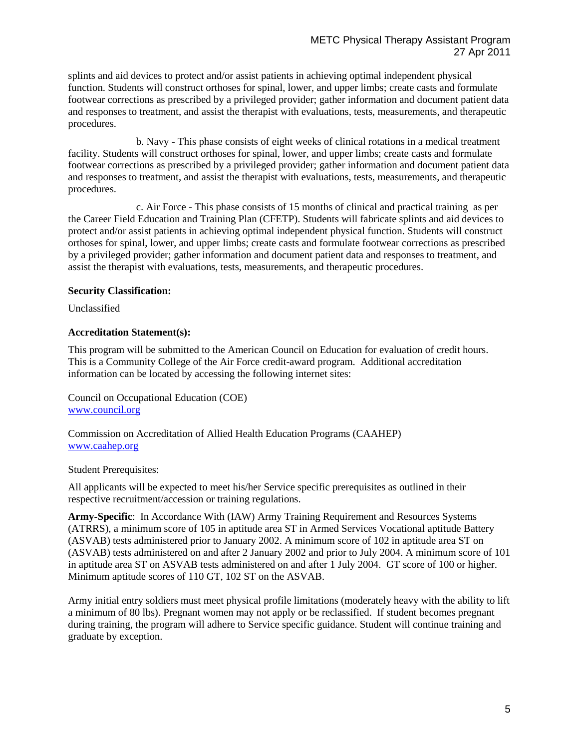splints and aid devices to protect and/or assist patients in achieving optimal independent physical function. Students will construct orthoses for spinal, lower, and upper limbs; create casts and formulate footwear corrections as prescribed by a privileged provider; gather information and document patient data and responses to treatment, and assist the therapist with evaluations, tests, measurements, and therapeutic procedures.

b. Navy - This phase consists of eight weeks of clinical rotations in a medical treatment facility. Students will construct orthoses for spinal, lower, and upper limbs; create casts and formulate footwear corrections as prescribed by a privileged provider; gather information and document patient data and responses to treatment, and assist the therapist with evaluations, tests, measurements, and therapeutic procedures.

c. Air Force - This phase consists of 15 months of clinical and practical training as per the Career Field Education and Training Plan (CFETP). Students will fabricate splints and aid devices to protect and/or assist patients in achieving optimal independent physical function. Students will construct orthoses for spinal, lower, and upper limbs; create casts and formulate footwear corrections as prescribed by a privileged provider; gather information and document patient data and responses to treatment, and assist the therapist with evaluations, tests, measurements, and therapeutic procedures.

**Security Classification:**

Unclassified

**Accreditation Statement(s):**

This program will be submitted to the American Council on Education for evaluation of credit hours. This is a Community College of the Air Force credit-award program. Additional accreditation information can be located by accessing the following internet sites:

Council on Occupational Education (COE)
www.council.org

Commission on Accreditation of Allied Health Education Programs (CAAHEP)
www.caahep.org

Student Prerequisites:

All applicants will be expected to meet his/her Service specific prerequisites as outlined in their respective recruitment/accession or training regulations.

**Army-Specific**: In Accordance With (IAW) Army Training Requirement and Resources Systems (ATRRS), a minimum score of 105 in aptitude area ST in Armed Services Vocational aptitude Battery (ASVAB) tests administered prior to January 2002. A minimum score of 102 in aptitude area ST on (ASVAB) tests administered on and after 2 January 2002 and prior to July 2004. A minimum score of 101 in aptitude area ST on ASVAB tests administered on and after 1 July 2004. GT score of 100 or higher. Minimum aptitude scores of 110 GT, 102 ST on the ASVAB.

Army initial entry soldiers must meet physical profile limitations (moderately heavy with the ability to lift a minimum of 80 lbs). Pregnant women may not apply or be reclassified. If student becomes pregnant during training, the program will adhere to Service specific guidance. Student will continue training and graduate by exception.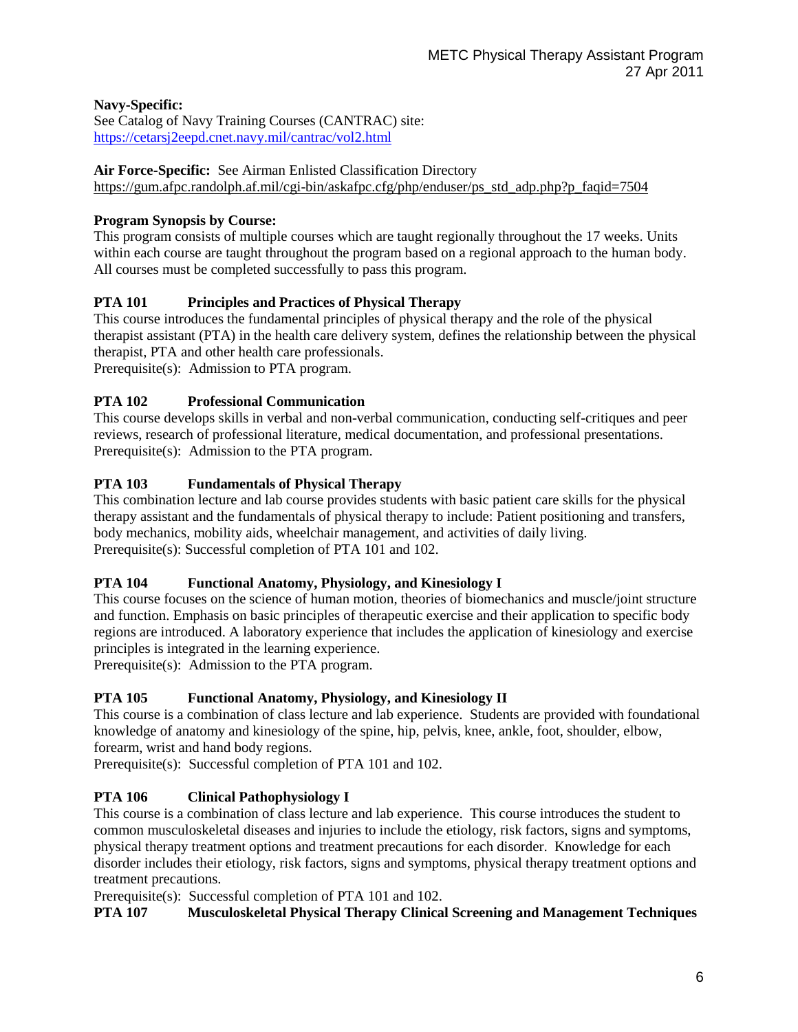**Navy-Specific:**
See Catalog of Navy Training Courses (CANTRAC) site:
https://cetarsj2eepd.cnet.navy.mil/cantrac/vol2.html

**Air Force-Specific:** See Airman Enlisted Classification Directory
https://gum.afpc.randolph.af.mil/cgi-bin/askafpc.cfg/php/enduser/ps_std_adp.php?p_faqid=7504

**Program Synopsis by Course:**
This program consists of multiple courses which are taught regionally throughout the 17 weeks. Units within each course are taught throughout the program based on a regional approach to the human body. All courses must be completed successfully to pass this program.

**PTA 101 Principles and Practices of Physical Therapy**
This course introduces the fundamental principles of physical therapy and the role of the physical therapist assistant (PTA) in the health care delivery system, defines the relationship between the physical therapist, PTA and other health care professionals.
Prerequisite(s): Admission to PTA program.

**PTA 102 Professional Communication**
This course develops skills in verbal and non-verbal communication, conducting self-critiques and peer reviews, research of professional literature, medical documentation, and professional presentations.
Prerequisite(s): Admission to the PTA program.

**PTA 103 Fundamentals of Physical Therapy**
This combination lecture and lab course provides students with basic patient care skills for the physical therapy assistant and the fundamentals of physical therapy to include: Patient positioning and transfers, body mechanics, mobility aids, wheelchair management, and activities of daily living.
Prerequisite(s): Successful completion of PTA 101 and 102.

**PTA 104 Functional Anatomy, Physiology, and Kinesiology I**
This course focuses on the science of human motion, theories of biomechanics and muscle/joint structure and function. Emphasis on basic principles of therapeutic exercise and their application to specific body regions are introduced. A laboratory experience that includes the application of kinesiology and exercise principles is integrated in the learning experience.
Prerequisite(s): Admission to the PTA program.

**PTA 105 Functional Anatomy, Physiology, and Kinesiology II**
This course is a combination of class lecture and lab experience. Students are provided with foundational knowledge of anatomy and kinesiology of the spine, hip, pelvis, knee, ankle, foot, shoulder, elbow, forearm, wrist and hand body regions.
Prerequisite(s): Successful completion of PTA 101 and 102.

**PTA 106 Clinical Pathophysiology I**
This course is a combination of class lecture and lab experience. This course introduces the student to common musculoskeletal diseases and injuries to include the etiology, risk factors, signs and symptoms, physical therapy treatment options and treatment precautions for each disorder. Knowledge for each disorder includes their etiology, risk factors, signs and symptoms, physical therapy treatment options and treatment precautions.
Prerequisite(s): Successful completion of PTA 101 and 102.

**PTA 107 Musculoskeletal Physical Therapy Clinical Screening and Management Techniques**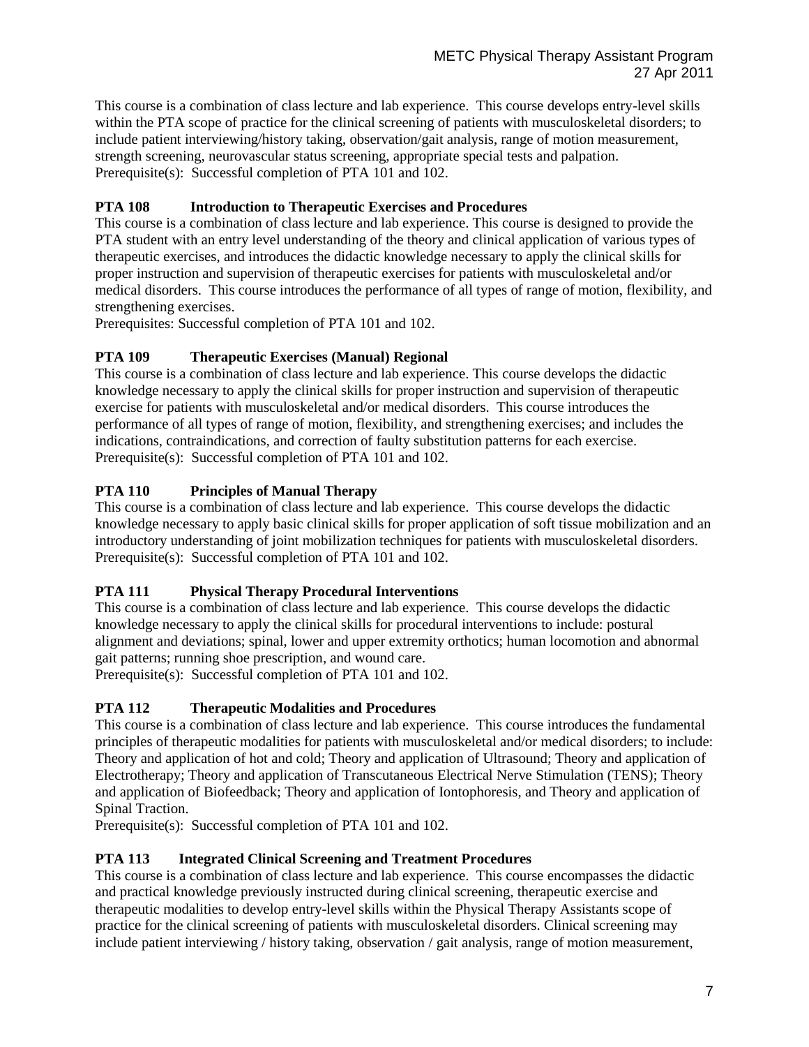This course is a combination of class lecture and lab experience. This course develops entry-level skills within the PTA scope of practice for the clinical screening of patients with musculoskeletal disorders; to include patient interviewing/history taking, observation/gait analysis, range of motion measurement, strength screening, neurovascular status screening, appropriate special tests and palpation.
Prerequisite(s): Successful completion of PTA 101 and 102.

**PTA 108 Introduction to Therapeutic Exercises and Procedures**

This course is a combination of class lecture and lab experience. This course is designed to provide the PTA student with an entry level understanding of the theory and clinical application of various types of therapeutic exercises, and introduces the didactic knowledge necessary to apply the clinical skills for proper instruction and supervision of therapeutic exercises for patients with musculoskeletal and/or medical disorders. This course introduces the performance of all types of range of motion, flexibility, and strengthening exercises.
Prerequisites: Successful completion of PTA 101 and 102.

**PTA 109 Therapeutic Exercises (Manual) Regional**

This course is a combination of class lecture and lab experience. This course develops the didactic knowledge necessary to apply the clinical skills for proper instruction and supervision of therapeutic exercise for patients with musculoskeletal and/or medical disorders. This course introduces the performance of all types of range of motion, flexibility, and strengthening exercises; and includes the indications, contraindications, and correction of faulty substitution patterns for each exercise.
Prerequisite(s): Successful completion of PTA 101 and 102.

**PTA 110 Principles of Manual Therapy**

This course is a combination of class lecture and lab experience. This course develops the didactic knowledge necessary to apply basic clinical skills for proper application of soft tissue mobilization and an introductory understanding of joint mobilization techniques for patients with musculoskeletal disorders.
Prerequisite(s): Successful completion of PTA 101 and 102.

**PTA 111 Physical Therapy Procedural Interventions**

This course is a combination of class lecture and lab experience. This course develops the didactic knowledge necessary to apply the clinical skills for procedural interventions to include: postural alignment and deviations; spinal, lower and upper extremity orthotics; human locomotion and abnormal gait patterns; running shoe prescription, and wound care.
Prerequisite(s): Successful completion of PTA 101 and 102.

**PTA 112 Therapeutic Modalities and Procedures**

This course is a combination of class lecture and lab experience. This course introduces the fundamental principles of therapeutic modalities for patients with musculoskeletal and/or medical disorders; to include: Theory and application of hot and cold; Theory and application of Ultrasound; Theory and application of Electrotherapy; Theory and application of Transcutaneous Electrical Nerve Stimulation (TENS); Theory and application of Biofeedback; Theory and application of Iontophoresis, and Theory and application of Spinal Traction.
Prerequisite(s): Successful completion of PTA 101 and 102.

**PTA 113 Integrated Clinical Screening and Treatment Procedures**

This course is a combination of class lecture and lab experience. This course encompasses the didactic and practical knowledge previously instructed during clinical screening, therapeutic exercise and therapeutic modalities to develop entry-level skills within the Physical Therapy Assistants scope of practice for the clinical screening of patients with musculoskeletal disorders. Clinical screening may include patient interviewing / history taking, observation / gait analysis, range of motion measurement,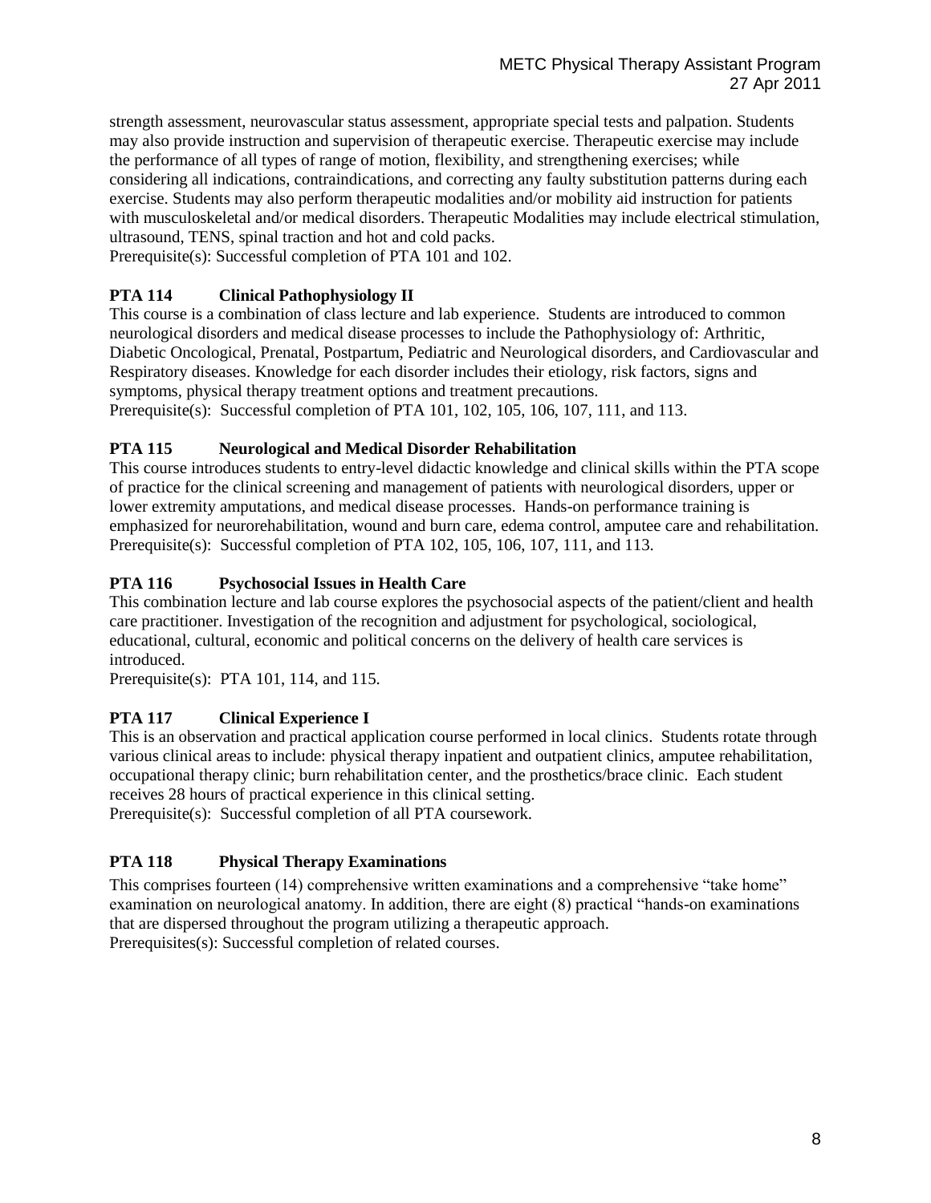strength assessment, neurovascular status assessment, appropriate special tests and palpation. Students may also provide instruction and supervision of therapeutic exercise. Therapeutic exercise may include the performance of all types of range of motion, flexibility, and strengthening exercises; while considering all indications, contraindications, and correcting any faulty substitution patterns during each exercise. Students may also perform therapeutic modalities and/or mobility aid instruction for patients with musculoskeletal and/or medical disorders. Therapeutic Modalities may include electrical stimulation, ultrasound, TENS, spinal traction and hot and cold packs.
Prerequisite(s): Successful completion of PTA 101 and 102.

### PTA 114 Clinical Pathophysiology II

This course is a combination of class lecture and lab experience. Students are introduced to common neurological disorders and medical disease processes to include the Pathophysiology of: Arthritic, Diabetic Oncological, Prenatal, Postpartum, Pediatric and Neurological disorders, and Cardiovascular and Respiratory diseases. Knowledge for each disorder includes their etiology, risk factors, signs and symptoms, physical therapy treatment options and treatment precautions.
Prerequisite(s): Successful completion of PTA 101, 102, 105, 106, 107, 111, and 113.

### PTA 115 Neurological and Medical Disorder Rehabilitation

This course introduces students to entry-level didactic knowledge and clinical skills within the PTA scope of practice for the clinical screening and management of patients with neurological disorders, upper or lower extremity amputations, and medical disease processes. Hands-on performance training is emphasized for neurorehabilitation, wound and burn care, edema control, amputee care and rehabilitation.
Prerequisite(s): Successful completion of PTA 102, 105, 106, 107, 111, and 113.

### PTA 116 Psychosocial Issues in Health Care

This combination lecture and lab course explores the psychosocial aspects of the patient/client and health care practitioner. Investigation of the recognition and adjustment for psychological, sociological, educational, cultural, economic and political concerns on the delivery of health care services is introduced.
Prerequisite(s): PTA 101, 114, and 115.

### PTA 117 Clinical Experience I

This is an observation and practical application course performed in local clinics. Students rotate through various clinical areas to include: physical therapy inpatient and outpatient clinics, amputee rehabilitation, occupational therapy clinic; burn rehabilitation center, and the prosthetics/brace clinic. Each student receives 28 hours of practical experience in this clinical setting.
Prerequisite(s): Successful completion of all PTA coursework.

### PTA 118 Physical Therapy Examinations

This comprises fourteen (14) comprehensive written examinations and a comprehensive "take home" examination on neurological anatomy. In addition, there are eight (8) practical "hands-on examinations that are dispersed throughout the program utilizing a therapeutic approach.
Prerequisites(s): Successful completion of related courses.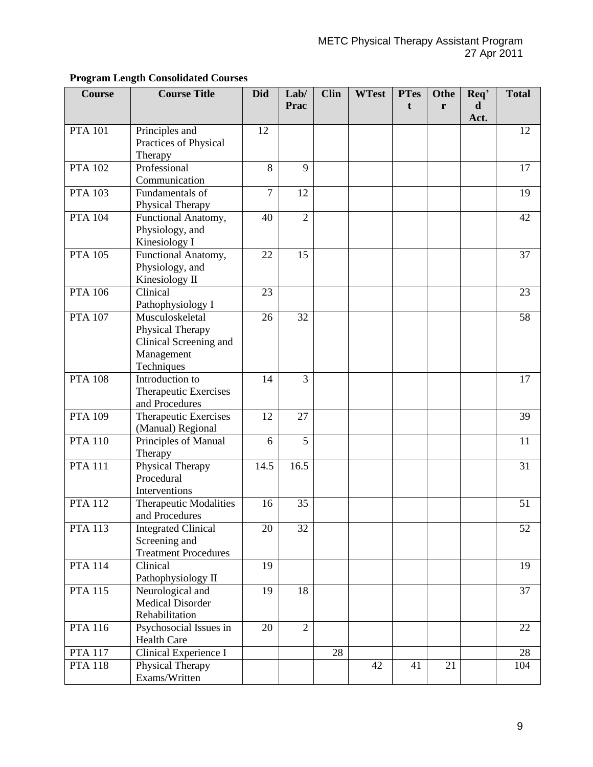**Program Length Consolidated Courses**

| Course | Course Title | Did | Lab/ Prac | Clin | WTest | PTest | Other | Req'd Act. | Total |
|---|---|---|---|---|---|---|---|---|---|
| PTA 101 | Principles and Practices of Physical Therapy | 12 | | | | | | | 12 |
| PTA 102 | Professional Communication | 8 | 9 | | | | | | 17 |
| PTA 103 | Fundamentals of Physical Therapy | 7 | 12 | | | | | | 19 |
| PTA 104 | Functional Anatomy, Physiology, and Kinesiology I | 40 | 2 | | | | | | 42 |
| PTA 105 | Functional Anatomy, Physiology, and Kinesiology II | 22 | 15 | | | | | | 37 |
| PTA 106 | Clinical Pathophysiology I | 23 | | | | | | | 23 |
| PTA 107 | Musculoskeletal Physical Therapy Clinical Screening and Management Techniques | 26 | 32 | | | | | | 58 |
| PTA 108 | Introduction to Therapeutic Exercises and Procedures | 14 | 3 | | | | | | 17 |
| PTA 109 | Therapeutic Exercises (Manual) Regional | 12 | 27 | | | | | | 39 |
| PTA 110 | Principles of Manual Therapy | 6 | 5 | | | | | | 11 |
| PTA 111 | Physical Therapy Procedural Interventions | 14.5 | 16.5 | | | | | | 31 |
| PTA 112 | Therapeutic Modalities and Procedures | 16 | 35 | | | | | | 51 |
| PTA 113 | Integrated Clinical Screening and Treatment Procedures | 20 | 32 | | | | | | 52 |
| PTA 114 | Clinical Pathophysiology II | 19 | | | | | | | 19 |
| PTA 115 | Neurological and Medical Disorder Rehabilitation | 19 | 18 | | | | | | 37 |
| PTA 116 | Psychosocial Issues in Health Care | 20 | 2 | | | | | | 22 |
| PTA 117 | Clinical Experience I | | | 28 | | | | | 28 |
| PTA 118 | Physical Therapy Exams/Written | | | | 42 | 41 | 21 | | 104 |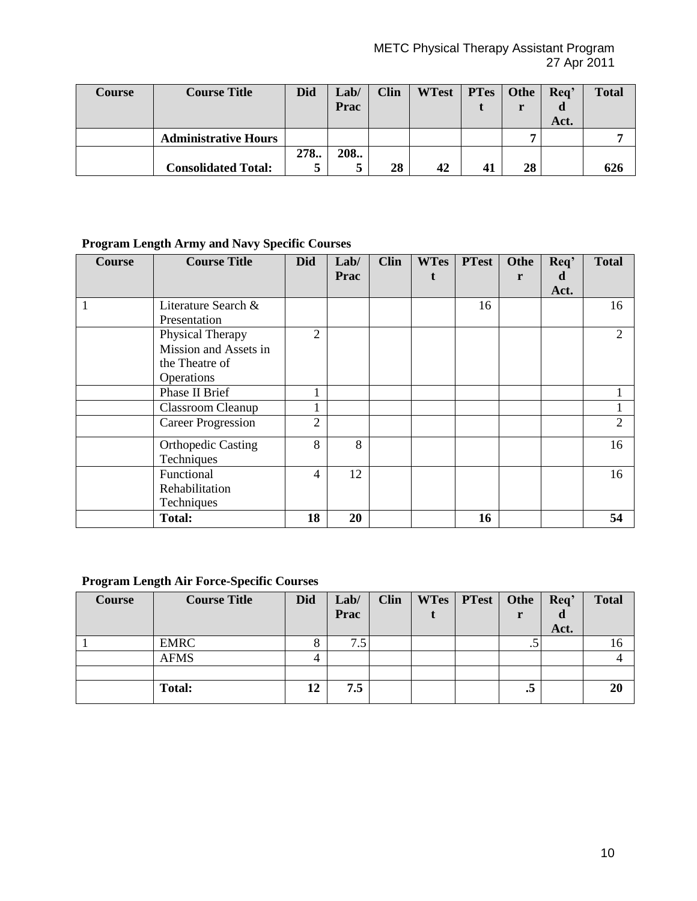| Course | Course Title | Did | Lab/ Prac | Clin | WTest | PTest | Other | Req'd Act. | Total |
|---|---|---|---|---|---|---|---|---|---|
| | **Administrative Hours** | | | | | | **7** | | **7** |
| | **Consolidated Total:** | **278..5** | **208..5** | **28** | **42** | **41** | **28** | | **626** |

**Program Length Army and Navy Specific Courses**

| Course | Course Title | Did | Lab/ Prac | Clin | WTest | PTest | Other | Req'd Act. | Total |
|---|---|---|---|---|---|---|---|---|---|
| 1 | Literature Search & Presentation | | | | | 16 | | | 16 |
| | Physical Therapy Mission and Assets in the Theatre of Operations | 2 | | | | | | | 2 |
| | Phase II Brief | 1 | | | | | | | 1 |
| | Classroom Cleanup | 1 | | | | | | | 1 |
| | Career Progression | 2 | | | | | | | 2 |
| | Orthopedic Casting Techniques | 8 | 8 | | | | | | 16 |
| | Functional Rehabilitation Techniques | 4 | 12 | | | | | | 16 |
| | **Total:** | **18** | **20** | | | **16** | | | **54** |

**Program Length Air Force-Specific Courses**

| Course | Course Title | Did | Lab/ Prac | Clin | WTest | PTest | Other | Req'd Act. | Total |
|---|---|---|---|---|---|---|---|---|---|
| 1 | EMRC | 8 | 7.5 | | | | .5 | | 16 |
| | AFMS | 4 | | | | | | | 4 |
| | | | | | | | | | |
| | **Total:** | **12** | **7.5** | | | | **.5** | | **20** |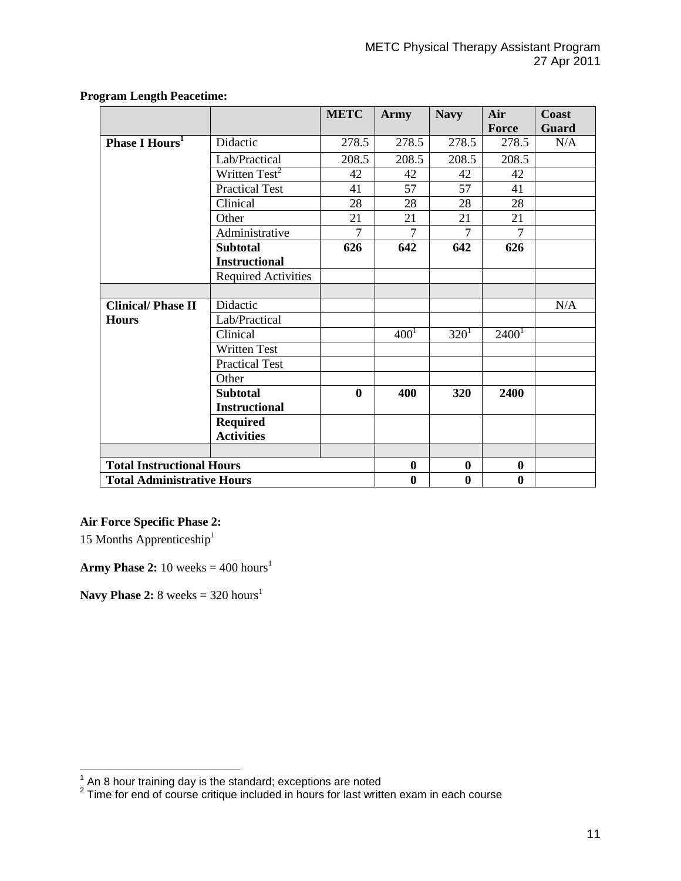**Program Length Peacetime:**

| | | METC | Army | Navy | Air Force | Coast Guard |
|---|---|---|---|---|---|---|
| Phase I Hours[1] | Didactic | 278.5 | 278.5 | 278.5 | 278.5 | N/A |
| | Lab/Practical | 208.5 | 208.5 | 208.5 | 208.5 | |
| | Written Test[2] | 42 | 42 | 42 | 42 | |
| | Practical Test | 41 | 57 | 57 | 41 | |
| | Clinical | 28 | 28 | 28 | 28 | |
| | Other | 21 | 21 | 21 | 21 | |
| | Administrative | 7 | 7 | 7 | 7 | |
| | **Subtotal Instructional** | **626** | **642** | **642** | **626** | |
| | Required Activities | | | | | |
| | | | | | | |
| **Clinical/ Phase II Hours** | Didactic | | | | | N/A |
| | Lab/Practical | | | | | |
| | Clinical | | 400[1] | 320[1] | 2400[1] | |
| | Written Test | | | | | |
| | Practical Test | | | | | |
| | Other | | | | | |
| | **Subtotal Instructional** | **0** | **400** | **320** | **2400** | |
| | **Required Activities** | | | | | |
| | | | | | | |
| **Total Instructional Hours** | | | **0** | **0** | **0** | |
| **Total Administrative Hours** | | | **0** | **0** | **0** | |

**Air Force Specific Phase 2:**
15 Months Apprenticeship[1]

**Army Phase 2:** 10 weeks = 400 hours[1]

**Navy Phase 2:** 8 weeks = 320 hours[1]

---

[1] An 8 hour training day is the standard; exceptions are noted
[2] Time for end of course critique included in hours for last written exam in each course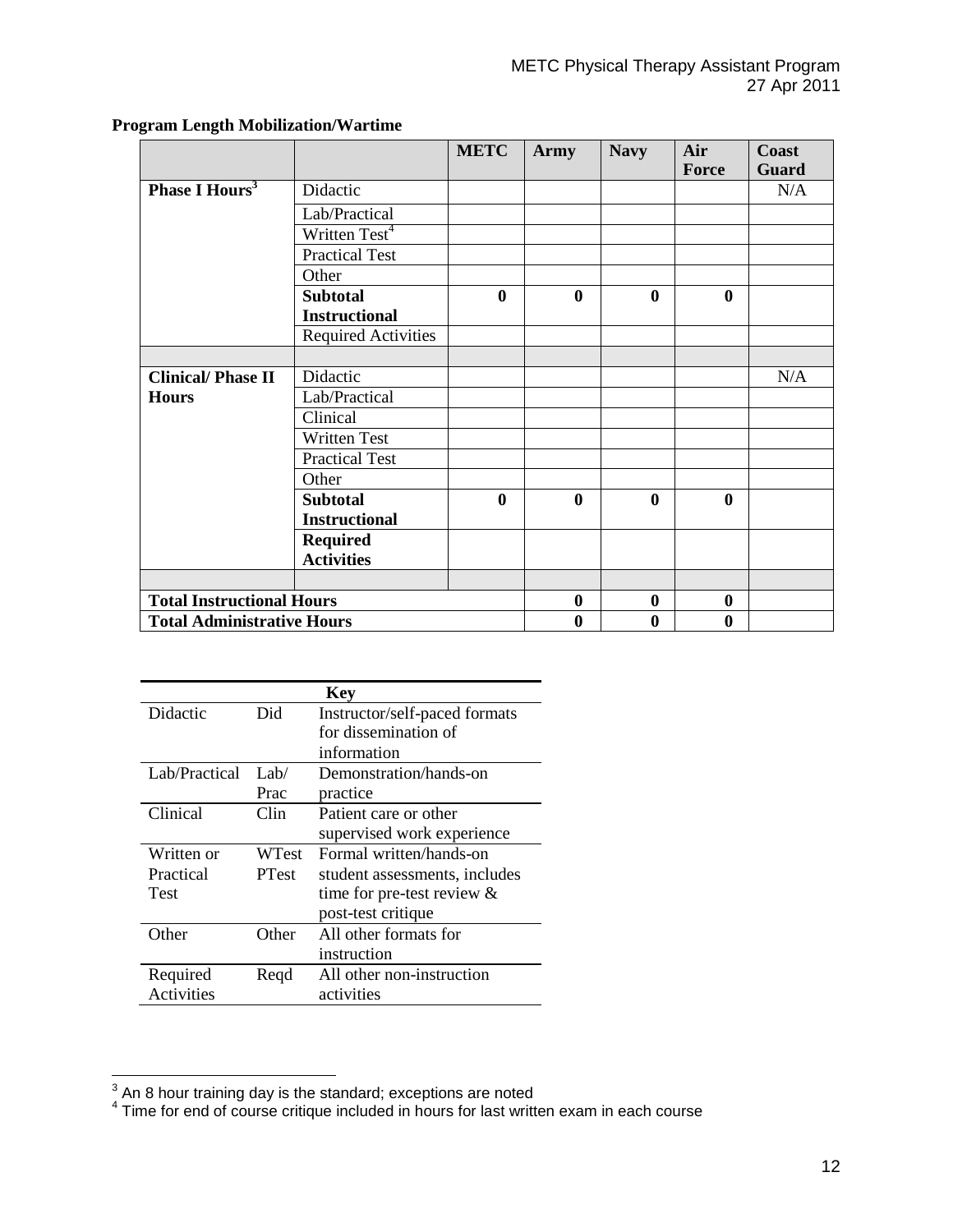**Program Length Mobilization/Wartime**

| | | METC | Army | Navy | Air Force | Coast Guard |
|---|---|---|---|---|---|---|
| **Phase I Hours**[3] | Didactic | | | | | N/A |
| | Lab/Practical | | | | | |
| | Written Test[4] | | | | | |
| | Practical Test | | | | | |
| | Other | | | | | |
| | **Subtotal Instructional** | **0** | **0** | **0** | **0** | |
| | Required Activities | | | | | |
| | | | | | | |
| **Clinical/ Phase II Hours** | Didactic | | | | | N/A |
| | Lab/Practical | | | | | |
| | Clinical | | | | | |
| | Written Test | | | | | |
| | Practical Test | | | | | |
| | Other | | | | | |
| | **Subtotal Instructional** | **0** | **0** | **0** | **0** | |
| | **Required Activities** | | | | | |
| | | | | | | |
| **Total Instructional Hours** | | | **0** | **0** | **0** | |
| **Total Administrative Hours** | | | **0** | **0** | **0** | |

| Key | | |
|---|---|---|
| Didactic | Did | Instructor/self-paced formats for dissemination of information |
| Lab/Practical | Lab/ Prac | Demonstration/hands-on practice |
| Clinical | Clin | Patient care or other supervised work experience |
| Written or Practical Test | WTest PTest | Formal written/hands-on student assessments, includes time for pre-test review & post-test critique |
| Other | Other | All other formats for instruction |
| Required Activities | Reqd | All other non-instruction activities |

[3] An 8 hour training day is the standard; exceptions are noted

[4] Time for end of course critique included in hours for last written exam in each course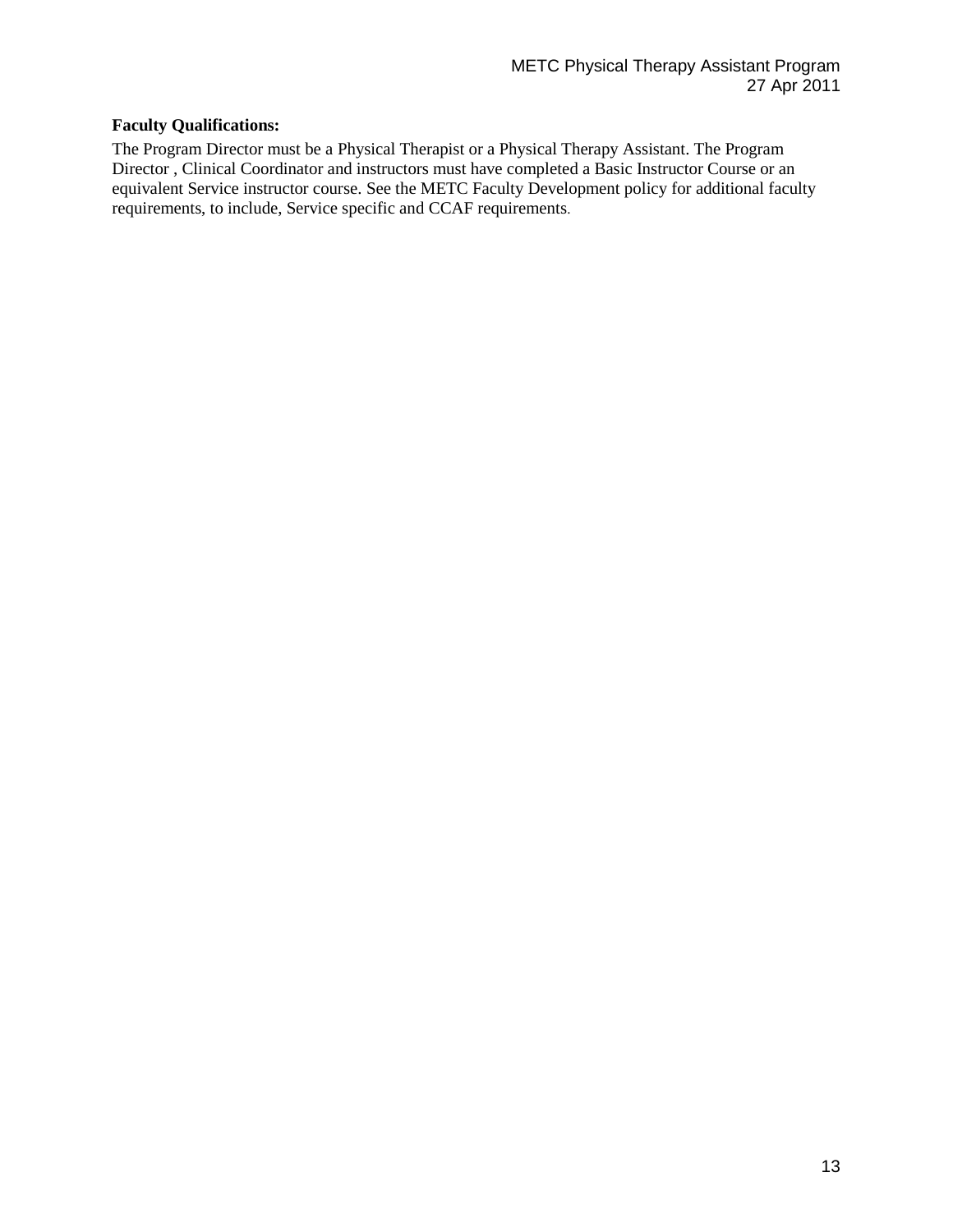**Faculty Qualifications:**

The Program Director must be a Physical Therapist or a Physical Therapy Assistant. The Program Director , Clinical Coordinator and instructors must have completed a Basic Instructor Course or an equivalent Service instructor course. See the METC Faculty Development policy for additional faculty requirements, to include, Service specific and CCAF requirements.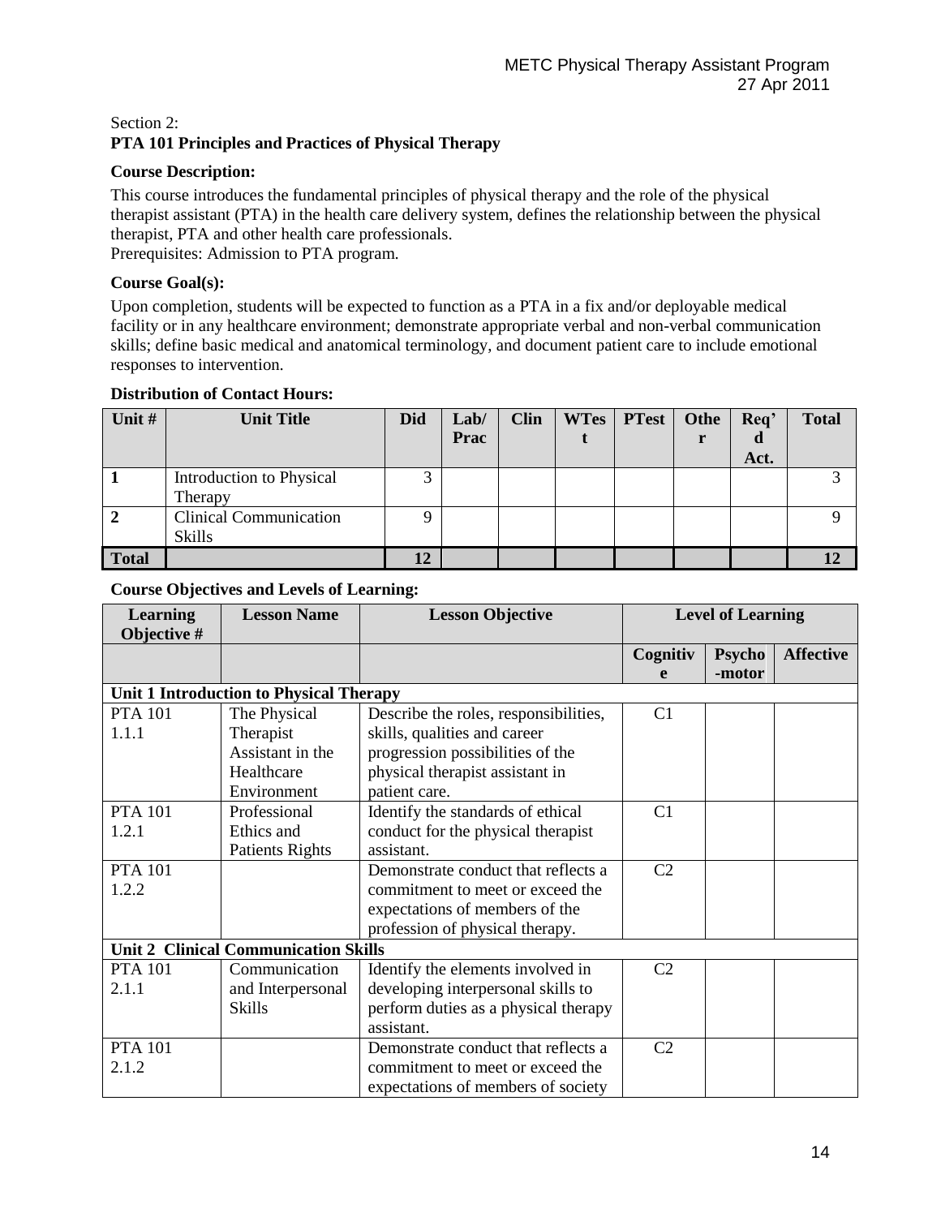Section 2:
**PTA 101 Principles and Practices of Physical Therapy**

**Course Description:**

This course introduces the fundamental principles of physical therapy and the role of the physical therapist assistant (PTA) in the health care delivery system, defines the relationship between the physical therapist, PTA and other health care professionals.
Prerequisites: Admission to PTA program.

**Course Goal(s):**

Upon completion, students will be expected to function as a PTA in a fix and/or deployable medical facility or in any healthcare environment; demonstrate appropriate verbal and non-verbal communication skills; define basic medical and anatomical terminology, and document patient care to include emotional responses to intervention.

**Distribution of Contact Hours:**

| Unit # | Unit Title | Did | Lab/ Prac | Clin | WTest | PTest | Other | Req'd Act. | Total |
|---|---|---|---|---|---|---|---|---|---|
| **1** | Introduction to Physical Therapy | 3 | | | | | | | 3 |
| **2** | Clinical Communication Skills | 9 | | | | | | | 9 |
| **Total** | | **12** | | | | | | | **12** |

**Course Objectives and Levels of Learning:**

| Learning Objective # | Lesson Name | Lesson Objective | Level of Learning | | |
|---|---|---|---|---|---|
| | | | Cognitive | Psycho-motor | Affective |
| **Unit 1 Introduction to Physical Therapy** | | | | | |
| PTA 101 1.1.1 | The Physical Therapist Assistant in the Healthcare Environment | Describe the roles, responsibilities, skills, qualities and career progression possibilities of the physical therapist assistant in patient care. | C1 | | |
| PTA 101 1.2.1 | Professional Ethics and Patients Rights | Identify the standards of ethical conduct for the physical therapist assistant. | C1 | | |
| PTA 101 1.2.2 | | Demonstrate conduct that reflects a commitment to meet or exceed the expectations of members of the profession of physical therapy. | C2 | | |
| **Unit 2 Clinical Communication Skills** | | | | | |
| PTA 101 2.1.1 | Communication and Interpersonal Skills | Identify the elements involved in developing interpersonal skills to perform duties as a physical therapy assistant. | C2 | | |
| PTA 101 2.1.2 | | Demonstrate conduct that reflects a commitment to meet or exceed the expectations of members of society | C2 | | |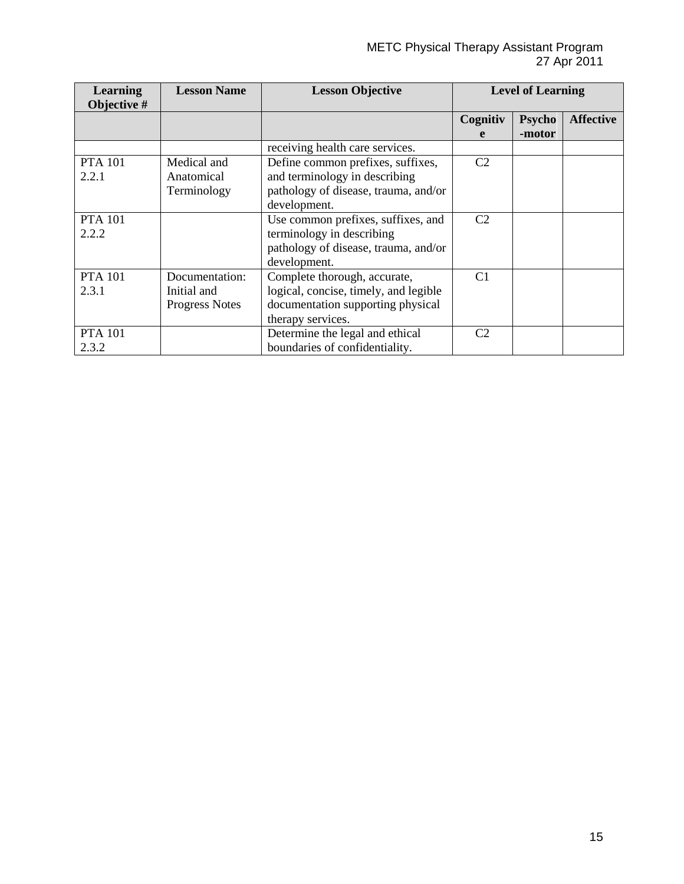| Learning Objective # | Lesson Name | Lesson Objective | Level of Learning | | |
|---|---|---|---|---|---|
| | | | Cognitive | Psycho-motor | Affective |
| | | receiving health care services. | | | |
| PTA 101 2.2.1 | Medical and Anatomical Terminology | Define common prefixes, suffixes, and terminology in describing pathology of disease, trauma, and/or development. | C2 | | |
| PTA 101 2.2.2 | | Use common prefixes, suffixes, and terminology in describing pathology of disease, trauma, and/or development. | C2 | | |
| PTA 101 2.3.1 | Documentation: Initial and Progress Notes | Complete thorough, accurate, logical, concise, timely, and legible documentation supporting physical therapy services. | C1 | | |
| PTA 101 2.3.2 | | Determine the legal and ethical boundaries of confidentiality. | C2 | | |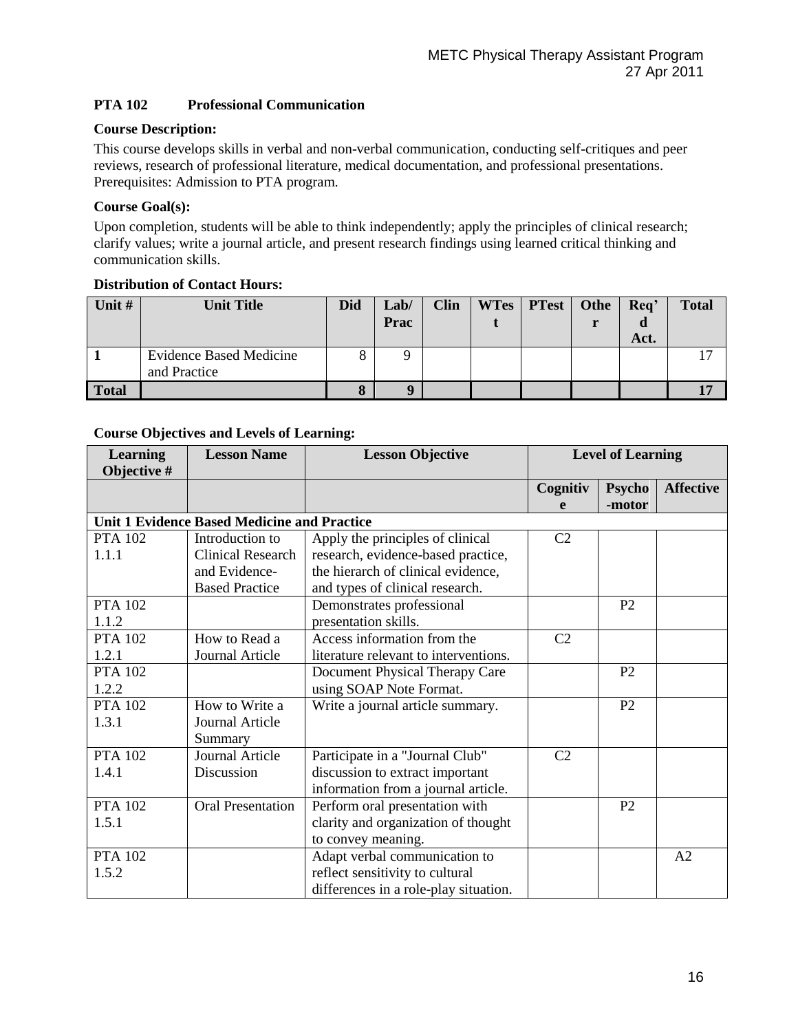## PTA 102 Professional Communication

**Course Description:**

This course develops skills in verbal and non-verbal communication, conducting self-critiques and peer reviews, research of professional literature, medical documentation, and professional presentations. Prerequisites: Admission to PTA program.

**Course Goal(s):**

Upon completion, students will be able to think independently; apply the principles of clinical research; clarify values; write a journal article, and present research findings using learned critical thinking and communication skills.

**Distribution of Contact Hours:**

| Unit # | Unit Title | Did | Lab/ Prac | Clin | WTest | PTest | Other | Req'd Act. | Total |
|---|---|---|---|---|---|---|---|---|---|
| **1** | Evidence Based Medicine and Practice | 8 | 9 | | | | | | 17 |
| **Total** | | **8** | **9** | | | | | | **17** |

**Course Objectives and Levels of Learning:**

| Learning Objective # | Lesson Name | Lesson Objective | Level of Learning | | |
|---|---|---|---|---|---|
| | | | Cognitive | Psycho-motor | Affective |
| **Unit 1 Evidence Based Medicine and Practice** | | | | | |
| PTA 102 1.1.1 | Introduction to Clinical Research and Evidence-Based Practice | Apply the principles of clinical research, evidence-based practice, the hierarch of clinical evidence, and types of clinical research. | C2 | | |
| PTA 102 1.1.2 | | Demonstrates professional presentation skills. | | P2 | |
| PTA 102 1.2.1 | How to Read a Journal Article | Access information from the literature relevant to interventions. | C2 | | |
| PTA 102 1.2.2 | | Document Physical Therapy Care using SOAP Note Format. | | P2 | |
| PTA 102 1.3.1 | How to Write a Journal Article Summary | Write a journal article summary. | | P2 | |
| PTA 102 1.4.1 | Journal Article Discussion | Participate in a "Journal Club" discussion to extract important information from a journal article. | C2 | | |
| PTA 102 1.5.1 | Oral Presentation | Perform oral presentation with clarity and organization of thought to convey meaning. | | P2 | |
| PTA 102 1.5.2 | | Adapt verbal communication to reflect sensitivity to cultural differences in a role-play situation. | | | A2 |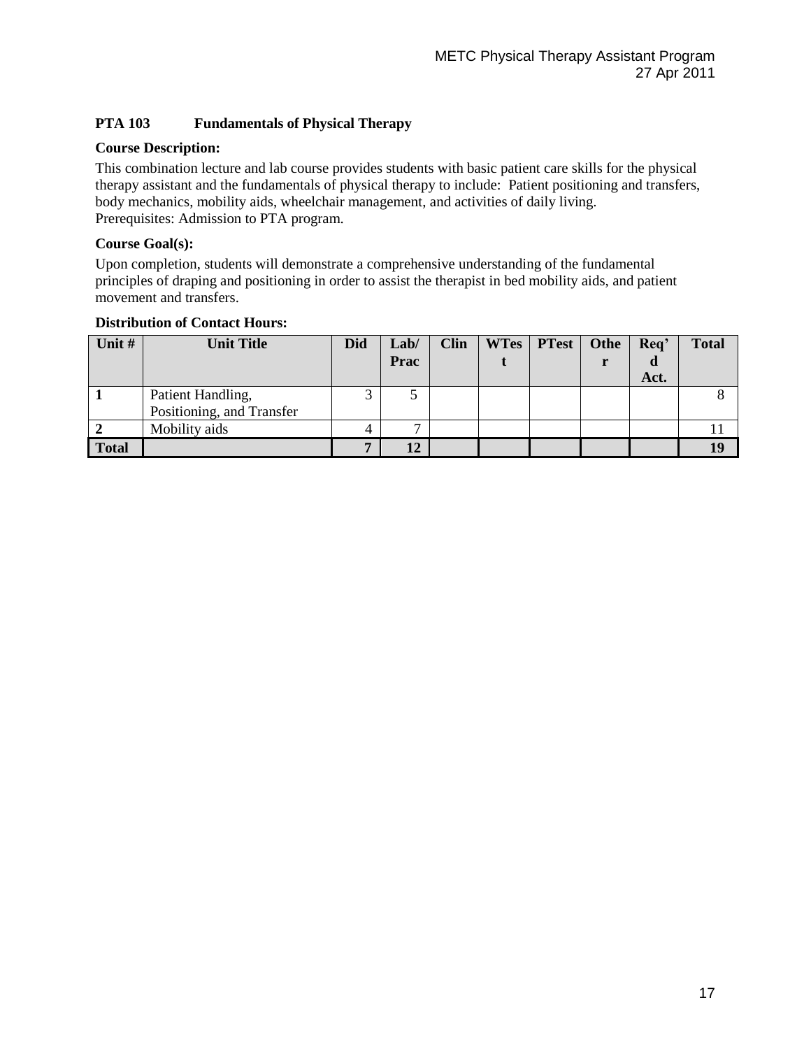**PTA 103 Fundamentals of Physical Therapy**

**Course Description:**

This combination lecture and lab course provides students with basic patient care skills for the physical therapy assistant and the fundamentals of physical therapy to include: Patient positioning and transfers, body mechanics, mobility aids, wheelchair management, and activities of daily living.
Prerequisites: Admission to PTA program.

**Course Goal(s):**

Upon completion, students will demonstrate a comprehensive understanding of the fundamental principles of draping and positioning in order to assist the therapist in bed mobility aids, and patient movement and transfers.

**Distribution of Contact Hours:**

| Unit # | Unit Title | Did | Lab/ Prac | Clin | WTest | PTest | Other | Req'd Act. | Total |
|---|---|---|---|---|---|---|---|---|---|
| **1** | Patient Handling, Positioning, and Transfer | 3 | 5 | | | | | | 8 |
| **2** | Mobility aids | 4 | 7 | | | | | | 11 |
| **Total** | | **7** | **12** | | | | | | **19** |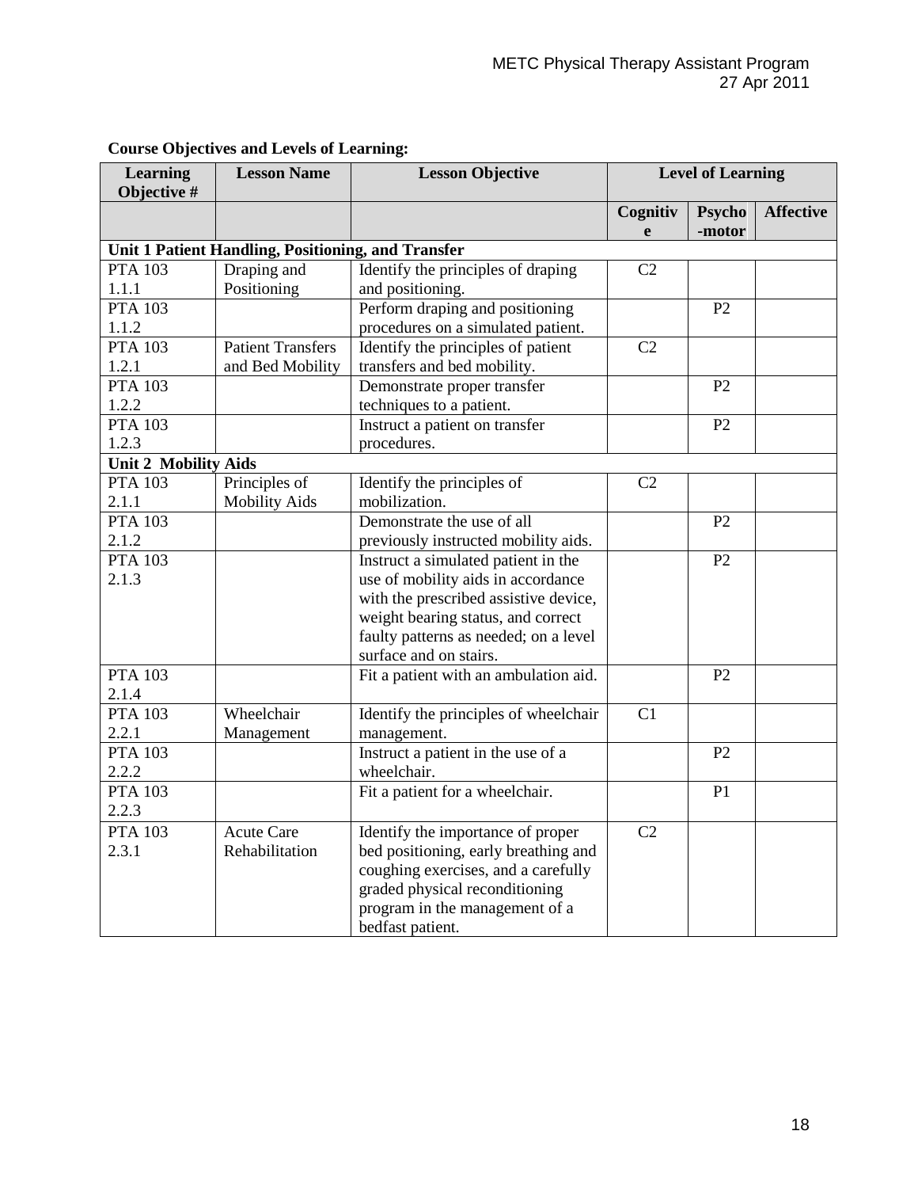**Course Objectives and Levels of Learning:**

| Learning Objective # | Lesson Name | Lesson Objective | Level of Learning | | |
|---|---|---|---|---|---|
| | | | Cognitive | Psycho-motor | Affective |
| **Unit 1 Patient Handling, Positioning, and Transfer** | | | | | |
| PTA 103 1.1.1 | Draping and Positioning | Identify the principles of draping and positioning. | C2 | | |
| PTA 103 1.1.2 | | Perform draping and positioning procedures on a simulated patient. | | P2 | |
| PTA 103 1.2.1 | Patient Transfers and Bed Mobility | Identify the principles of patient transfers and bed mobility. | C2 | | |
| PTA 103 1.2.2 | | Demonstrate proper transfer techniques to a patient. | | P2 | |
| PTA 103 1.2.3 | | Instruct a patient on transfer procedures. | | P2 | |
| **Unit 2 Mobility Aids** | | | | | |
| PTA 103 2.1.1 | Principles of Mobility Aids | Identify the principles of mobilization. | C2 | | |
| PTA 103 2.1.2 | | Demonstrate the use of all previously instructed mobility aids. | | P2 | |
| PTA 103 2.1.3 | | Instruct a simulated patient in the use of mobility aids in accordance with the prescribed assistive device, weight bearing status, and correct faulty patterns as needed; on a level surface and on stairs. | | P2 | |
| PTA 103 2.1.4 | | Fit a patient with an ambulation aid. | | P2 | |
| PTA 103 2.2.1 | Wheelchair Management | Identify the principles of wheelchair management. | C1 | | |
| PTA 103 2.2.2 | | Instruct a patient in the use of a wheelchair. | | P2 | |
| PTA 103 2.2.3 | | Fit a patient for a wheelchair. | | P1 | |
| PTA 103 2.3.1 | Acute Care Rehabilitation | Identify the importance of proper bed positioning, early breathing and coughing exercises, and a carefully graded physical reconditioning program in the management of a bedfast patient. | C2 | | |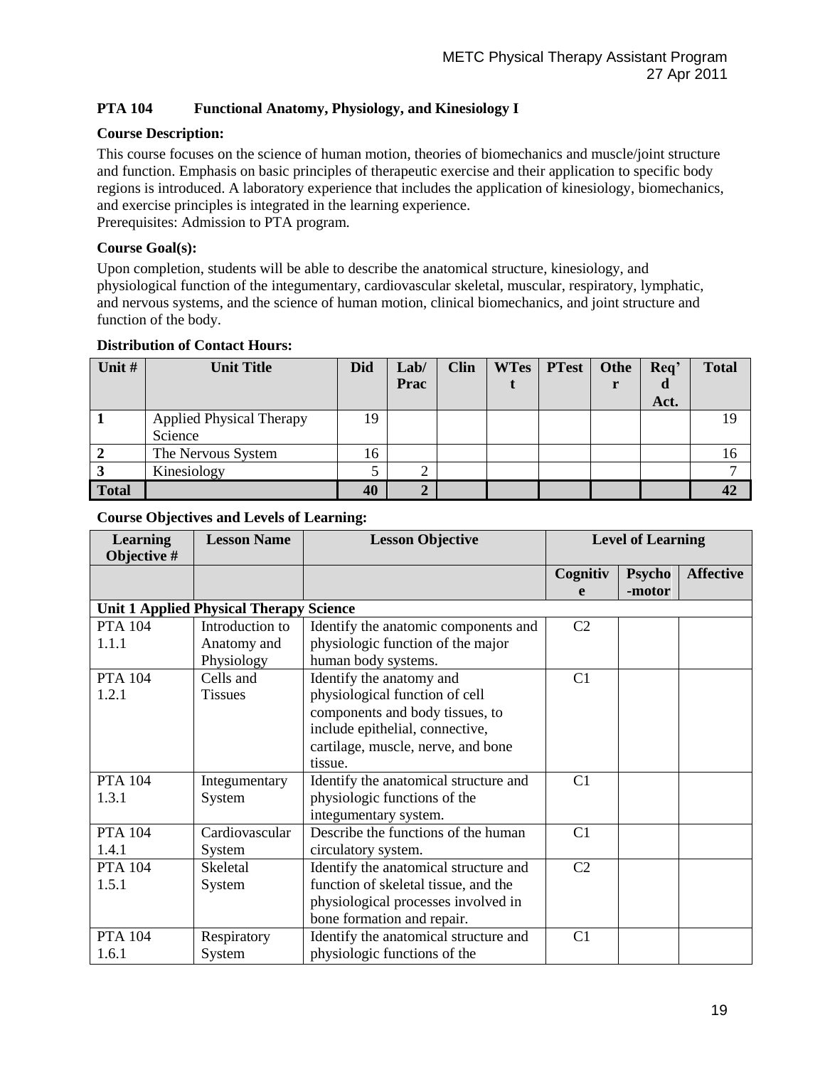## PTA 104 Functional Anatomy, Physiology, and Kinesiology I

**Course Description:**

This course focuses on the science of human motion, theories of biomechanics and muscle/joint structure and function. Emphasis on basic principles of therapeutic exercise and their application to specific body regions is introduced. A laboratory experience that includes the application of kinesiology, biomechanics, and exercise principles is integrated in the learning experience.
Prerequisites: Admission to PTA program.

**Course Goal(s):**

Upon completion, students will be able to describe the anatomical structure, kinesiology, and physiological function of the integumentary, cardiovascular skeletal, muscular, respiratory, lymphatic, and nervous systems, and the science of human motion, clinical biomechanics, and joint structure and function of the body.

**Distribution of Contact Hours:**

| Unit # | Unit Title | Did | Lab/ Prac | Clin | WTest | PTest | Other | Req'd Act. | Total |
|---|---|---|---|---|---|---|---|---|---|
| 1 | Applied Physical Therapy Science | 19 | | | | | | | 19 |
| 2 | The Nervous System | 16 | | | | | | | 16 |
| 3 | Kinesiology | 5 | 2 | | | | | | 7 |
| **Total** | | **40** | **2** | | | | | | **42** |

**Course Objectives and Levels of Learning:**

| Learning Objective # | Lesson Name | Lesson Objective | Level of Learning | | |
|---|---|---|---|---|---|
| | | | Cognitive | Psycho-motor | Affective |
| **Unit 1 Applied Physical Therapy Science** | | | | | |
| PTA 104 1.1.1 | Introduction to Anatomy and Physiology | Identify the anatomic components and physiologic function of the major human body systems. | C2 | | |
| PTA 104 1.2.1 | Cells and Tissues | Identify the anatomy and physiological function of cell components and body tissues, to include epithelial, connective, cartilage, muscle, nerve, and bone tissue. | C1 | | |
| PTA 104 1.3.1 | Integumentary System | Identify the anatomical structure and physiologic functions of the integumentary system. | C1 | | |
| PTA 104 1.4.1 | Cardiovascular System | Describe the functions of the human circulatory system. | C1 | | |
| PTA 104 1.5.1 | Skeletal System | Identify the anatomical structure and function of skeletal tissue, and the physiological processes involved in bone formation and repair. | C2 | | |
| PTA 104 1.6.1 | Respiratory System | Identify the anatomical structure and physiologic functions of the | C1 | | |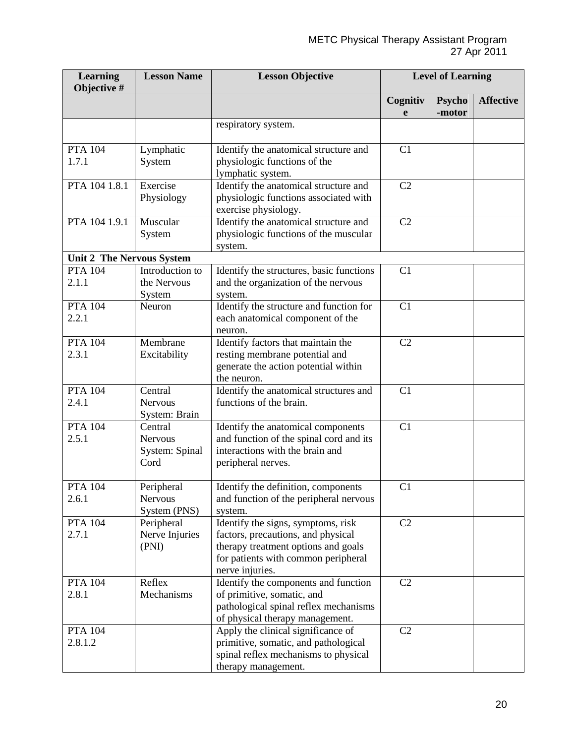| Learning Objective # | Lesson Name | Lesson Objective | Level of Learning | | |
|---|---|---|---|---|---|
| | | | Cognitive | Psycho-motor | Affective |
| | | respiratory system. | | | |
| PTA 104 1.7.1 | Lymphatic System | Identify the anatomical structure and physiologic functions of the lymphatic system. | C1 | | |
| PTA 104 1.8.1 | Exercise Physiology | Identify the anatomical structure and physiologic functions associated with exercise physiology. | C2 | | |
| PTA 104 1.9.1 | Muscular System | Identify the anatomical structure and physiologic functions of the muscular system. | C2 | | |
| **Unit 2 The Nervous System** | | | | | |
| PTA 104 2.1.1 | Introduction to the Nervous System | Identify the structures, basic functions and the organization of the nervous system. | C1 | | |
| PTA 104 2.2.1 | Neuron | Identify the structure and function for each anatomical component of the neuron. | C1 | | |
| PTA 104 2.3.1 | Membrane Excitability | Identify factors that maintain the resting membrane potential and generate the action potential within the neuron. | C2 | | |
| PTA 104 2.4.1 | Central Nervous System: Brain | Identify the anatomical structures and functions of the brain. | C1 | | |
| PTA 104 2.5.1 | Central Nervous System: Spinal Cord | Identify the anatomical components and function of the spinal cord and its interactions with the brain and peripheral nerves. | C1 | | |
| PTA 104 2.6.1 | Peripheral Nervous System (PNS) | Identify the definition, components and function of the peripheral nervous system. | C1 | | |
| PTA 104 2.7.1 | Peripheral Nerve Injuries (PNI) | Identify the signs, symptoms, risk factors, precautions, and physical therapy treatment options and goals for patients with common peripheral nerve injuries. | C2 | | |
| PTA 104 2.8.1 | Reflex Mechanisms | Identify the components and function of primitive, somatic, and pathological spinal reflex mechanisms of physical therapy management. | C2 | | |
| PTA 104 2.8.1.2 | | Apply the clinical significance of primitive, somatic, and pathological spinal reflex mechanisms to physical therapy management. | C2 | | |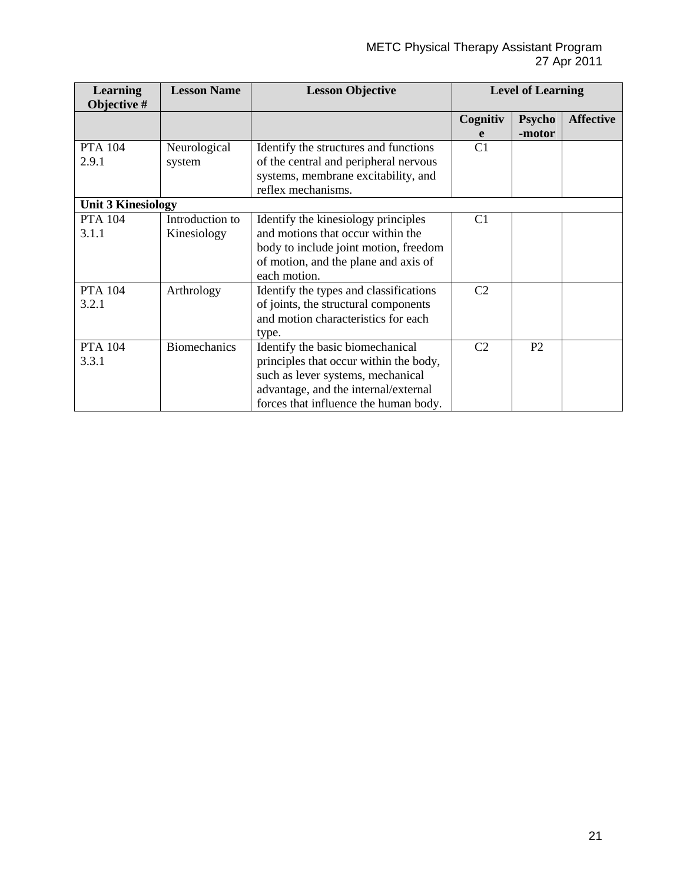| Learning Objective # | Lesson Name | Lesson Objective | Level of Learning | | |
|---|---|---|---|---|---|
| | | | Cognitive | Psycho-motor | Affective |
| PTA 104 2.9.1 | Neurological system | Identify the structures and functions of the central and peripheral nervous systems, membrane excitability, and reflex mechanisms. | C1 | | |
| **Unit 3 Kinesiology** | | | | | |
| PTA 104 3.1.1 | Introduction to Kinesiology | Identify the kinesiology principles and motions that occur within the body to include joint motion, freedom of motion, and the plane and axis of each motion. | C1 | | |
| PTA 104 3.2.1 | Arthrology | Identify the types and classifications of joints, the structural components and motion characteristics for each type. | C2 | | |
| PTA 104 3.3.1 | Biomechanics | Identify the basic biomechanical principles that occur within the body, such as lever systems, mechanical advantage, and the internal/external forces that influence the human body. | C2 | P2 | |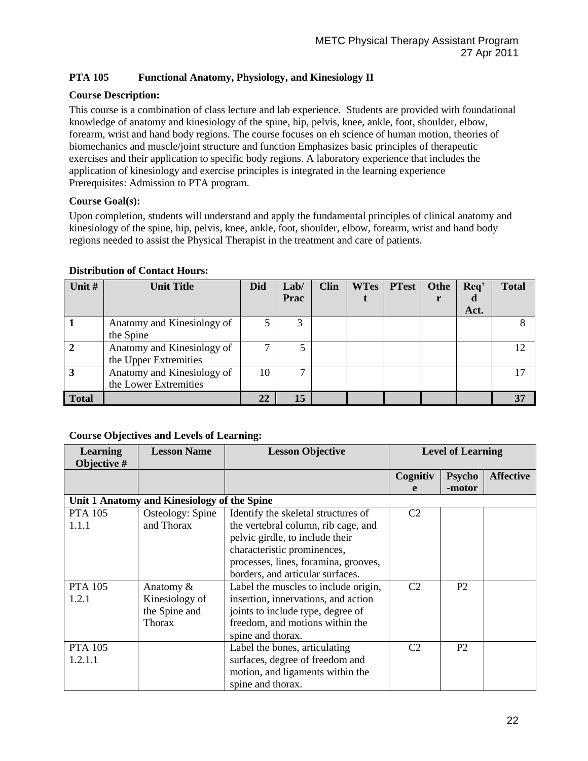## PTA 105 Functional Anatomy, Physiology, and Kinesiology II

**Course Description:**

This course is a combination of class lecture and lab experience. Students are provided with foundational knowledge of anatomy and kinesiology of the spine, hip, pelvis, knee, ankle, foot, shoulder, elbow, forearm, wrist and hand body regions. The course focuses on eh science of human motion, theories of biomechanics and muscle/joint structure and function Emphasizes basic principles of therapeutic exercises and their application to specific body regions. A laboratory experience that includes the application of kinesiology and exercise principles is integrated in the learning experience Prerequisites: Admission to PTA program.

**Course Goal(s):**

Upon completion, students will understand and apply the fundamental principles of clinical anatomy and kinesiology of the spine, hip, pelvis, knee, ankle, foot, shoulder, elbow, forearm, wrist and hand body regions needed to assist the Physical Therapist in the treatment and care of patients.

**Distribution of Contact Hours:**

| Unit # | Unit Title | Did | Lab/ Prac | Clin | WTest | PTest | Other | Req'd Act. | Total |
|---|---|---|---|---|---|---|---|---|---|
| **1** | Anatomy and Kinesiology of the Spine | 5 | 3 | | | | | | 8 |
| **2** | Anatomy and Kinesiology of the Upper Extremities | 7 | 5 | | | | | | 12 |
| **3** | Anatomy and Kinesiology of the Lower Extremities | 10 | 7 | | | | | | 17 |
| **Total** | | **22** | **15** | | | | | | **37** |

**Course Objectives and Levels of Learning:**

| Learning Objective # | Lesson Name | Lesson Objective | Level of Learning | | |
|---|---|---|---|---|---|
| | | | Cognitive | Psycho-motor | Affective |
| **Unit 1 Anatomy and Kinesiology of the Spine** | | | | | |
| PTA 105 1.1.1 | Osteology: Spine and Thorax | Identify the skeletal structures of the vertebral column, rib cage, and pelvic girdle, to include their characteristic prominences, processes, lines, foramina, grooves, borders, and articular surfaces. | C2 | | |
| PTA 105 1.2.1 | Anatomy & Kinesiology of the Spine and Thorax | Label the muscles to include origin, insertion, innervations, and action joints to include type, degree of freedom, and motions within the spine and thorax. | C2 | P2 | |
| PTA 105 1.2.1.1 | | Label the bones, articulating surfaces, degree of freedom and motion, and ligaments within the spine and thorax. | C2 | P2 | |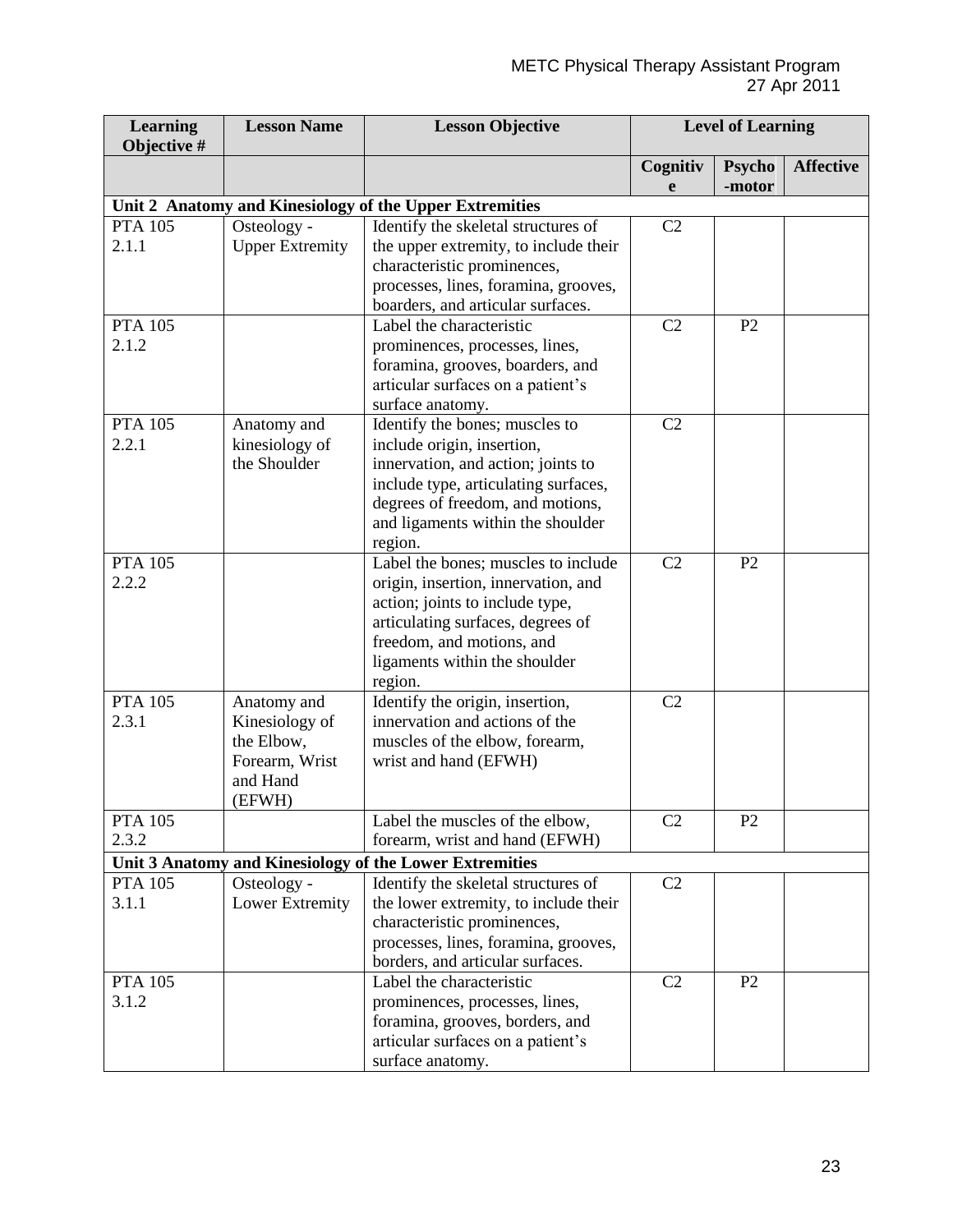| Learning Objective # | Lesson Name | Lesson Objective | Level of Learning | | |
|---|---|---|---|---|---|
| | | | Cognitive | Psycho-motor | Affective |
| **Unit 2 Anatomy and Kinesiology of the Upper Extremities** | | | | | |
| PTA 105 2.1.1 | Osteology - Upper Extremity | Identify the skeletal structures of the upper extremity, to include their characteristic prominences, processes, lines, foramina, grooves, boarders, and articular surfaces. | C2 | | |
| PTA 105 2.1.2 | | Label the characteristic prominences, processes, lines, foramina, grooves, boarders, and articular surfaces on a patient's surface anatomy. | C2 | P2 | |
| PTA 105 2.2.1 | Anatomy and kinesiology of the Shoulder | Identify the bones; muscles to include origin, insertion, innervation, and action; joints to include type, articulating surfaces, degrees of freedom, and motions, and ligaments within the shoulder region. | C2 | | |
| PTA 105 2.2.2 | | Label the bones; muscles to include origin, insertion, innervation, and action; joints to include type, articulating surfaces, degrees of freedom, and motions, and ligaments within the shoulder region. | C2 | P2 | |
| PTA 105 2.3.1 | Anatomy and Kinesiology of the Elbow, Forearm, Wrist and Hand (EFWH) | Identify the origin, insertion, innervation and actions of the muscles of the elbow, forearm, wrist and hand (EFWH) | C2 | | |
| PTA 105 2.3.2 | | Label the muscles of the elbow, forearm, wrist and hand (EFWH) | C2 | P2 | |
| **Unit 3 Anatomy and Kinesiology of the Lower Extremities** | | | | | |
| PTA 105 3.1.1 | Osteology - Lower Extremity | Identify the skeletal structures of the lower extremity, to include their characteristic prominences, processes, lines, foramina, grooves, borders, and articular surfaces. | C2 | | |
| PTA 105 3.1.2 | | Label the characteristic prominences, processes, lines, foramina, grooves, borders, and articular surfaces on a patient's surface anatomy. | C2 | P2 | |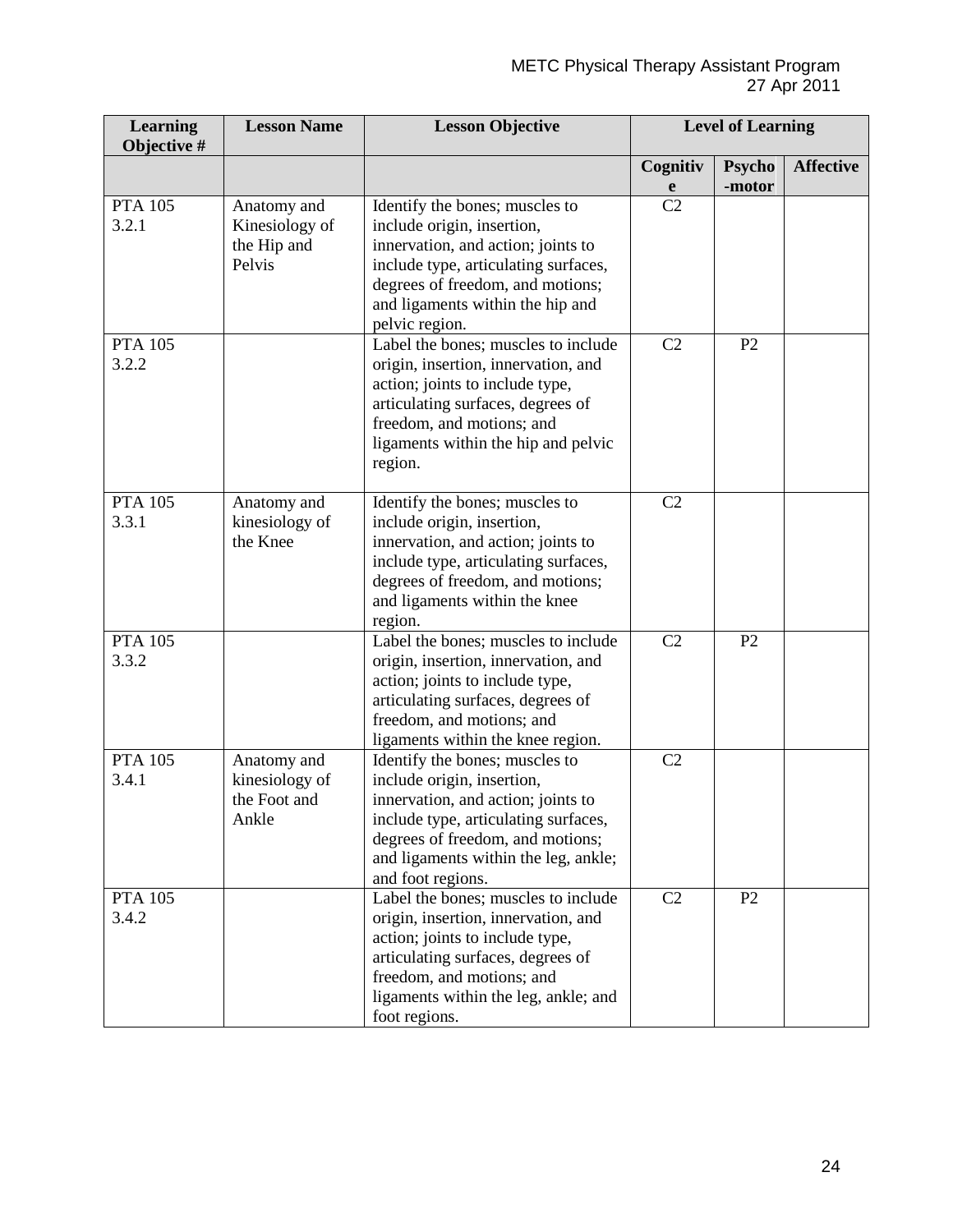| Learning Objective # | Lesson Name | Lesson Objective | Level of Learning | | |
|---|---|---|---|---|---|
| | | | Cognitive | Psycho-motor | Affective |
| PTA 105 3.2.1 | Anatomy and Kinesiology of the Hip and Pelvis | Identify the bones; muscles to include origin, insertion, innervation, and action; joints to include type, articulating surfaces, degrees of freedom, and motions; and ligaments within the hip and pelvic region. | C2 | | |
| PTA 105 3.2.2 | | Label the bones; muscles to include origin, insertion, innervation, and action; joints to include type, articulating surfaces, degrees of freedom, and motions; and ligaments within the hip and pelvic region. | C2 | P2 | |
| PTA 105 3.3.1 | Anatomy and kinesiology of the Knee | Identify the bones; muscles to include origin, insertion, innervation, and action; joints to include type, articulating surfaces, degrees of freedom, and motions; and ligaments within the knee region. | C2 | | |
| PTA 105 3.3.2 | | Label the bones; muscles to include origin, insertion, innervation, and action; joints to include type, articulating surfaces, degrees of freedom, and motions; and ligaments within the knee region. | C2 | P2 | |
| PTA 105 3.4.1 | Anatomy and kinesiology of the Foot and Ankle | Identify the bones; muscles to include origin, insertion, innervation, and action; joints to include type, articulating surfaces, degrees of freedom, and motions; and ligaments within the leg, ankle; and foot regions. | C2 | | |
| PTA 105 3.4.2 | | Label the bones; muscles to include origin, insertion, innervation, and action; joints to include type, articulating surfaces, degrees of freedom, and motions; and ligaments within the leg, ankle; and foot regions. | C2 | P2 | |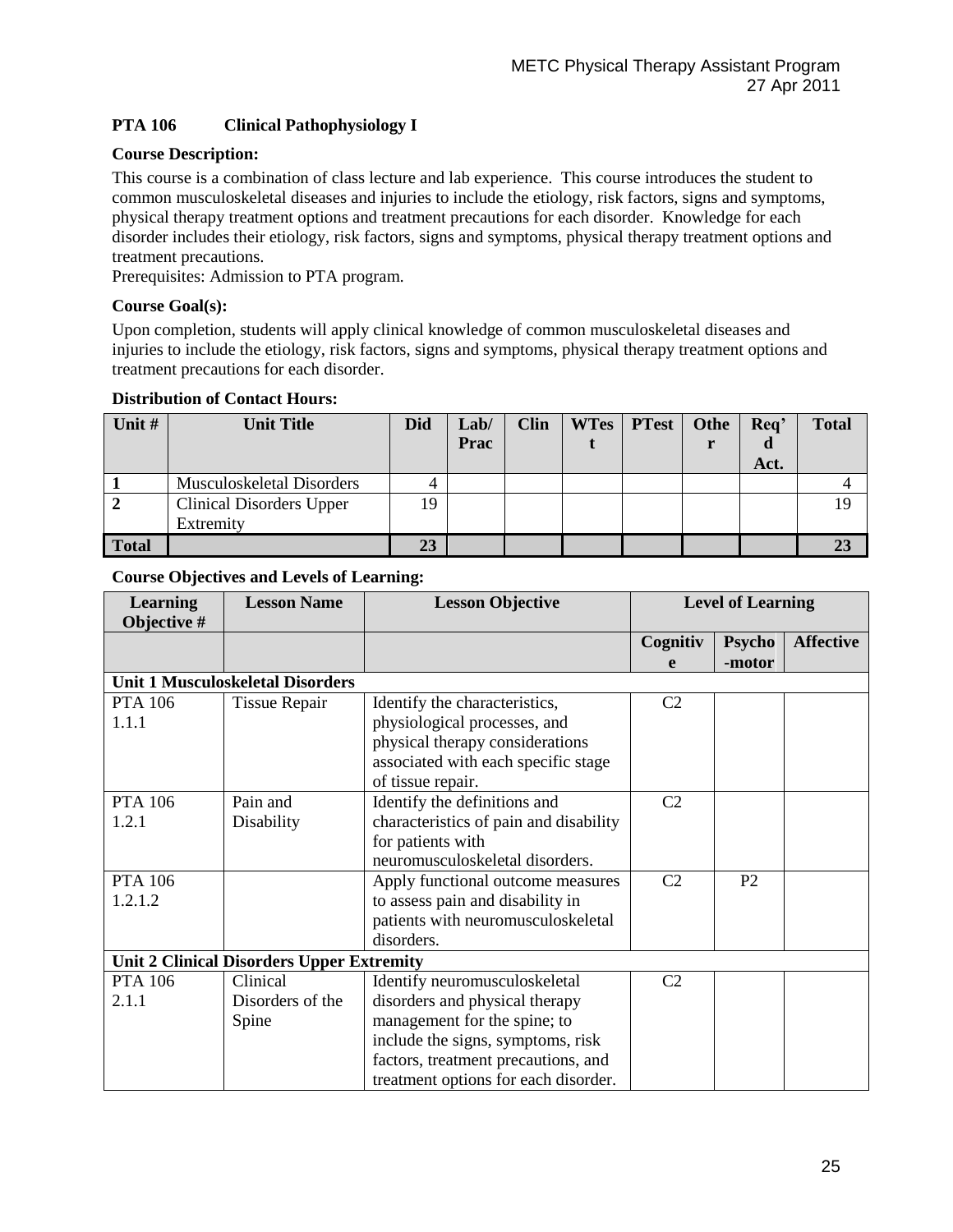## PTA 106 Clinical Pathophysiology I

**Course Description:**

This course is a combination of class lecture and lab experience. This course introduces the student to common musculoskeletal diseases and injuries to include the etiology, risk factors, signs and symptoms, physical therapy treatment options and treatment precautions for each disorder. Knowledge for each disorder includes their etiology, risk factors, signs and symptoms, physical therapy treatment options and treatment precautions.

Prerequisites: Admission to PTA program.

**Course Goal(s):**

Upon completion, students will apply clinical knowledge of common musculoskeletal diseases and injuries to include the etiology, risk factors, signs and symptoms, physical therapy treatment options and treatment precautions for each disorder.

**Distribution of Contact Hours:**

| Unit # | Unit Title | Did | Lab/ Prac | Clin | WTest | PTest | Other | Req'd Act. | Total |
|---|---|---|---|---|---|---|---|---|---|
| 1 | Musculoskeletal Disorders | 4 | | | | | | | 4 |
| 2 | Clinical Disorders Upper Extremity | 19 | | | | | | | 19 |
| **Total** | | **23** | | | | | | | **23** |

**Course Objectives and Levels of Learning:**

| Learning Objective # | Lesson Name | Lesson Objective | Level of Learning | | |
|---|---|---|---|---|---|
| | | | Cognitive | Psycho-motor | Affective |
| **Unit 1 Musculoskeletal Disorders** | | | | | |
| PTA 106 1.1.1 | Tissue Repair | Identify the characteristics, physiological processes, and physical therapy considerations associated with each specific stage of tissue repair. | C2 | | |
| PTA 106 1.2.1 | Pain and Disability | Identify the definitions and characteristics of pain and disability for patients with neuromusculoskeletal disorders. | C2 | | |
| PTA 106 1.2.1.2 | | Apply functional outcome measures to assess pain and disability in patients with neuromusculoskeletal disorders. | C2 | P2 | |
| **Unit 2 Clinical Disorders Upper Extremity** | | | | | |
| PTA 106 2.1.1 | Clinical Disorders of the Spine | Identify neuromusculoskeletal disorders and physical therapy management for the spine; to include the signs, symptoms, risk factors, treatment precautions, and treatment options for each disorder. | C2 | | |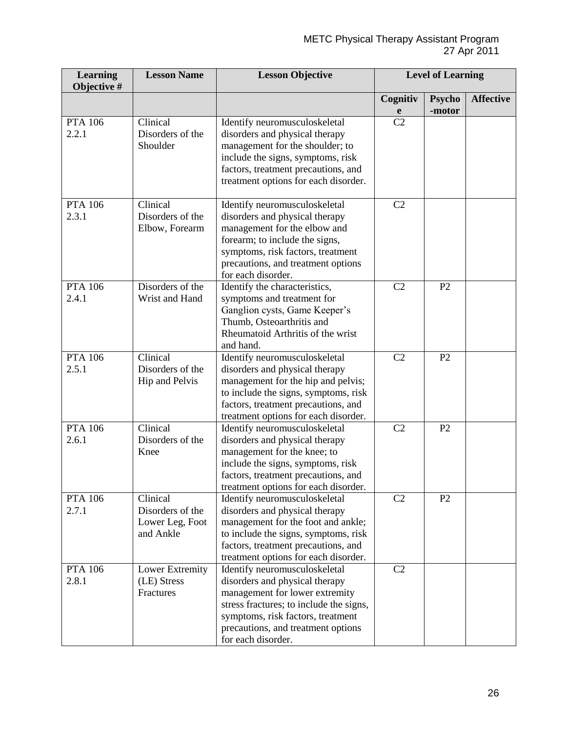| Learning Objective # | Lesson Name | Lesson Objective | Level of Learning | | |
|---|---|---|---|---|---|
| | | | Cognitive | Psycho-motor | Affective |
| PTA 106 2.2.1 | Clinical Disorders of the Shoulder | Identify neuromusculoskeletal disorders and physical therapy management for the shoulder; to include the signs, symptoms, risk factors, treatment precautions, and treatment options for each disorder. | C2 | | |
| PTA 106 2.3.1 | Clinical Disorders of the Elbow, Forearm | Identify neuromusculoskeletal disorders and physical therapy management for the elbow and forearm; to include the signs, symptoms, risk factors, treatment precautions, and treatment options for each disorder. | C2 | | |
| PTA 106 2.4.1 | Disorders of the Wrist and Hand | Identify the characteristics, symptoms and treatment for Ganglion cysts, Game Keeper's Thumb, Osteoarthritis and Rheumatoid Arthritis of the wrist and hand. | C2 | P2 | |
| PTA 106 2.5.1 | Clinical Disorders of the Hip and Pelvis | Identify neuromusculoskeletal disorders and physical therapy management for the hip and pelvis; to include the signs, symptoms, risk factors, treatment precautions, and treatment options for each disorder. | C2 | P2 | |
| PTA 106 2.6.1 | Clinical Disorders of the Knee | Identify neuromusculoskeletal disorders and physical therapy management for the knee; to include the signs, symptoms, risk factors, treatment precautions, and treatment options for each disorder. | C2 | P2 | |
| PTA 106 2.7.1 | Clinical Disorders of the Lower Leg, Foot and Ankle | Identify neuromusculoskeletal disorders and physical therapy management for the foot and ankle; to include the signs, symptoms, risk factors, treatment precautions, and treatment options for each disorder. | C2 | P2 | |
| PTA 106 2.8.1 | Lower Extremity (LE) Stress Fractures | Identify neuromusculoskeletal disorders and physical therapy management for lower extremity stress fractures; to include the signs, symptoms, risk factors, treatment precautions, and treatment options for each disorder. | C2 | | |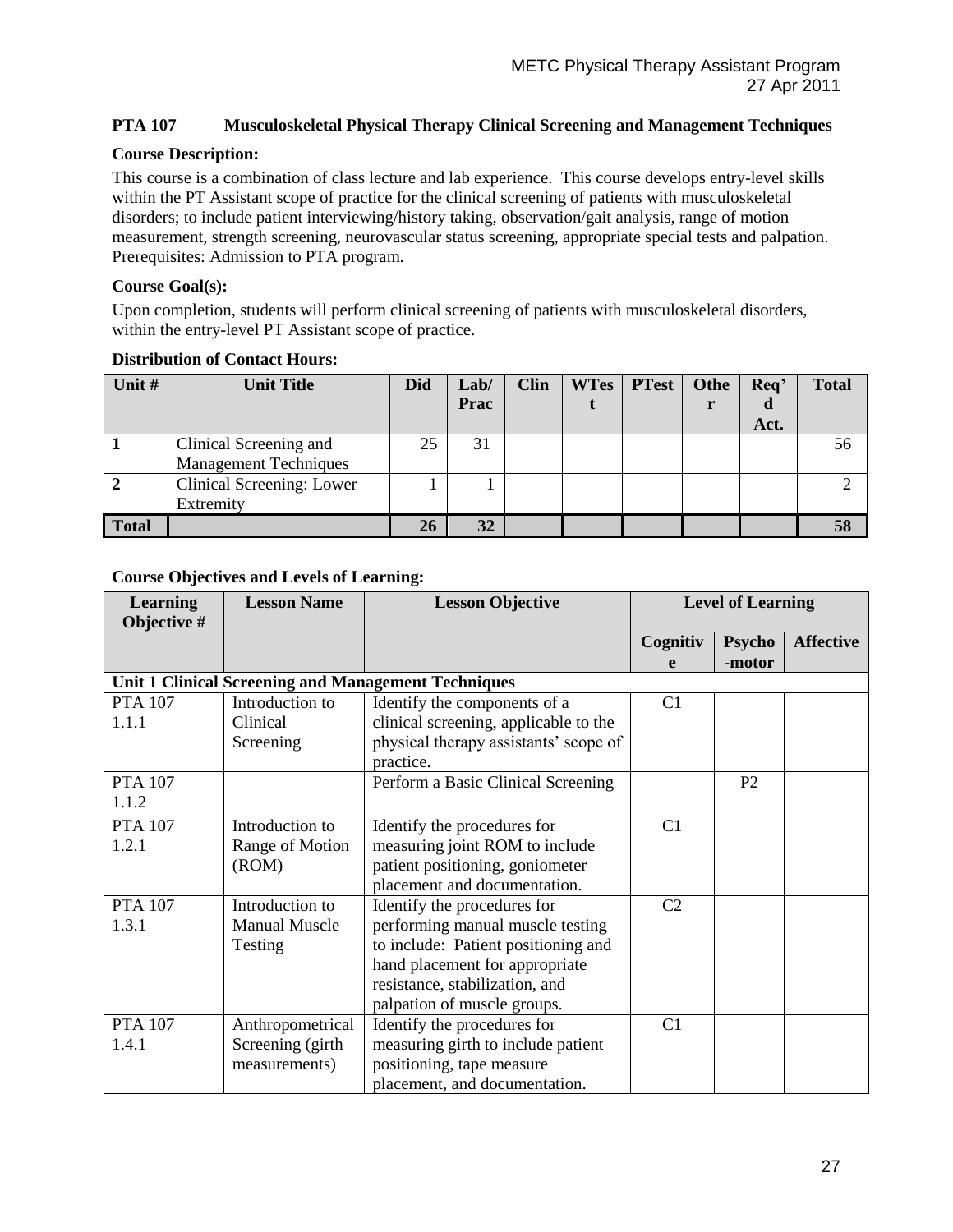## PTA 107 Musculoskeletal Physical Therapy Clinical Screening and Management Techniques

**Course Description:**

This course is a combination of class lecture and lab experience. This course develops entry-level skills within the PT Assistant scope of practice for the clinical screening of patients with musculoskeletal disorders; to include patient interviewing/history taking, observation/gait analysis, range of motion measurement, strength screening, neurovascular status screening, appropriate special tests and palpation. Prerequisites: Admission to PTA program.

**Course Goal(s):**

Upon completion, students will perform clinical screening of patients with musculoskeletal disorders, within the entry-level PT Assistant scope of practice.

**Distribution of Contact Hours:**

| Unit # | Unit Title | Did | Lab/ Prac | Clin | WTest | PTest | Other | Req'd Act. | Total |
|---|---|---|---|---|---|---|---|---|---|
| 1 | Clinical Screening and Management Techniques | 25 | 31 | | | | | | 56 |
| 2 | Clinical Screening: Lower Extremity | 1 | 1 | | | | | | 2 |
| **Total** | | **26** | **32** | | | | | | **58** |

**Course Objectives and Levels of Learning:**

| Learning Objective # | Lesson Name | Lesson Objective | Level of Learning | | |
|---|---|---|---|---|---|
| | | | Cognitive | Psycho-motor | Affective |
| **Unit 1 Clinical Screening and Management Techniques** | | | | | |
| PTA 107 1.1.1 | Introduction to Clinical Screening | Identify the components of a clinical screening, applicable to the physical therapy assistants' scope of practice. | C1 | | |
| PTA 107 1.1.2 | | Perform a Basic Clinical Screening | | P2 | |
| PTA 107 1.2.1 | Introduction to Range of Motion (ROM) | Identify the procedures for measuring joint ROM to include patient positioning, goniometer placement and documentation. | C1 | | |
| PTA 107 1.3.1 | Introduction to Manual Muscle Testing | Identify the procedures for performing manual muscle testing to include: Patient positioning and hand placement for appropriate resistance, stabilization, and palpation of muscle groups. | C2 | | |
| PTA 107 1.4.1 | Anthropometrical Screening (girth measurements) | Identify the procedures for measuring girth to include patient positioning, tape measure placement, and documentation. | C1 | | |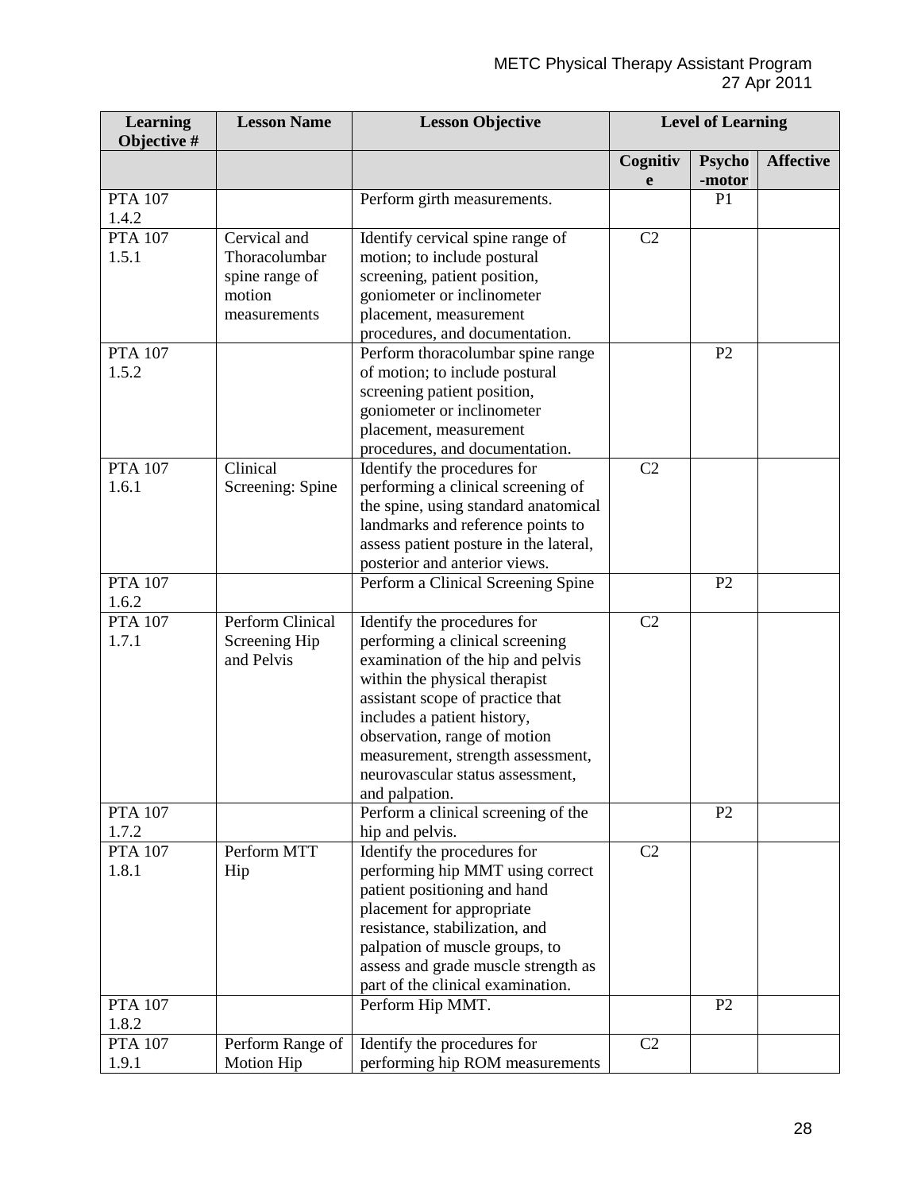| Learning Objective # | Lesson Name | Lesson Objective | Level of Learning | | |
|---|---|---|---|---|---|
| | | | Cognitive | Psycho-motor | Affective |
| PTA 107 1.4.2 | | Perform girth measurements. | | P1 | |
| PTA 107 1.5.1 | Cervical and Thoracolumbar spine range of motion measurements | Identify cervical spine range of motion; to include postural screening, patient position, goniometer or inclinometer placement, measurement procedures, and documentation. | C2 | | |
| PTA 107 1.5.2 | | Perform thoracolumbar spine range of motion; to include postural screening patient position, goniometer or inclinometer placement, measurement procedures, and documentation. | | P2 | |
| PTA 107 1.6.1 | Clinical Screening: Spine | Identify the procedures for performing a clinical screening of the spine, using standard anatomical landmarks and reference points to assess patient posture in the lateral, posterior and anterior views. | C2 | | |
| PTA 107 1.6.2 | | Perform a Clinical Screening Spine | | P2 | |
| PTA 107 1.7.1 | Perform Clinical Screening Hip and Pelvis | Identify the procedures for performing a clinical screening examination of the hip and pelvis within the physical therapist assistant scope of practice that includes a patient history, observation, range of motion measurement, strength assessment, neurovascular status assessment, and palpation. | C2 | | |
| PTA 107 1.7.2 | | Perform a clinical screening of the hip and pelvis. | | P2 | |
| PTA 107 1.8.1 | Perform MTT Hip | Identify the procedures for performing hip MMT using correct patient positioning and hand placement for appropriate resistance, stabilization, and palpation of muscle groups, to assess and grade muscle strength as part of the clinical examination. | C2 | | |
| PTA 107 1.8.2 | | Perform Hip MMT. | | P2 | |
| PTA 107 1.9.1 | Perform Range of Motion Hip | Identify the procedures for performing hip ROM measurements | C2 | | |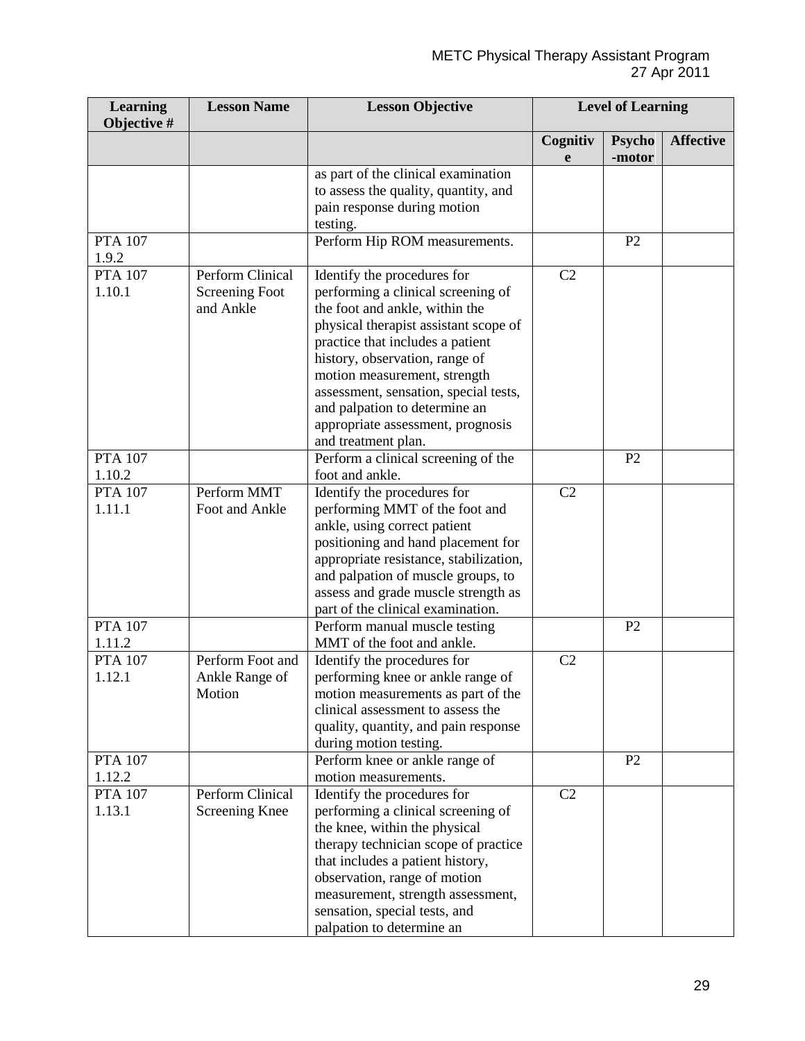| Learning Objective # | Lesson Name | Lesson Objective | Level of Learning | | |
|---|---|---|---|---|---|
| | | | Cognitive | Psycho-motor | Affective |
| | | as part of the clinical examination to assess the quality, quantity, and pain response during motion testing. | | | |
| PTA 107 1.9.2 | | Perform Hip ROM measurements. | | P2 | |
| PTA 107 1.10.1 | Perform Clinical Screening Foot and Ankle | Identify the procedures for performing a clinical screening of the foot and ankle, within the physical therapist assistant scope of practice that includes a patient history, observation, range of motion measurement, strength assessment, sensation, special tests, and palpation to determine an appropriate assessment, prognosis and treatment plan. | C2 | | |
| PTA 107 1.10.2 | | Perform a clinical screening of the foot and ankle. | | P2 | |
| PTA 107 1.11.1 | Perform MMT Foot and Ankle | Identify the procedures for performing MMT of the foot and ankle, using correct patient positioning and hand placement for appropriate resistance, stabilization, and palpation of muscle groups, to assess and grade muscle strength as part of the clinical examination. | C2 | | |
| PTA 107 1.11.2 | | Perform manual muscle testing MMT of the foot and ankle. | | P2 | |
| PTA 107 1.12.1 | Perform Foot and Ankle Range of Motion | Identify the procedures for performing knee or ankle range of motion measurements as part of the clinical assessment to assess the quality, quantity, and pain response during motion testing. | C2 | | |
| PTA 107 1.12.2 | | Perform knee or ankle range of motion measurements. | | P2 | |
| PTA 107 1.13.1 | Perform Clinical Screening Knee | Identify the procedures for performing a clinical screening of the knee, within the physical therapy technician scope of practice that includes a patient history, observation, range of motion measurement, strength assessment, sensation, special tests, and palpation to determine an | C2 | | |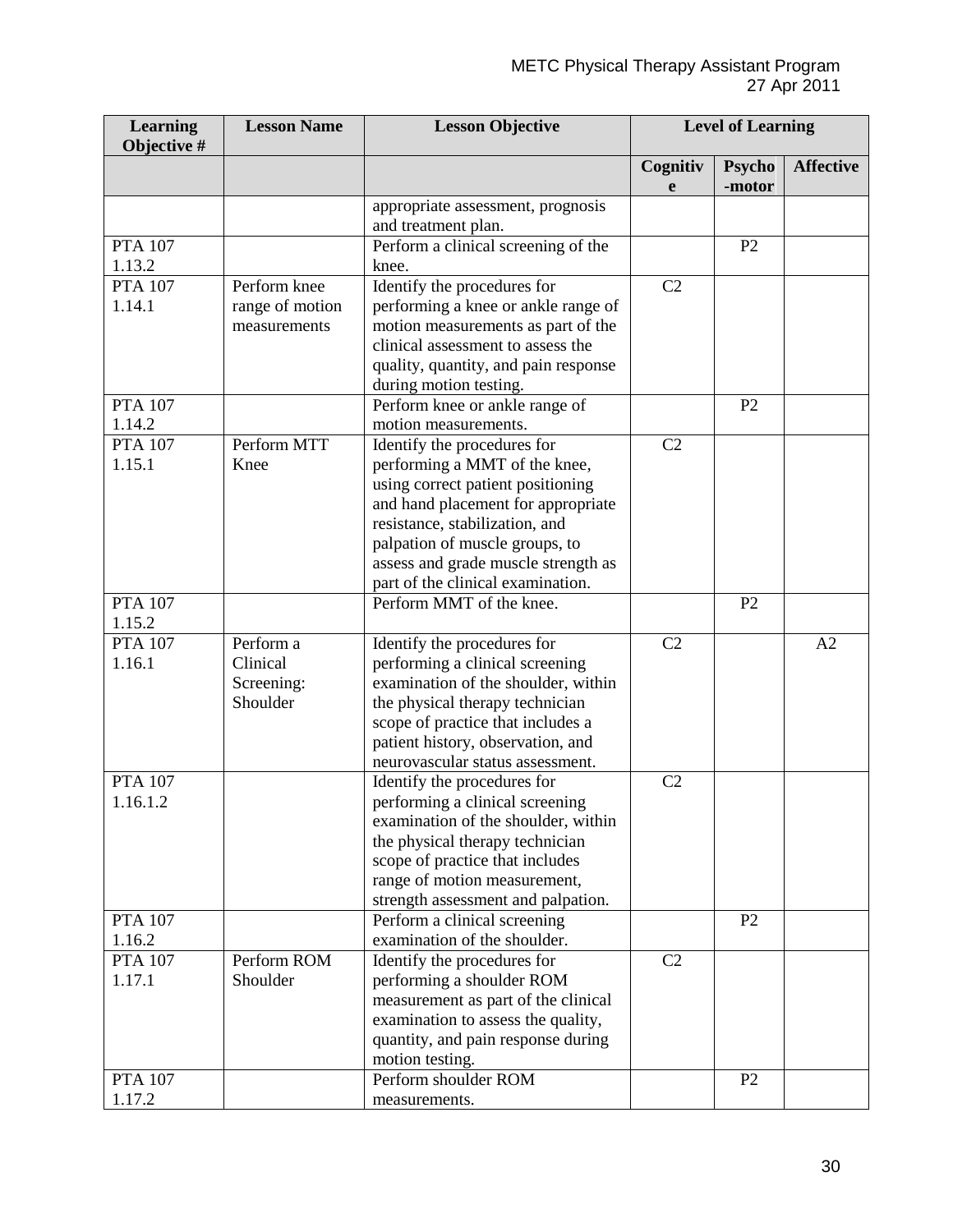| Learning Objective # | Lesson Name | Lesson Objective | Level of Learning | | |
|---|---|---|---|---|---|
| | | | Cognitive | Psycho-motor | Affective |
| | | appropriate assessment, prognosis and treatment plan. | | | |
| PTA 107 1.13.2 | | Perform a clinical screening of the knee. | | P2 | |
| PTA 107 1.14.1 | Perform knee range of motion measurements | Identify the procedures for performing a knee or ankle range of motion measurements as part of the clinical assessment to assess the quality, quantity, and pain response during motion testing. | C2 | | |
| PTA 107 1.14.2 | | Perform knee or ankle range of motion measurements. | | P2 | |
| PTA 107 1.15.1 | Perform MTT Knee | Identify the procedures for performing a MMT of the knee, using correct patient positioning and hand placement for appropriate resistance, stabilization, and palpation of muscle groups, to assess and grade muscle strength as part of the clinical examination. | C2 | | |
| PTA 107 1.15.2 | | Perform MMT of the knee. | | P2 | |
| PTA 107 1.16.1 | Perform a Clinical Screening: Shoulder | Identify the procedures for performing a clinical screening examination of the shoulder, within the physical therapy technician scope of practice that includes a patient history, observation, and neurovascular status assessment. | C2 | | A2 |
| PTA 107 1.16.1.2 | | Identify the procedures for performing a clinical screening examination of the shoulder, within the physical therapy technician scope of practice that includes range of motion measurement, strength assessment and palpation. | C2 | | |
| PTA 107 1.16.2 | | Perform a clinical screening examination of the shoulder. | | P2 | |
| PTA 107 1.17.1 | Perform ROM Shoulder | Identify the procedures for performing a shoulder ROM measurement as part of the clinical examination to assess the quality, quantity, and pain response during motion testing. | C2 | | |
| PTA 107 1.17.2 | | Perform shoulder ROM measurements. | | P2 | |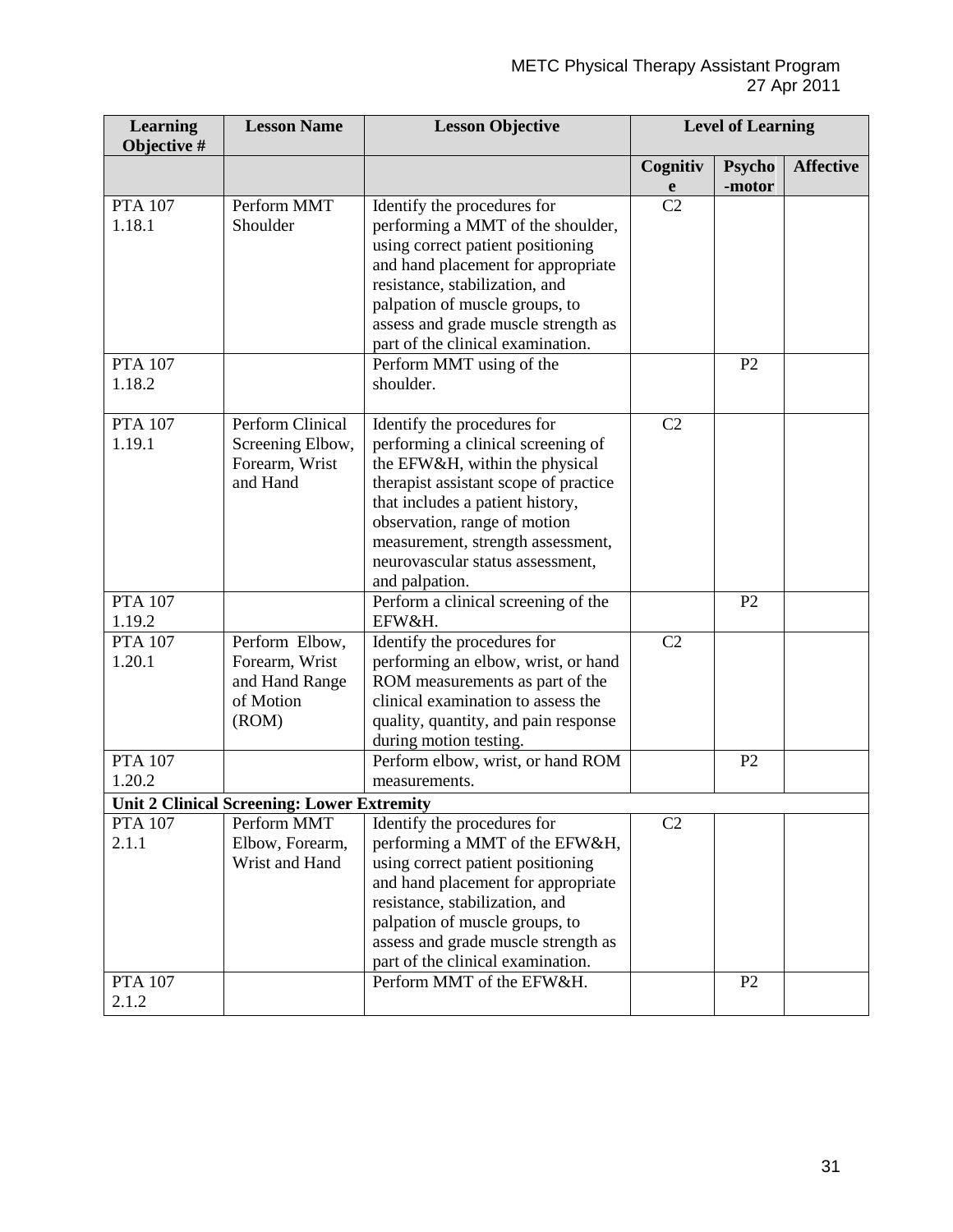| Learning Objective # | Lesson Name | Lesson Objective | Level of Learning | | |
|---|---|---|---|---|---|
| | | | Cognitive | Psycho-motor | Affective |
| PTA 107 1.18.1 | Perform MMT Shoulder | Identify the procedures for performing a MMT of the shoulder, using correct patient positioning and hand placement for appropriate resistance, stabilization, and palpation of muscle groups, to assess and grade muscle strength as part of the clinical examination. | C2 | | |
| PTA 107 1.18.2 | | Perform MMT using of the shoulder. | | P2 | |
| PTA 107 1.19.1 | Perform Clinical Screening Elbow, Forearm, Wrist and Hand | Identify the procedures for performing a clinical screening of the EFW&H, within the physical therapist assistant scope of practice that includes a patient history, observation, range of motion measurement, strength assessment, neurovascular status assessment, and palpation. | C2 | | |
| PTA 107 1.19.2 | | Perform a clinical screening of the EFW&H. | | P2 | |
| PTA 107 1.20.1 | Perform Elbow, Forearm, Wrist and Hand Range of Motion (ROM) | Identify the procedures for performing an elbow, wrist, or hand ROM measurements as part of the clinical examination to assess the quality, quantity, and pain response during motion testing. | C2 | | |
| PTA 107 1.20.2 | | Perform elbow, wrist, or hand ROM measurements. | | P2 | |
| **Unit 2 Clinical Screening: Lower Extremity** | | | | | |
| PTA 107 2.1.1 | Perform MMT Elbow, Forearm, Wrist and Hand | Identify the procedures for performing a MMT of the EFW&H, using correct patient positioning and hand placement for appropriate resistance, stabilization, and palpation of muscle groups, to assess and grade muscle strength as part of the clinical examination. | C2 | | |
| PTA 107 2.1.2 | | Perform MMT of the EFW&H. | | P2 | |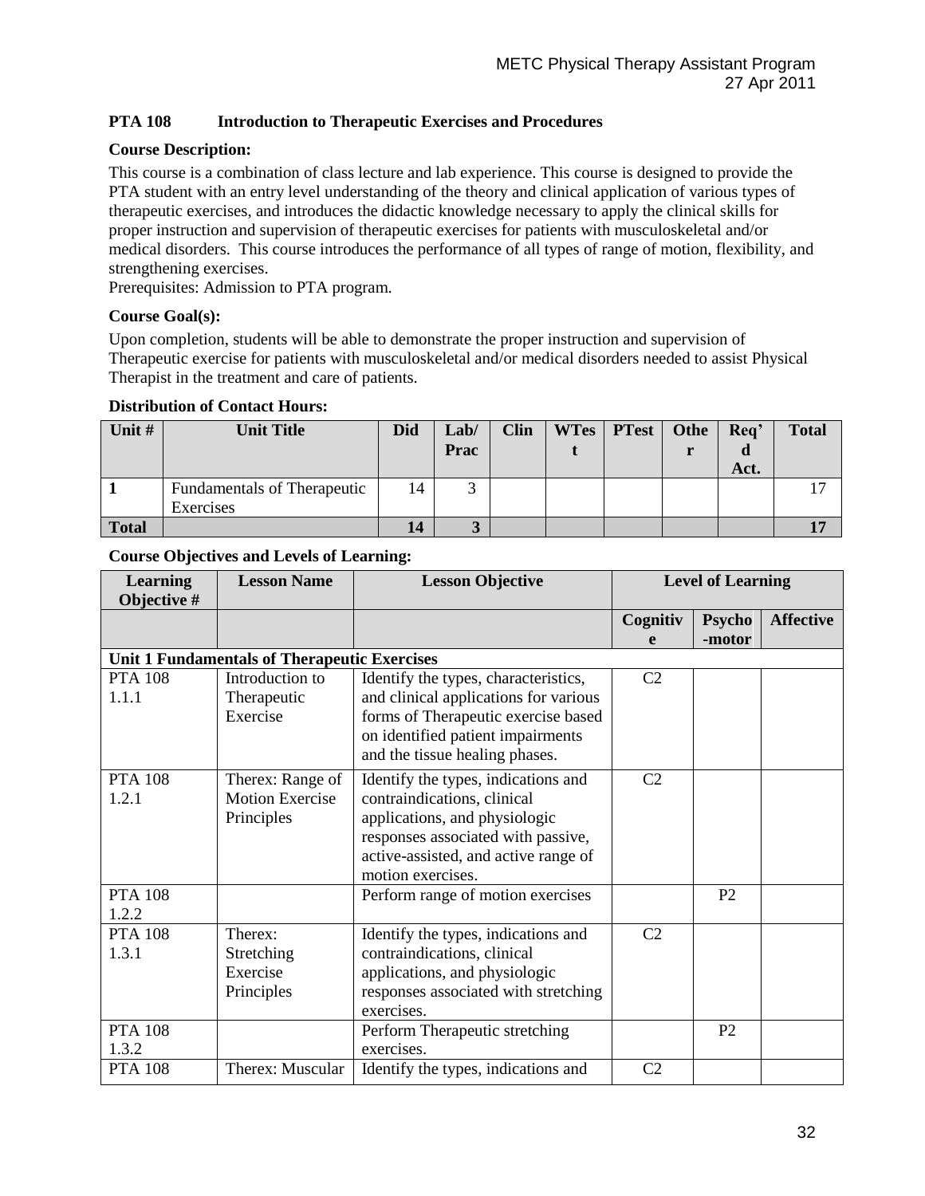**PTA 108 Introduction to Therapeutic Exercises and Procedures**

**Course Description:**

This course is a combination of class lecture and lab experience. This course is designed to provide the PTA student with an entry level understanding of the theory and clinical application of various types of therapeutic exercises, and introduces the didactic knowledge necessary to apply the clinical skills for proper instruction and supervision of therapeutic exercises for patients with musculoskeletal and/or medical disorders. This course introduces the performance of all types of range of motion, flexibility, and strengthening exercises.
Prerequisites: Admission to PTA program.

**Course Goal(s):**

Upon completion, students will be able to demonstrate the proper instruction and supervision of Therapeutic exercise for patients with musculoskeletal and/or medical disorders needed to assist Physical Therapist in the treatment and care of patients.

**Distribution of Contact Hours:**

| Unit # | Unit Title | Did | Lab/ Prac | Clin | WTest | PTest | Other | Req'd Act. | Total |
|---|---|---|---|---|---|---|---|---|---|
| **1** | Fundamentals of Therapeutic Exercises | 14 | 3 | | | | | | 17 |
| **Total** | | **14** | **3** | | | | | | **17** |

**Course Objectives and Levels of Learning:**

| Learning Objective # | Lesson Name | Lesson Objective | Level of Learning | | |
|---|---|---|---|---|---|
| | | | Cognitive | Psycho-motor | Affective |
| **Unit 1 Fundamentals of Therapeutic Exercises** | | | | | |
| PTA 108 1.1.1 | Introduction to Therapeutic Exercise | Identify the types, characteristics, and clinical applications for various forms of Therapeutic exercise based on identified patient impairments and the tissue healing phases. | C2 | | |
| PTA 108 1.2.1 | Therex: Range of Motion Exercise Principles | Identify the types, indications and contraindications, clinical applications, and physiologic responses associated with passive, active-assisted, and active range of motion exercises. | C2 | | |
| PTA 108 1.2.2 | | Perform range of motion exercises | | P2 | |
| PTA 108 1.3.1 | Therex: Stretching Exercise Principles | Identify the types, indications and contraindications, clinical applications, and physiologic responses associated with stretching exercises. | C2 | | |
| PTA 108 1.3.2 | | Perform Therapeutic stretching exercises. | | P2 | |
| PTA 108 | Therex: Muscular | Identify the types, indications and | C2 | | |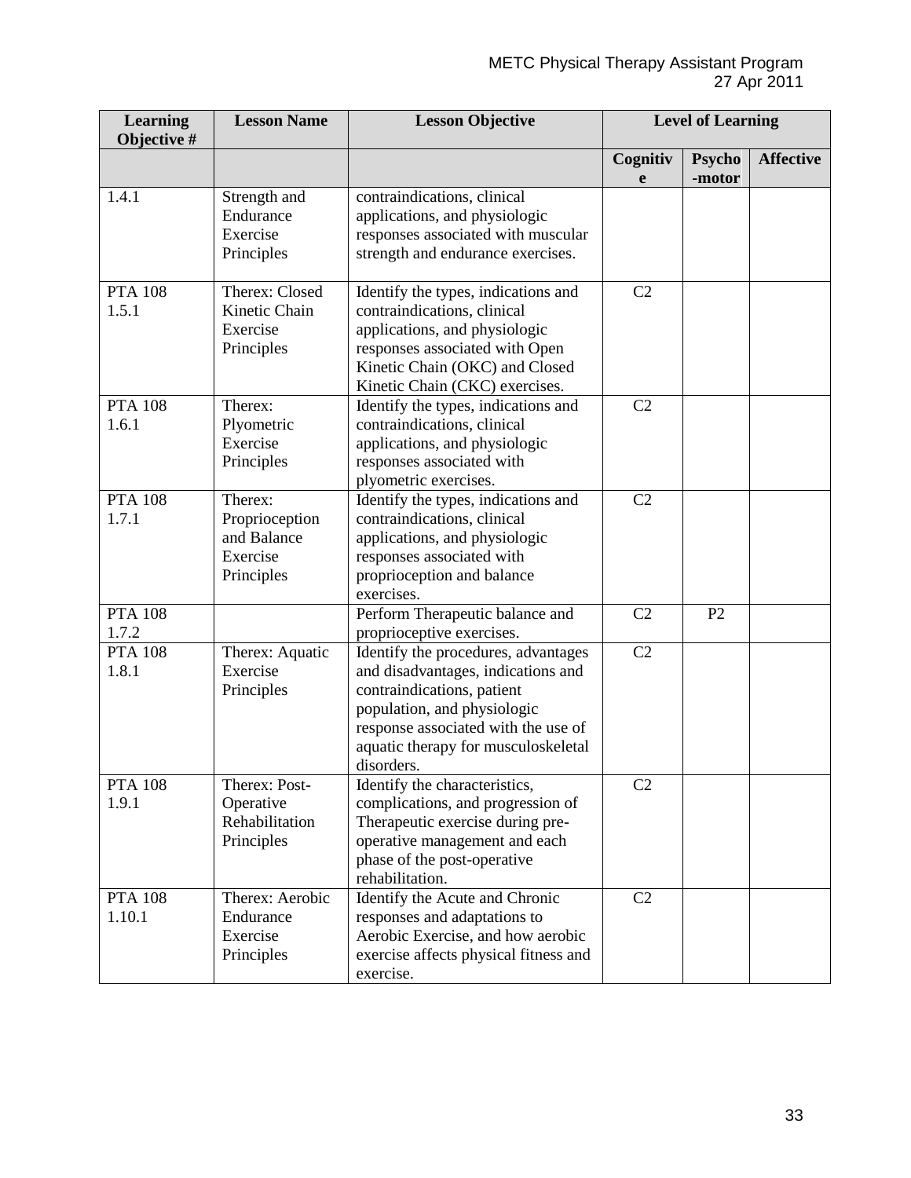| Learning Objective # | Lesson Name | Lesson Objective | Level of Learning | | |
|---|---|---|---|---|---|
| | | | Cognitive | Psycho-motor | Affective |
| 1.4.1 | Strength and Endurance Exercise Principles | contraindications, clinical applications, and physiologic responses associated with muscular strength and endurance exercises. | | | |
| PTA 108 1.5.1 | Therex: Closed Kinetic Chain Exercise Principles | Identify the types, indications and contraindications, clinical applications, and physiologic responses associated with Open Kinetic Chain (OKC) and Closed Kinetic Chain (CKC) exercises. | C2 | | |
| PTA 108 1.6.1 | Therex: Plyometric Exercise Principles | Identify the types, indications and contraindications, clinical applications, and physiologic responses associated with plyometric exercises. | C2 | | |
| PTA 108 1.7.1 | Therex: Proprioception and Balance Exercise Principles | Identify the types, indications and contraindications, clinical applications, and physiologic responses associated with proprioception and balance exercises. | C2 | | |
| PTA 108 1.7.2 | | Perform Therapeutic balance and proprioceptive exercises. | C2 | P2 | |
| PTA 108 1.8.1 | Therex: Aquatic Exercise Principles | Identify the procedures, advantages and disadvantages, indications and contraindications, patient population, and physiologic response associated with the use of aquatic therapy for musculoskeletal disorders. | C2 | | |
| PTA 108 1.9.1 | Therex: Post-Operative Rehabilitation Principles | Identify the characteristics, complications, and progression of Therapeutic exercise during pre-operative management and each phase of the post-operative rehabilitation. | C2 | | |
| PTA 108 1.10.1 | Therex: Aerobic Endurance Exercise Principles | Identify the Acute and Chronic responses and adaptations to Aerobic Exercise, and how aerobic exercise affects physical fitness and exercise. | C2 | | |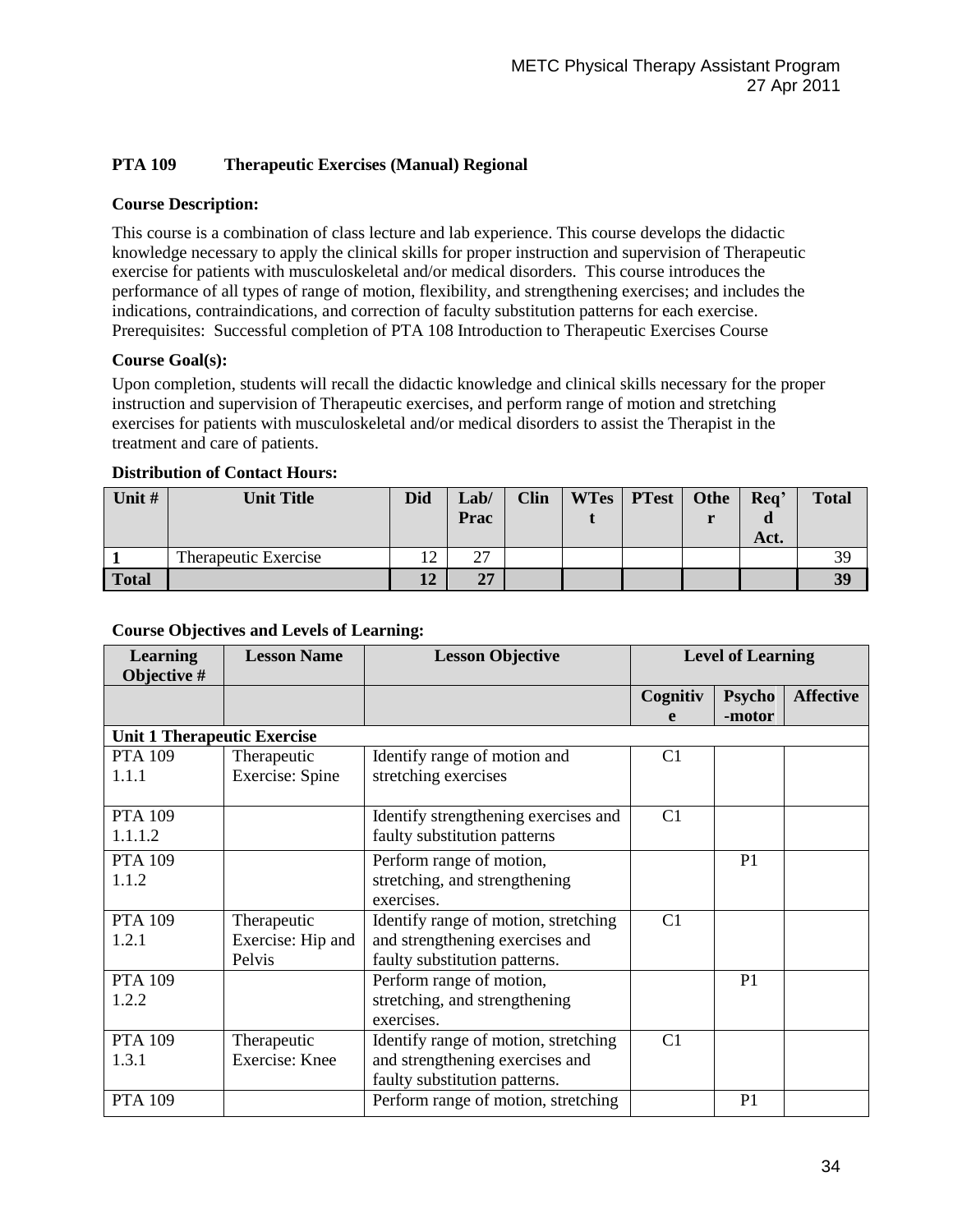**PTA 109 Therapeutic Exercises (Manual) Regional**

**Course Description:**

This course is a combination of class lecture and lab experience. This course develops the didactic knowledge necessary to apply the clinical skills for proper instruction and supervision of Therapeutic exercise for patients with musculoskeletal and/or medical disorders. This course introduces the performance of all types of range of motion, flexibility, and strengthening exercises; and includes the indications, contraindications, and correction of faculty substitution patterns for each exercise. Prerequisites: Successful completion of PTA 108 Introduction to Therapeutic Exercises Course

**Course Goal(s):**

Upon completion, students will recall the didactic knowledge and clinical skills necessary for the proper instruction and supervision of Therapeutic exercises, and perform range of motion and stretching exercises for patients with musculoskeletal and/or medical disorders to assist the Therapist in the treatment and care of patients.

**Distribution of Contact Hours:**

| Unit # | Unit Title | Did | Lab/ Prac | Clin | WTest | PTest | Other | Req'd Act. | Total |
|---|---|---|---|---|---|---|---|---|---|
| 1 | Therapeutic Exercise | 12 | 27 | | | | | | 39 |
| **Total** | | **12** | **27** | | | | | | **39** |

**Course Objectives and Levels of Learning:**

| Learning Objective # | Lesson Name | Lesson Objective | Level of Learning | | |
|---|---|---|---|---|---|
| | | | Cognitive | Psycho-motor | Affective |
| **Unit 1 Therapeutic Exercise** | | | | | |
| PTA 109 1.1.1 | Therapeutic Exercise: Spine | Identify range of motion and stretching exercises | C1 | | |
| PTA 109 1.1.1.2 | | Identify strengthening exercises and faulty substitution patterns | C1 | | |
| PTA 109 1.1.2 | | Perform range of motion, stretching, and strengthening exercises. | | P1 | |
| PTA 109 1.2.1 | Therapeutic Exercise: Hip and Pelvis | Identify range of motion, stretching and strengthening exercises and faulty substitution patterns. | C1 | | |
| PTA 109 1.2.2 | | Perform range of motion, stretching, and strengthening exercises. | | P1 | |
| PTA 109 1.3.1 | Therapeutic Exercise: Knee | Identify range of motion, stretching and strengthening exercises and faulty substitution patterns. | C1 | | |
| PTA 109 | | Perform range of motion, stretching | | P1 | |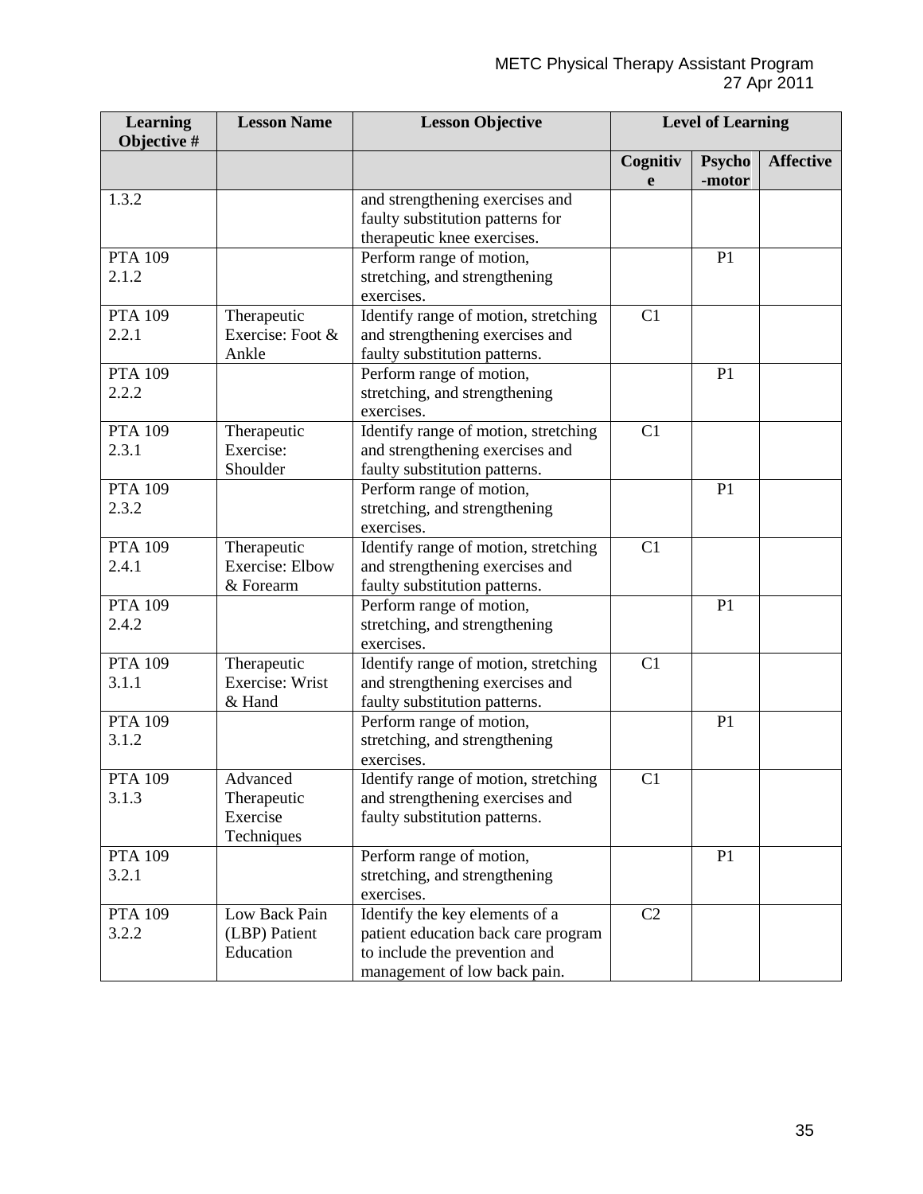| Learning Objective # | Lesson Name | Lesson Objective | Level of Learning | | |
|---|---|---|---|---|---|
| | | | Cognitive | Psycho-motor | Affective |
| 1.3.2 | | and strengthening exercises and faulty substitution patterns for therapeutic knee exercises. | | | |
| PTA 109 2.1.2 | | Perform range of motion, stretching, and strengthening exercises. | | P1 | |
| PTA 109 2.2.1 | Therapeutic Exercise: Foot & Ankle | Identify range of motion, stretching and strengthening exercises and faulty substitution patterns. | C1 | | |
| PTA 109 2.2.2 | | Perform range of motion, stretching, and strengthening exercises. | | P1 | |
| PTA 109 2.3.1 | Therapeutic Exercise: Shoulder | Identify range of motion, stretching and strengthening exercises and faulty substitution patterns. | C1 | | |
| PTA 109 2.3.2 | | Perform range of motion, stretching, and strengthening exercises. | | P1 | |
| PTA 109 2.4.1 | Therapeutic Exercise: Elbow & Forearm | Identify range of motion, stretching and strengthening exercises and faulty substitution patterns. | C1 | | |
| PTA 109 2.4.2 | | Perform range of motion, stretching, and strengthening exercises. | | P1 | |
| PTA 109 3.1.1 | Therapeutic Exercise: Wrist & Hand | Identify range of motion, stretching and strengthening exercises and faulty substitution patterns. | C1 | | |
| PTA 109 3.1.2 | | Perform range of motion, stretching, and strengthening exercises. | | P1 | |
| PTA 109 3.1.3 | Advanced Therapeutic Exercise Techniques | Identify range of motion, stretching and strengthening exercises and faulty substitution patterns. | C1 | | |
| PTA 109 3.2.1 | | Perform range of motion, stretching, and strengthening exercises. | | P1 | |
| PTA 109 3.2.2 | Low Back Pain (LBP) Patient Education | Identify the key elements of a patient education back care program to include the prevention and management of low back pain. | C2 | | |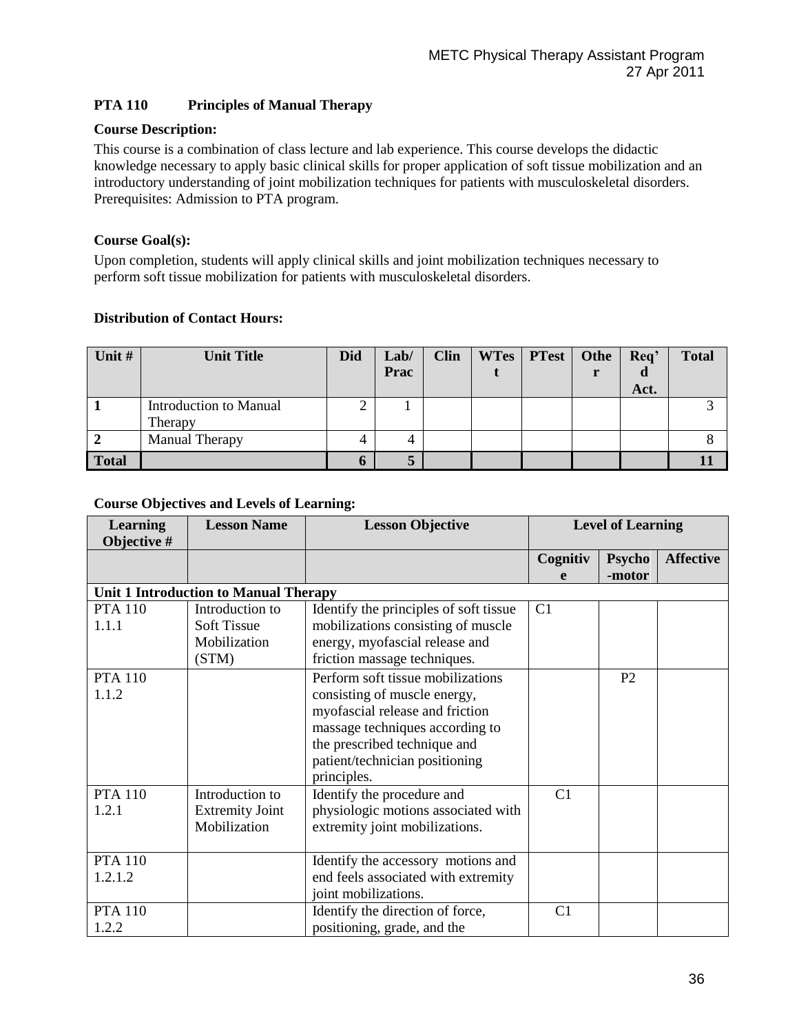## PTA 110 Principles of Manual Therapy

**Course Description:**

This course is a combination of class lecture and lab experience. This course develops the didactic knowledge necessary to apply basic clinical skills for proper application of soft tissue mobilization and an introductory understanding of joint mobilization techniques for patients with musculoskeletal disorders. Prerequisites: Admission to PTA program.

**Course Goal(s):**

Upon completion, students will apply clinical skills and joint mobilization techniques necessary to perform soft tissue mobilization for patients with musculoskeletal disorders.

**Distribution of Contact Hours:**

| Unit # | Unit Title | Did | Lab/ Prac | Clin | WTest | PTest | Other | Req'd Act. | Total |
|---|---|---|---|---|---|---|---|---|---|
| 1 | Introduction to Manual Therapy | 2 | 1 | | | | | | 3 |
| 2 | Manual Therapy | 4 | 4 | | | | | | 8 |
| **Total** | | **6** | **5** | | | | | | **11** |

**Course Objectives and Levels of Learning:**

| Learning Objective # | Lesson Name | Lesson Objective | Level of Learning | | |
|---|---|---|---|---|---|
| | | | Cognitive | Psycho-motor | Affective |
| **Unit 1 Introduction to Manual Therapy** | | | | | |
| PTA 110 1.1.1 | Introduction to Soft Tissue Mobilization (STM) | Identify the principles of soft tissue mobilizations consisting of muscle energy, myofascial release and friction massage techniques. | C1 | | |
| PTA 110 1.1.2 | | Perform soft tissue mobilizations consisting of muscle energy, myofascial release and friction massage techniques according to the prescribed technique and patient/technician positioning principles. | | P2 | |
| PTA 110 1.2.1 | Introduction to Extremity Joint Mobilization | Identify the procedure and physiologic motions associated with extremity joint mobilizations. | C1 | | |
| PTA 110 1.2.1.2 | | Identify the accessory motions and end feels associated with extremity joint mobilizations. | | | |
| PTA 110 1.2.2 | | Identify the direction of force, positioning, grade, and the | C1 | | |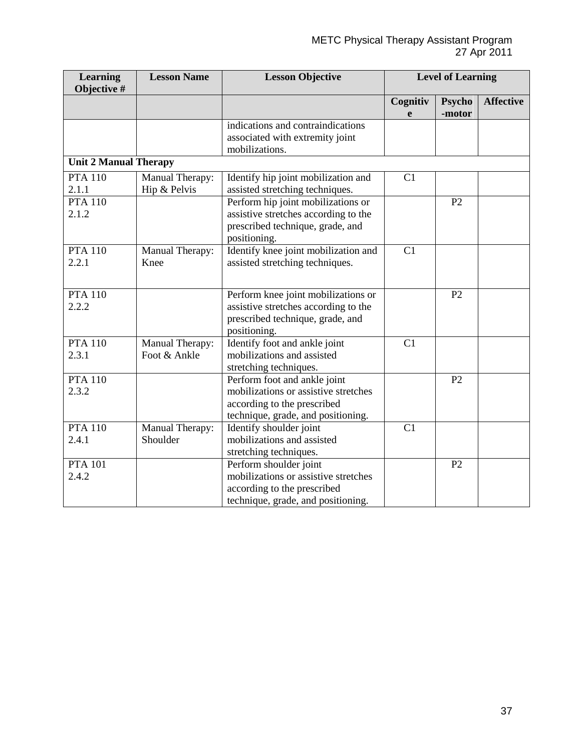| Learning Objective # | Lesson Name | Lesson Objective | Level of Learning | | |
|---|---|---|---|---|---|
| | | | Cognitive | Psycho-motor | Affective |
| | | indications and contraindications associated with extremity joint mobilizations. | | | |
| **Unit 2 Manual Therapy** | | | | | |
| PTA 110 2.1.1 | Manual Therapy: Hip & Pelvis | Identify hip joint mobilization and assisted stretching techniques. | C1 | | |
| PTA 110 2.1.2 | | Perform hip joint mobilizations or assistive stretches according to the prescribed technique, grade, and positioning. | | P2 | |
| PTA 110 2.2.1 | Manual Therapy: Knee | Identify knee joint mobilization and assisted stretching techniques. | C1 | | |
| PTA 110 2.2.2 | | Perform knee joint mobilizations or assistive stretches according to the prescribed technique, grade, and positioning. | | P2 | |
| PTA 110 2.3.1 | Manual Therapy: Foot & Ankle | Identify foot and ankle joint mobilizations and assisted stretching techniques. | C1 | | |
| PTA 110 2.3.2 | | Perform foot and ankle joint mobilizations or assistive stretches according to the prescribed technique, grade, and positioning. | | P2 | |
| PTA 110 2.4.1 | Manual Therapy: Shoulder | Identify shoulder joint mobilizations and assisted stretching techniques. | C1 | | |
| PTA 101 2.4.2 | | Perform shoulder joint mobilizations or assistive stretches according to the prescribed technique, grade, and positioning. | | P2 | |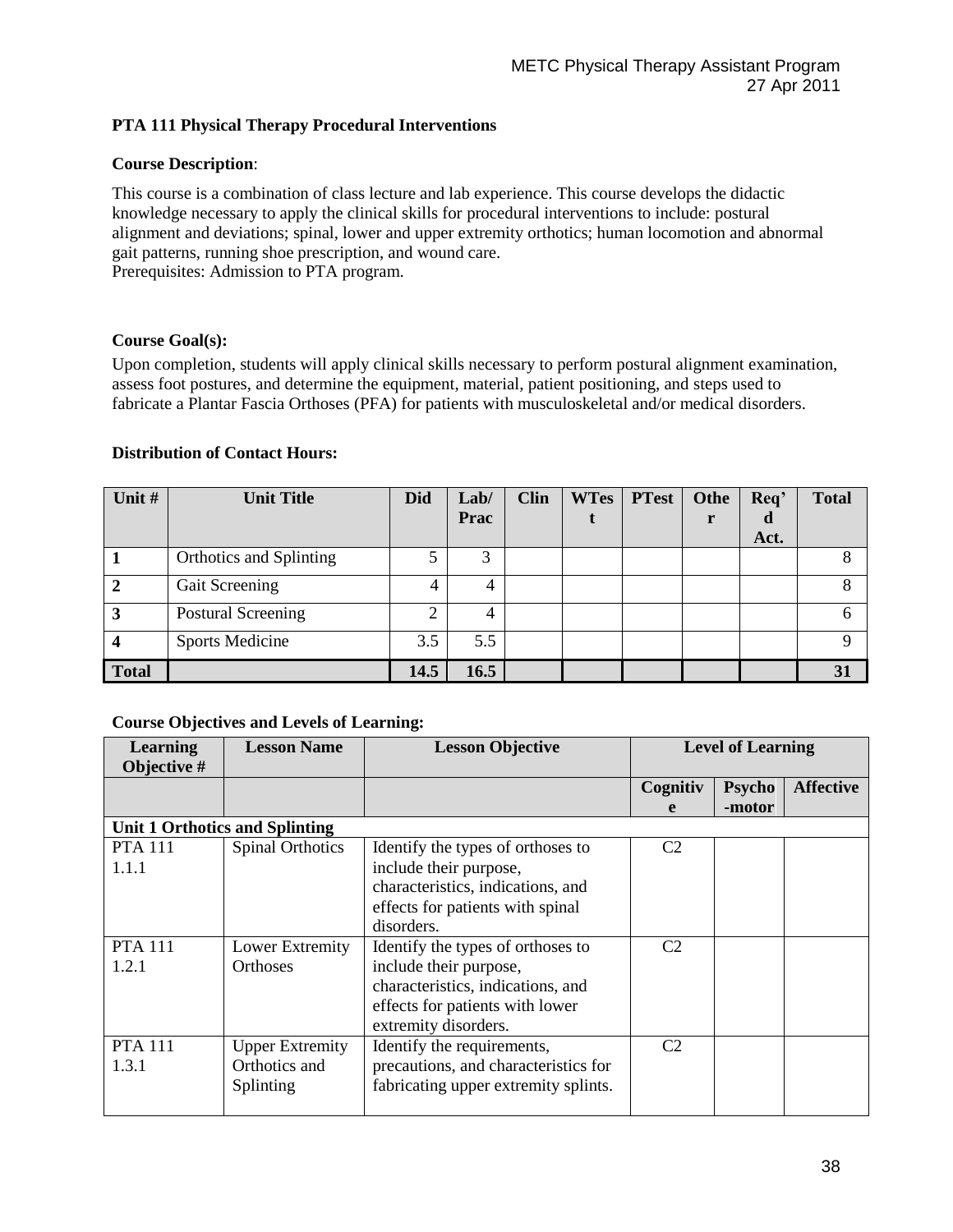### PTA 111 Physical Therapy Procedural Interventions

**Course Description**:

This course is a combination of class lecture and lab experience. This course develops the didactic knowledge necessary to apply the clinical skills for procedural interventions to include: postural alignment and deviations; spinal, lower and upper extremity orthotics; human locomotion and abnormal gait patterns, running shoe prescription, and wound care.
Prerequisites: Admission to PTA program.

**Course Goal(s):**

Upon completion, students will apply clinical skills necessary to perform postural alignment examination, assess foot postures, and determine the equipment, material, patient positioning, and steps used to fabricate a Plantar Fascia Orthoses (PFA) for patients with musculoskeletal and/or medical disorders.

**Distribution of Contact Hours:**

| Unit # | Unit Title | Did | Lab/ Prac | Clin | WTest | PTest | Other | Req'd Act. | Total |
|---|---|---|---|---|---|---|---|---|---|
| 1 | Orthotics and Splinting | 5 | 3 | | | | | | 8 |
| 2 | Gait Screening | 4 | 4 | | | | | | 8 |
| 3 | Postural Screening | 2 | 4 | | | | | | 6 |
| 4 | Sports Medicine | 3.5 | 5.5 | | | | | | 9 |
| **Total** | | **14.5** | **16.5** | | | | | | **31** |

**Course Objectives and Levels of Learning:**

| Learning Objective # | Lesson Name | Lesson Objective | Level of Learning | | |
|---|---|---|---|---|---|
| | | | Cognitive | Psycho-motor | Affective |
| **Unit 1 Orthotics and Splinting** | | | | | |
| PTA 111 1.1.1 | Spinal Orthotics | Identify the types of orthoses to include their purpose, characteristics, indications, and effects for patients with spinal disorders. | C2 | | |
| PTA 111 1.2.1 | Lower Extremity Orthoses | Identify the types of orthoses to include their purpose, characteristics, indications, and effects for patients with lower extremity disorders. | C2 | | |
| PTA 111 1.3.1 | Upper Extremity Orthotics and Splinting | Identify the requirements, precautions, and characteristics for fabricating upper extremity splints. | C2 | | |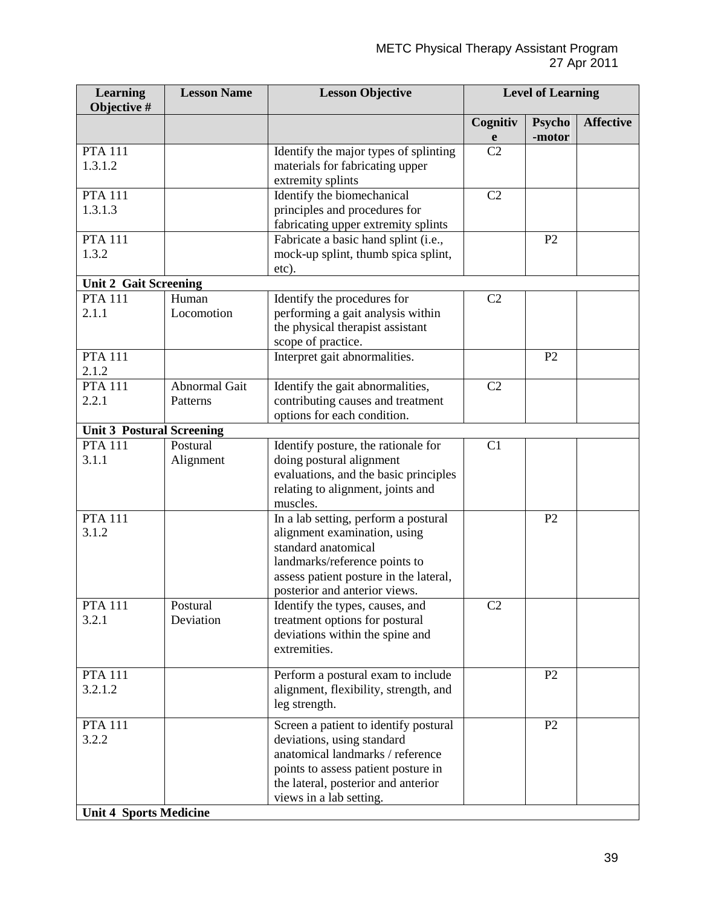| Learning Objective # | Lesson Name | Lesson Objective | Level of Learning | | |
|---|---|---|---|---|---|
| | | | Cognitive | Psycho-motor | Affective |
| PTA 111 1.3.1.2 | | Identify the major types of splinting materials for fabricating upper extremity splints | C2 | | |
| PTA 111 1.3.1.3 | | Identify the biomechanical principles and procedures for fabricating upper extremity splints | C2 | | |
| PTA 111 1.3.2 | | Fabricate a basic hand splint (i.e., mock-up splint, thumb spica splint, etc). | | P2 | |
| **Unit 2 Gait Screening** | | | | | |
| PTA 111 2.1.1 | Human Locomotion | Identify the procedures for performing a gait analysis within the physical therapist assistant scope of practice. | C2 | | |
| PTA 111 2.1.2 | | Interpret gait abnormalities. | | P2 | |
| PTA 111 2.2.1 | Abnormal Gait Patterns | Identify the gait abnormalities, contributing causes and treatment options for each condition. | C2 | | |
| **Unit 3 Postural Screening** | | | | | |
| PTA 111 3.1.1 | Postural Alignment | Identify posture, the rationale for doing postural alignment evaluations, and the basic principles relating to alignment, joints and muscles. | C1 | | |
| PTA 111 3.1.2 | | In a lab setting, perform a postural alignment examination, using standard anatomical landmarks/reference points to assess patient posture in the lateral, posterior and anterior views. | | P2 | |
| PTA 111 3.2.1 | Postural Deviation | Identify the types, causes, and treatment options for postural deviations within the spine and extremities. | C2 | | |
| PTA 111 3.2.1.2 | | Perform a postural exam to include alignment, flexibility, strength, and leg strength. | | P2 | |
| PTA 111 3.2.2 | | Screen a patient to identify postural deviations, using standard anatomical landmarks / reference points to assess patient posture in the lateral, posterior and anterior views in a lab setting. | | P2 | |
| **Unit 4 Sports Medicine** | | | | | |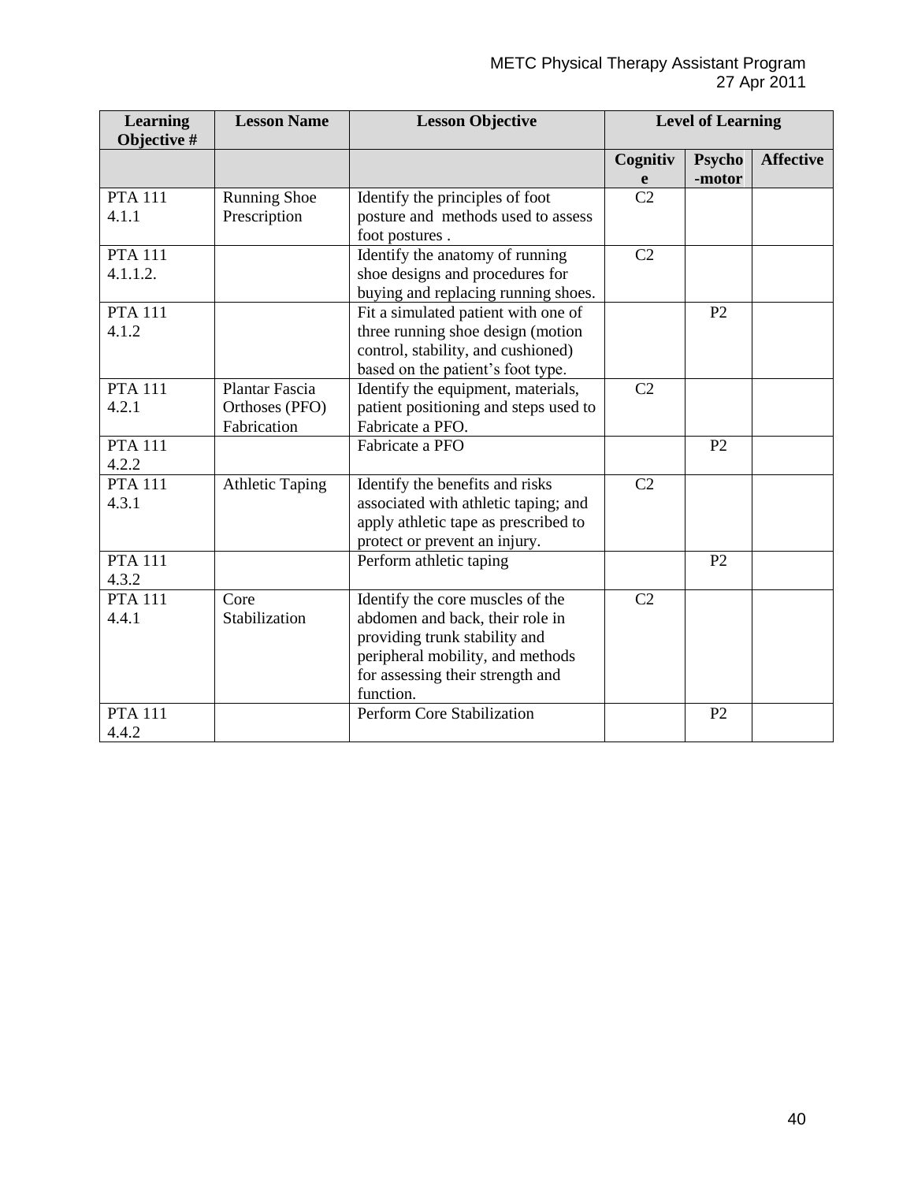| Learning Objective # | Lesson Name | Lesson Objective | Level of Learning | | |
|---|---|---|---|---|---|
| | | | Cognitive | Psycho-motor | Affective |
| PTA 111 4.1.1 | Running Shoe Prescription | Identify the principles of foot posture and methods used to assess foot postures . | C2 | | |
| PTA 111 4.1.1.2. | | Identify the anatomy of running shoe designs and procedures for buying and replacing running shoes. | C2 | | |
| PTA 111 4.1.2 | | Fit a simulated patient with one of three running shoe design (motion control, stability, and cushioned) based on the patient's foot type. | | P2 | |
| PTA 111 4.2.1 | Plantar Fascia Orthoses (PFO) Fabrication | Identify the equipment, materials, patient positioning and steps used to Fabricate a PFO. | C2 | | |
| PTA 111 4.2.2 | | Fabricate a PFO | | P2 | |
| PTA 111 4.3.1 | Athletic Taping | Identify the benefits and risks associated with athletic taping; and apply athletic tape as prescribed to protect or prevent an injury. | C2 | | |
| PTA 111 4.3.2 | | Perform athletic taping | | P2 | |
| PTA 111 4.4.1 | Core Stabilization | Identify the core muscles of the abdomen and back, their role in providing trunk stability and peripheral mobility, and methods for assessing their strength and function. | C2 | | |
| PTA 111 4.4.2 | | Perform Core Stabilization | | P2 | |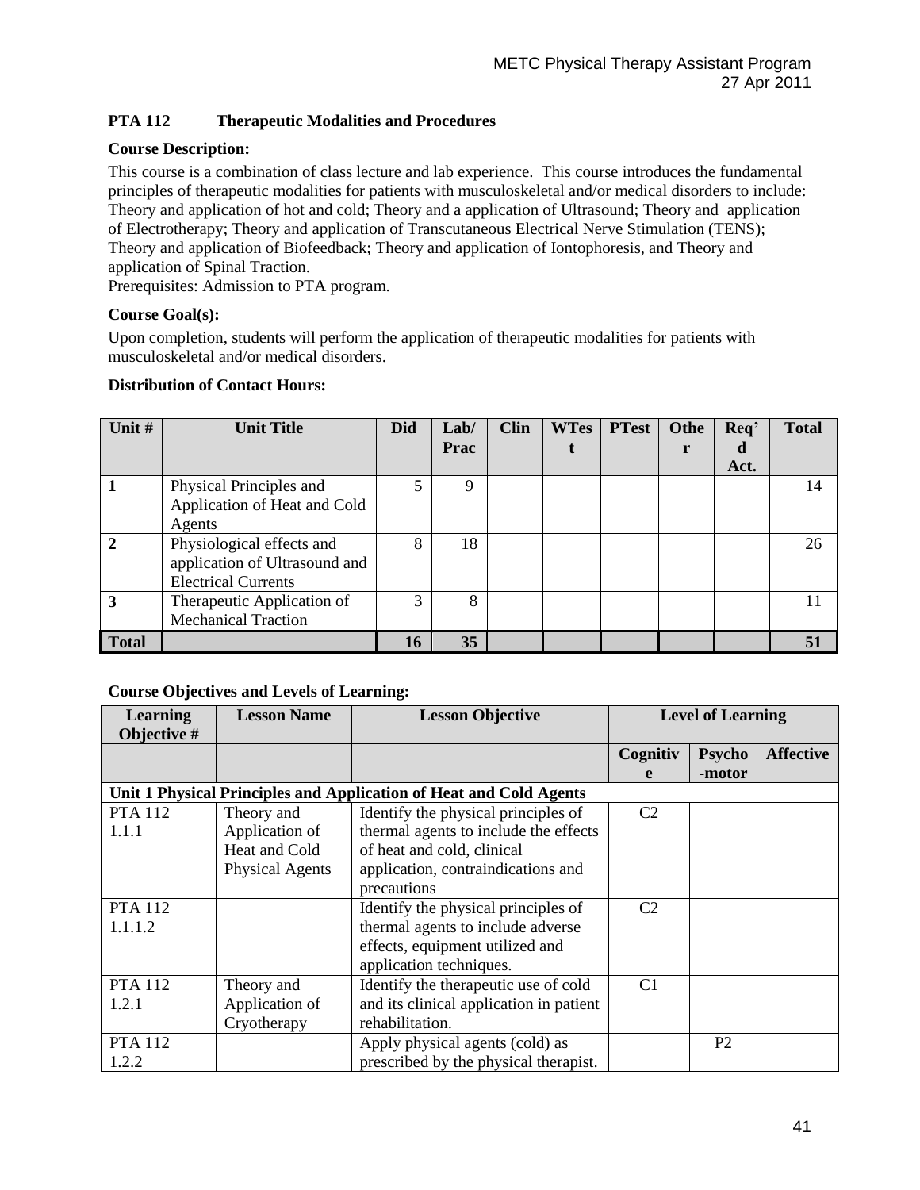## PTA 112 Therapeutic Modalities and Procedures

**Course Description:**

This course is a combination of class lecture and lab experience. This course introduces the fundamental principles of therapeutic modalities for patients with musculoskeletal and/or medical disorders to include: Theory and application of hot and cold; Theory and a application of Ultrasound; Theory and application of Electrotherapy; Theory and application of Transcutaneous Electrical Nerve Stimulation (TENS); Theory and application of Biofeedback; Theory and application of Iontophoresis, and Theory and application of Spinal Traction.
Prerequisites: Admission to PTA program.

**Course Goal(s):**

Upon completion, students will perform the application of therapeutic modalities for patients with musculoskeletal and/or medical disorders.

**Distribution of Contact Hours:**

| Unit # | Unit Title | Did | Lab/ Prac | Clin | WTest | PTest | Other | Req'd Act. | Total |
|---|---|---|---|---|---|---|---|---|---|
| **1** | Physical Principles and Application of Heat and Cold Agents | 5 | 9 | | | | | | 14 |
| **2** | Physiological effects and application of Ultrasound and Electrical Currents | 8 | 18 | | | | | | 26 |
| **3** | Therapeutic Application of Mechanical Traction | 3 | 8 | | | | | | 11 |
| **Total** | | **16** | **35** | | | | | | **51** |

**Course Objectives and Levels of Learning:**

| Learning Objective # | Lesson Name | Lesson Objective | Level of Learning | | |
|---|---|---|---|---|---|
| | | | **Cognitive** | **Psycho-motor** | **Affective** |
| **Unit 1 Physical Principles and Application of Heat and Cold Agents** | | | | | |
| PTA 112 1.1.1 | Theory and Application of Heat and Cold Physical Agents | Identify the physical principles of thermal agents to include the effects of heat and cold, clinical application, contraindications and precautions | C2 | | |
| PTA 112 1.1.1.2 | | Identify the physical principles of thermal agents to include adverse effects, equipment utilized and application techniques. | C2 | | |
| PTA 112 1.2.1 | Theory and Application of Cryotherapy | Identify the therapeutic use of cold and its clinical application in patient rehabilitation. | C1 | | |
| PTA 112 1.2.2 | | Apply physical agents (cold) as prescribed by the physical therapist. | | P2 | |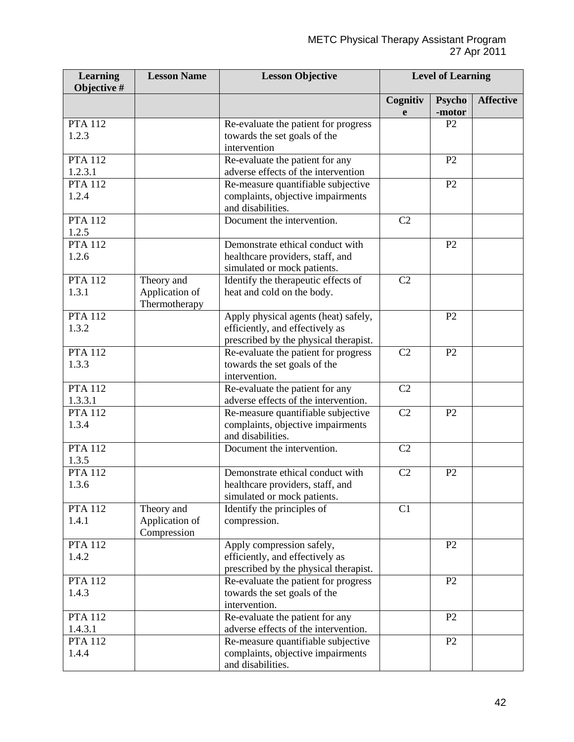| Learning Objective # | Lesson Name | Lesson Objective | Level of Learning | | |
|---|---|---|---|---|---|
| | | | Cognitive | Psycho-motor | Affective |
| PTA 112 1.2.3 | | Re-evaluate the patient for progress towards the set goals of the intervention | | P2 | |
| PTA 112 1.2.3.1 | | Re-evaluate the patient for any adverse effects of the intervention | | P2 | |
| PTA 112 1.2.4 | | Re-measure quantifiable subjective complaints, objective impairments and disabilities. | | P2 | |
| PTA 112 1.2.5 | | Document the intervention. | C2 | | |
| PTA 112 1.2.6 | | Demonstrate ethical conduct with healthcare providers, staff, and simulated or mock patients. | | P2 | |
| PTA 112 1.3.1 | Theory and Application of Thermotherapy | Identify the therapeutic effects of heat and cold on the body. | C2 | | |
| PTA 112 1.3.2 | | Apply physical agents (heat) safely, efficiently, and effectively as prescribed by the physical therapist. | | P2 | |
| PTA 112 1.3.3 | | Re-evaluate the patient for progress towards the set goals of the intervention. | C2 | P2 | |
| PTA 112 1.3.3.1 | | Re-evaluate the patient for any adverse effects of the intervention. | C2 | | |
| PTA 112 1.3.4 | | Re-measure quantifiable subjective complaints, objective impairments and disabilities. | C2 | P2 | |
| PTA 112 1.3.5 | | Document the intervention. | C2 | | |
| PTA 112 1.3.6 | | Demonstrate ethical conduct with healthcare providers, staff, and simulated or mock patients. | C2 | P2 | |
| PTA 112 1.4.1 | Theory and Application of Compression | Identify the principles of compression. | C1 | | |
| PTA 112 1.4.2 | | Apply compression safely, efficiently, and effectively as prescribed by the physical therapist. | | P2 | |
| PTA 112 1.4.3 | | Re-evaluate the patient for progress towards the set goals of the intervention. | | P2 | |
| PTA 112 1.4.3.1 | | Re-evaluate the patient for any adverse effects of the intervention. | | P2 | |
| PTA 112 1.4.4 | | Re-measure quantifiable subjective complaints, objective impairments and disabilities. | | P2 | |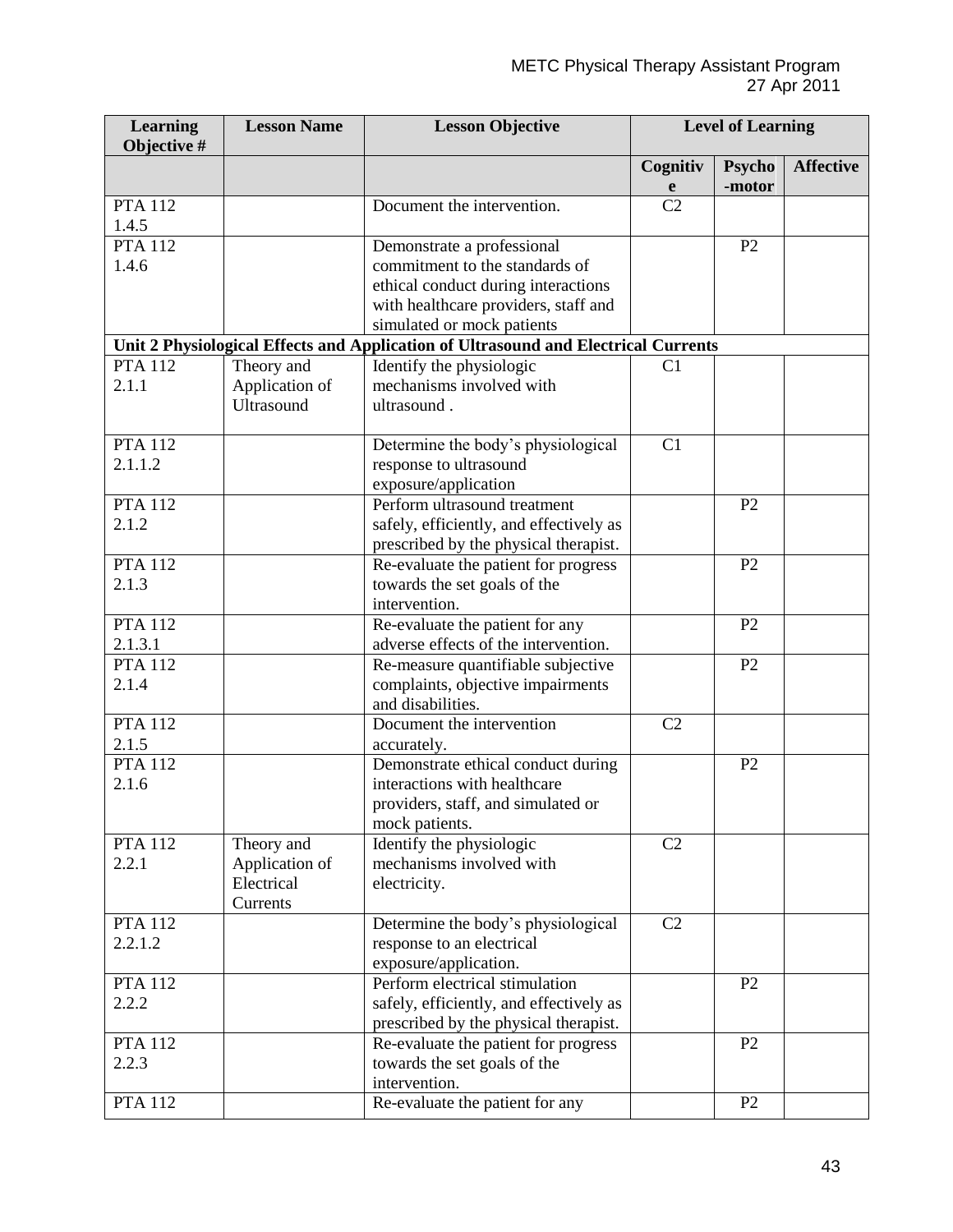| Learning Objective # | Lesson Name | Lesson Objective | Level of Learning | | |
|---|---|---|---|---|---|
| | | | Cognitive | Psycho-motor | Affective |
| PTA 112 1.4.5 | | Document the intervention. | C2 | | |
| PTA 112 1.4.6 | | Demonstrate a professional commitment to the standards of ethical conduct during interactions with healthcare providers, staff and simulated or mock patients | | P2 | |
| **Unit 2 Physiological Effects and Application of Ultrasound and Electrical Currents** | | | | | |
| PTA 112 2.1.1 | Theory and Application of Ultrasound | Identify the physiologic mechanisms involved with ultrasound . | C1 | | |
| PTA 112 2.1.1.2 | | Determine the body's physiological response to ultrasound exposure/application | C1 | | |
| PTA 112 2.1.2 | | Perform ultrasound treatment safely, efficiently, and effectively as prescribed by the physical therapist. | | P2 | |
| PTA 112 2.1.3 | | Re-evaluate the patient for progress towards the set goals of the intervention. | | P2 | |
| PTA 112 2.1.3.1 | | Re-evaluate the patient for any adverse effects of the intervention. | | P2 | |
| PTA 112 2.1.4 | | Re-measure quantifiable subjective complaints, objective impairments and disabilities. | | P2 | |
| PTA 112 2.1.5 | | Document the intervention accurately. | C2 | | |
| PTA 112 2.1.6 | | Demonstrate ethical conduct during interactions with healthcare providers, staff, and simulated or mock patients. | | P2 | |
| PTA 112 2.2.1 | Theory and Application of Electrical Currents | Identify the physiologic mechanisms involved with electricity. | C2 | | |
| PTA 112 2.2.1.2 | | Determine the body's physiological response to an electrical exposure/application. | C2 | | |
| PTA 112 2.2.2 | | Perform electrical stimulation safely, efficiently, and effectively as prescribed by the physical therapist. | | P2 | |
| PTA 112 2.2.3 | | Re-evaluate the patient for progress towards the set goals of the intervention. | | P2 | |
| PTA 112 | | Re-evaluate the patient for any | | P2 | |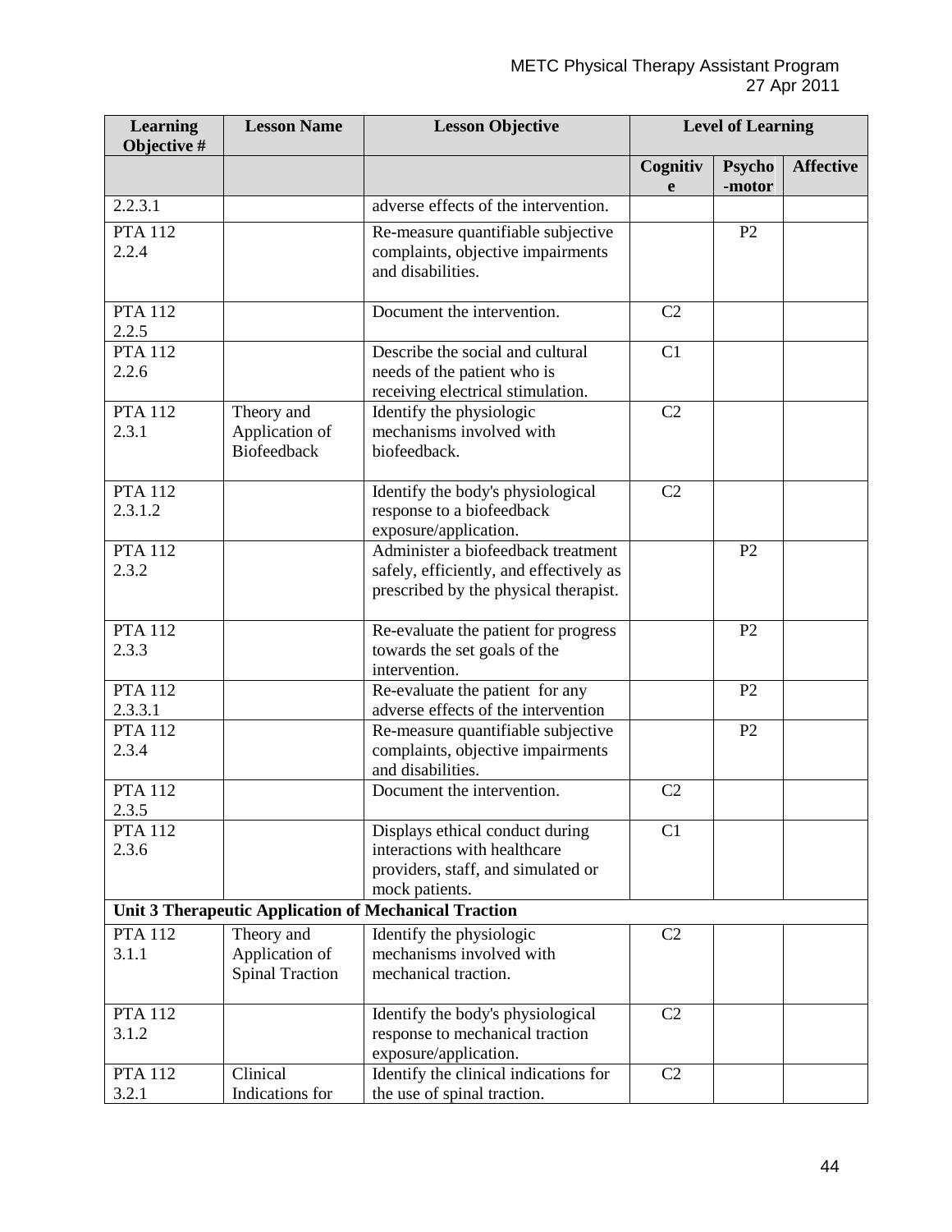| Learning Objective # | Lesson Name | Lesson Objective | Level of Learning | | |
|---|---|---|---|---|---|
| | | | Cognitive | Psycho-motor | Affective |
| 2.2.3.1 | | adverse effects of the intervention. | | | |
| PTA 112 2.2.4 | | Re-measure quantifiable subjective complaints, objective impairments and disabilities. | | P2 | |
| PTA 112 2.2.5 | | Document the intervention. | C2 | | |
| PTA 112 2.2.6 | | Describe the social and cultural needs of the patient who is receiving electrical stimulation. | C1 | | |
| PTA 112 2.3.1 | Theory and Application of Biofeedback | Identify the physiologic mechanisms involved with biofeedback. | C2 | | |
| PTA 112 2.3.1.2 | | Identify the body's physiological response to a biofeedback exposure/application. | C2 | | |
| PTA 112 2.3.2 | | Administer a biofeedback treatment safely, efficiently, and effectively as prescribed by the physical therapist. | | P2 | |
| PTA 112 2.3.3 | | Re-evaluate the patient for progress towards the set goals of the intervention. | | P2 | |
| PTA 112 2.3.3.1 | | Re-evaluate the patient for any adverse effects of the intervention | | P2 | |
| PTA 112 2.3.4 | | Re-measure quantifiable subjective complaints, objective impairments and disabilities. | | P2 | |
| PTA 112 2.3.5 | | Document the intervention. | C2 | | |
| PTA 112 2.3.6 | | Displays ethical conduct during interactions with healthcare providers, staff, and simulated or mock patients. | C1 | | |
| **Unit 3 Therapeutic Application of Mechanical Traction** | | | | | |
| PTA 112 3.1.1 | Theory and Application of Spinal Traction | Identify the physiologic mechanisms involved with mechanical traction. | C2 | | |
| PTA 112 3.1.2 | | Identify the body's physiological response to mechanical traction exposure/application. | C2 | | |
| PTA 112 3.2.1 | Clinical Indications for | Identify the clinical indications for the use of spinal traction. | C2 | | |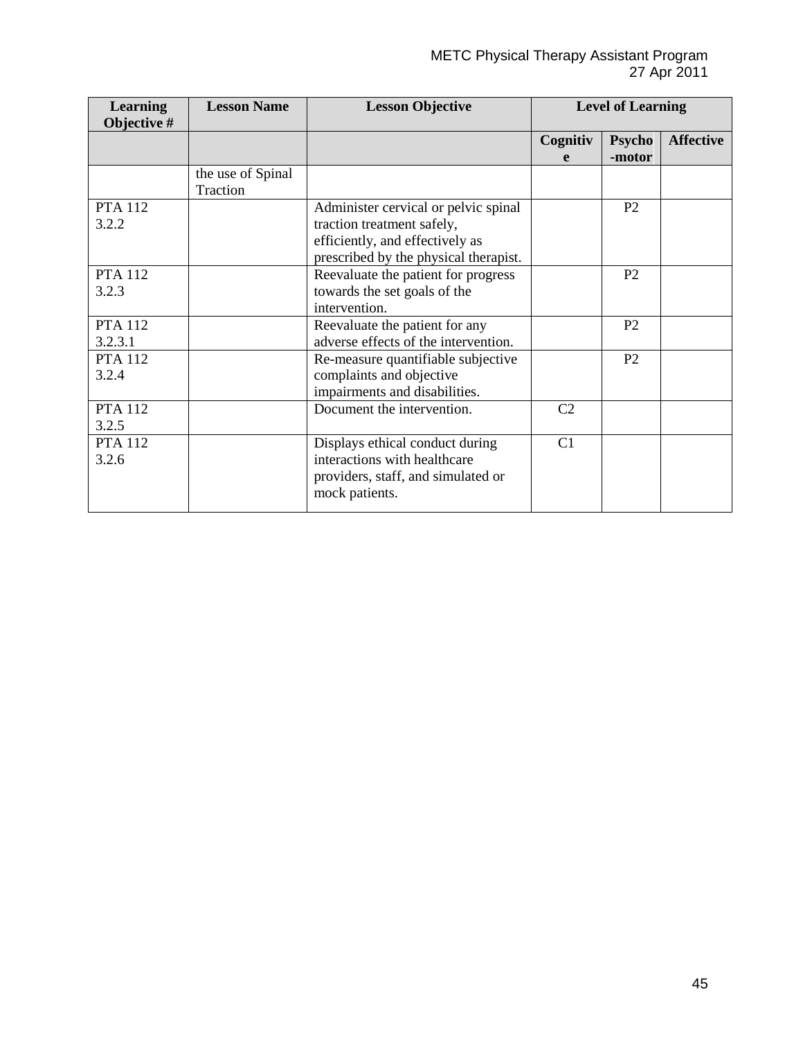| Learning Objective # | Lesson Name | Lesson Objective | Level of Learning | | |
|---|---|---|---|---|---|
| | | | Cognitive | Psycho-motor | Affective |
| | the use of Spinal Traction | | | | |
| PTA 112 3.2.2 | | Administer cervical or pelvic spinal traction treatment safely, efficiently, and effectively as prescribed by the physical therapist. | | P2 | |
| PTA 112 3.2.3 | | Reevaluate the patient for progress towards the set goals of the intervention. | | P2 | |
| PTA 112 3.2.3.1 | | Reevaluate the patient for any adverse effects of the intervention. | | P2 | |
| PTA 112 3.2.4 | | Re-measure quantifiable subjective complaints and objective impairments and disabilities. | | P2 | |
| PTA 112 3.2.5 | | Document the intervention. | C2 | | |
| PTA 112 3.2.6 | | Displays ethical conduct during interactions with healthcare providers, staff, and simulated or mock patients. | C1 | | |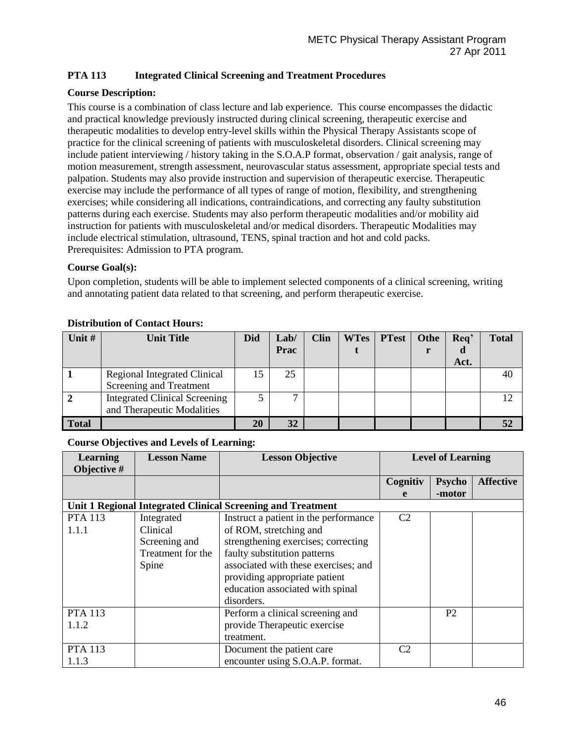**PTA 113 Integrated Clinical Screening and Treatment Procedures**

**Course Description:**

This course is a combination of class lecture and lab experience. This course encompasses the didactic and practical knowledge previously instructed during clinical screening, therapeutic exercise and therapeutic modalities to develop entry-level skills within the Physical Therapy Assistants scope of practice for the clinical screening of patients with musculoskeletal disorders. Clinical screening may include patient interviewing / history taking in the S.O.A.P format, observation / gait analysis, range of motion measurement, strength assessment, neurovascular status assessment, appropriate special tests and palpation. Students may also provide instruction and supervision of therapeutic exercise. Therapeutic exercise may include the performance of all types of range of motion, flexibility, and strengthening exercises; while considering all indications, contraindications, and correcting any faulty substitution patterns during each exercise. Students may also perform therapeutic modalities and/or mobility aid instruction for patients with musculoskeletal and/or medical disorders. Therapeutic Modalities may include electrical stimulation, ultrasound, TENS, spinal traction and hot and cold packs.
Prerequisites: Admission to PTA program.

**Course Goal(s):**

Upon completion, students will be able to implement selected components of a clinical screening, writing and annotating patient data related to that screening, and perform therapeutic exercise.

**Distribution of Contact Hours:**

| Unit # | Unit Title | Did | Lab/ Prac | Clin | WTest | PTest | Other | Req'd Act. | Total |
|---|---|---|---|---|---|---|---|---|---|
| 1 | Regional Integrated Clinical Screening and Treatment | 15 | 25 | | | | | | 40 |
| 2 | Integrated Clinical Screening and Therapeutic Modalities | 5 | 7 | | | | | | 12 |
| **Total** | | **20** | **32** | | | | | | **52** |

**Course Objectives and Levels of Learning:**

| Learning Objective # | Lesson Name | Lesson Objective | Level of Learning | | |
|---|---|---|---|---|---|
| | | | **Cognitive** | **Psycho-motor** | **Affective** |
| **Unit 1 Regional Integrated Clinical Screening and Treatment** | | | | | |
| PTA 113 1.1.1 | Integrated Clinical Screening and Treatment for the Spine | Instruct a patient in the performance of ROM, stretching and strengthening exercises; correcting faulty substitution patterns associated with these exercises; and providing appropriate patient education associated with spinal disorders. | C2 | | |
| PTA 113 1.1.2 | | Perform a clinical screening and provide Therapeutic exercise treatment. | | P2 | |
| PTA 113 1.1.3 | | Document the patient care encounter using S.O.A.P. format. | C2 | | |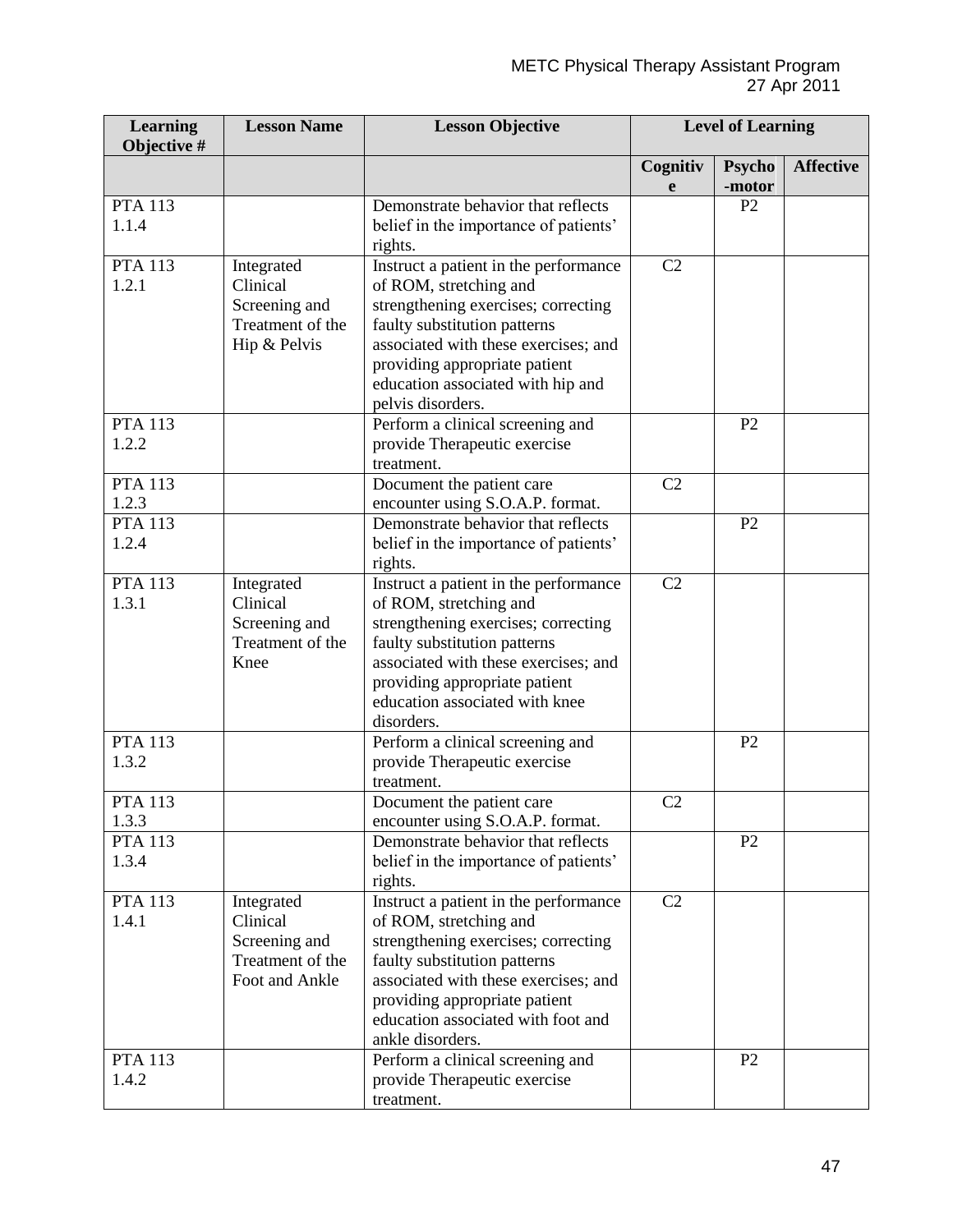| Learning Objective # | Lesson Name | Lesson Objective | Level of Learning | | |
|---|---|---|---|---|---|
| | | | Cognitive | Psycho-motor | Affective |
| PTA 113 1.1.4 | | Demonstrate behavior that reflects belief in the importance of patients' rights. | | P2 | |
| PTA 113 1.2.1 | Integrated Clinical Screening and Treatment of the Hip & Pelvis | Instruct a patient in the performance of ROM, stretching and strengthening exercises; correcting faulty substitution patterns associated with these exercises; and providing appropriate patient education associated with hip and pelvis disorders. | C2 | | |
| PTA 113 1.2.2 | | Perform a clinical screening and provide Therapeutic exercise treatment. | | P2 | |
| PTA 113 1.2.3 | | Document the patient care encounter using S.O.A.P. format. | C2 | | |
| PTA 113 1.2.4 | | Demonstrate behavior that reflects belief in the importance of patients' rights. | | P2 | |
| PTA 113 1.3.1 | Integrated Clinical Screening and Treatment of the Knee | Instruct a patient in the performance of ROM, stretching and strengthening exercises; correcting faulty substitution patterns associated with these exercises; and providing appropriate patient education associated with knee disorders. | C2 | | |
| PTA 113 1.3.2 | | Perform a clinical screening and provide Therapeutic exercise treatment. | | P2 | |
| PTA 113 1.3.3 | | Document the patient care encounter using S.O.A.P. format. | C2 | | |
| PTA 113 1.3.4 | | Demonstrate behavior that reflects belief in the importance of patients' rights. | | P2 | |
| PTA 113 1.4.1 | Integrated Clinical Screening and Treatment of the Foot and Ankle | Instruct a patient in the performance of ROM, stretching and strengthening exercises; correcting faulty substitution patterns associated with these exercises; and providing appropriate patient education associated with foot and ankle disorders. | C2 | | |
| PTA 113 1.4.2 | | Perform a clinical screening and provide Therapeutic exercise treatment. | | P2 | |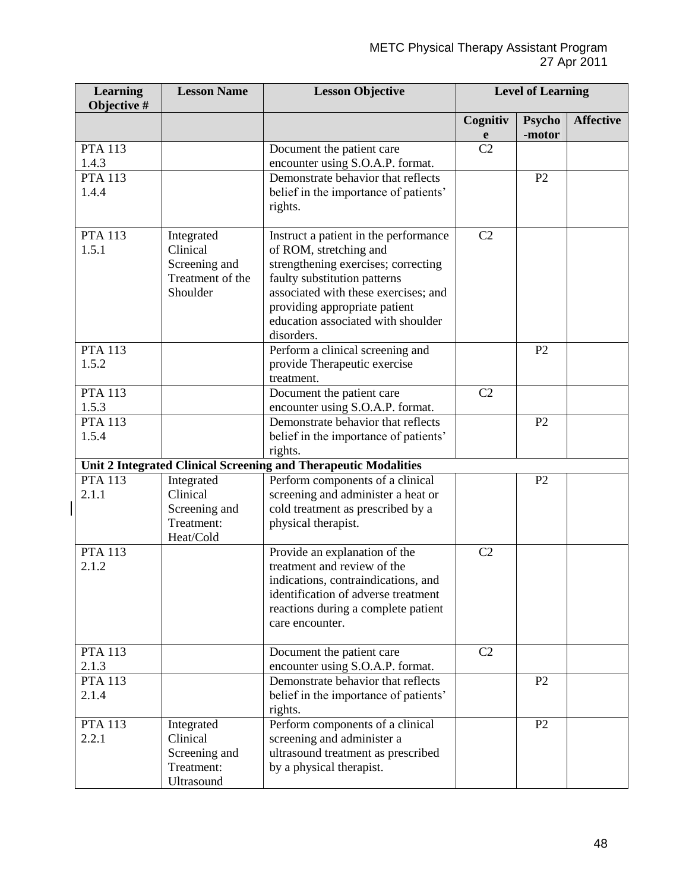| Learning Objective # | Lesson Name | Lesson Objective | Level of Learning | | |
|---|---|---|---|---|---|
| | | | Cognitive | Psycho-motor | Affective |
| PTA 113 1.4.3 | | Document the patient care encounter using S.O.A.P. format. | C2 | | |
| PTA 113 1.4.4 | | Demonstrate behavior that reflects belief in the importance of patients' rights. | | P2 | |
| PTA 113 1.5.1 | Integrated Clinical Screening and Treatment of the Shoulder | Instruct a patient in the performance of ROM, stretching and strengthening exercises; correcting faulty substitution patterns associated with these exercises; and providing appropriate patient education associated with shoulder disorders. | C2 | | |
| PTA 113 1.5.2 | | Perform a clinical screening and provide Therapeutic exercise treatment. | | P2 | |
| PTA 113 1.5.3 | | Document the patient care encounter using S.O.A.P. format. | C2 | | |
| PTA 113 1.5.4 | | Demonstrate behavior that reflects belief in the importance of patients' rights. | | P2 | |
| **Unit 2 Integrated Clinical Screening and Therapeutic Modalities** | | | | | |
| PTA 113 2.1.1 | Integrated Clinical Screening and Treatment: Heat/Cold | Perform components of a clinical screening and administer a heat or cold treatment as prescribed by a physical therapist. | | P2 | |
| PTA 113 2.1.2 | | Provide an explanation of the treatment and review of the indications, contraindications, and identification of adverse treatment reactions during a complete patient care encounter. | C2 | | |
| PTA 113 2.1.3 | | Document the patient care encounter using S.O.A.P. format. | C2 | | |
| PTA 113 2.1.4 | | Demonstrate behavior that reflects belief in the importance of patients' rights. | | P2 | |
| PTA 113 2.2.1 | Integrated Clinical Screening and Treatment: Ultrasound | Perform components of a clinical screening and administer a ultrasound treatment as prescribed by a physical therapist. | | P2 | |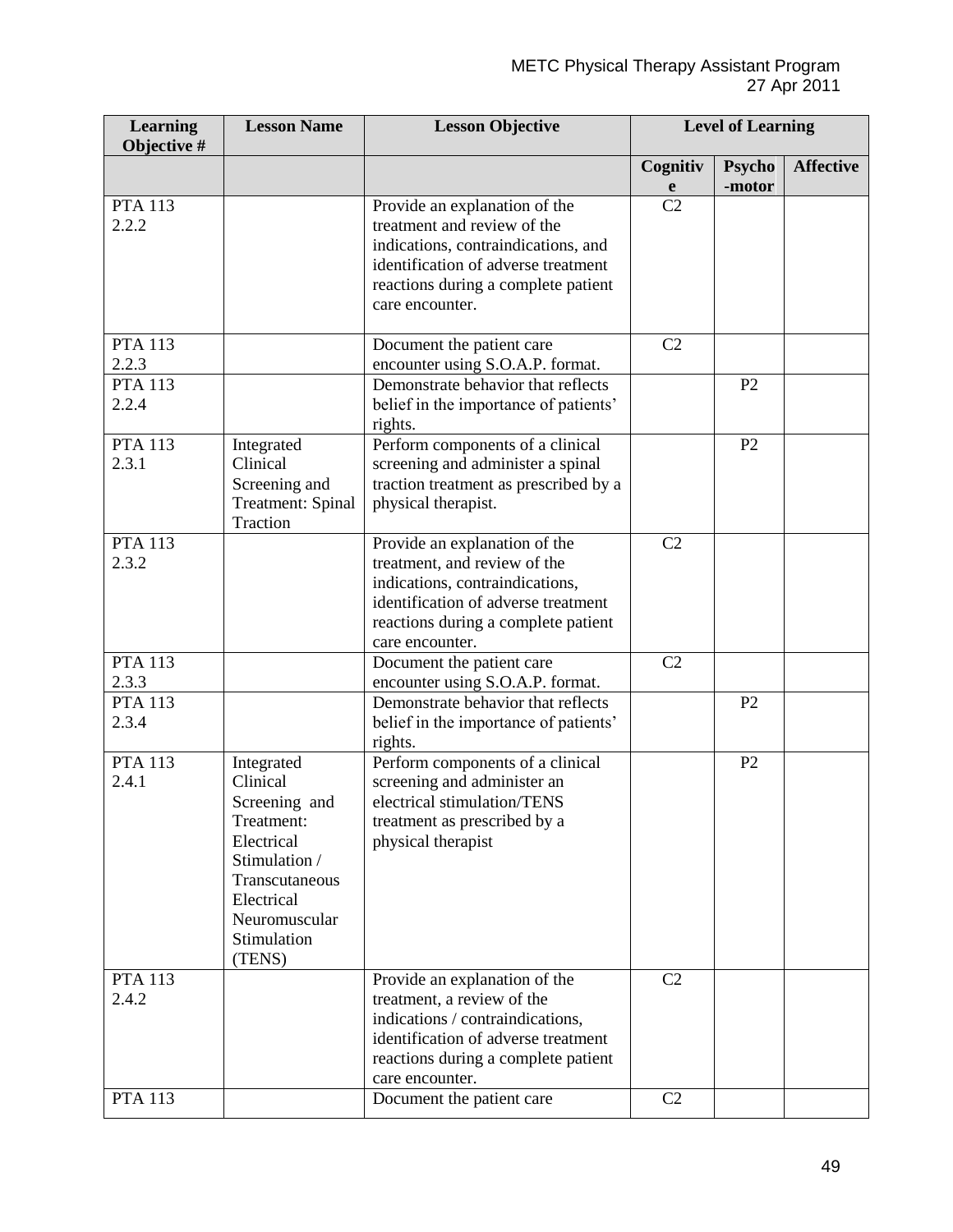| Learning Objective # | Lesson Name | Lesson Objective | Level of Learning | | |
|---|---|---|---|---|---|
| | | | Cognitive | Psycho-motor | Affective |
| PTA 113 2.2.2 | | Provide an explanation of the treatment and review of the indications, contraindications, and identification of adverse treatment reactions during a complete patient care encounter. | C2 | | |
| PTA 113 2.2.3 | | Document the patient care encounter using S.O.A.P. format. | C2 | | |
| PTA 113 2.2.4 | | Demonstrate behavior that reflects belief in the importance of patients' rights. | | P2 | |
| PTA 113 2.3.1 | Integrated Clinical Screening and Treatment: Spinal Traction | Perform components of a clinical screening and administer a spinal traction treatment as prescribed by a physical therapist. | | P2 | |
| PTA 113 2.3.2 | | Provide an explanation of the treatment, and review of the indications, contraindications, identification of adverse treatment reactions during a complete patient care encounter. | C2 | | |
| PTA 113 2.3.3 | | Document the patient care encounter using S.O.A.P. format. | C2 | | |
| PTA 113 2.3.4 | | Demonstrate behavior that reflects belief in the importance of patients' rights. | | P2 | |
| PTA 113 2.4.1 | Integrated Clinical Screening and Treatment: Electrical Stimulation / Transcutaneous Electrical Neuromuscular Stimulation (TENS) | Perform components of a clinical screening and administer an electrical stimulation/TENS treatment as prescribed by a physical therapist | | P2 | |
| PTA 113 2.4.2 | | Provide an explanation of the treatment, a review of the indications / contraindications, identification of adverse treatment reactions during a complete patient care encounter. | C2 | | |
| PTA 113 | | Document the patient care | C2 | | |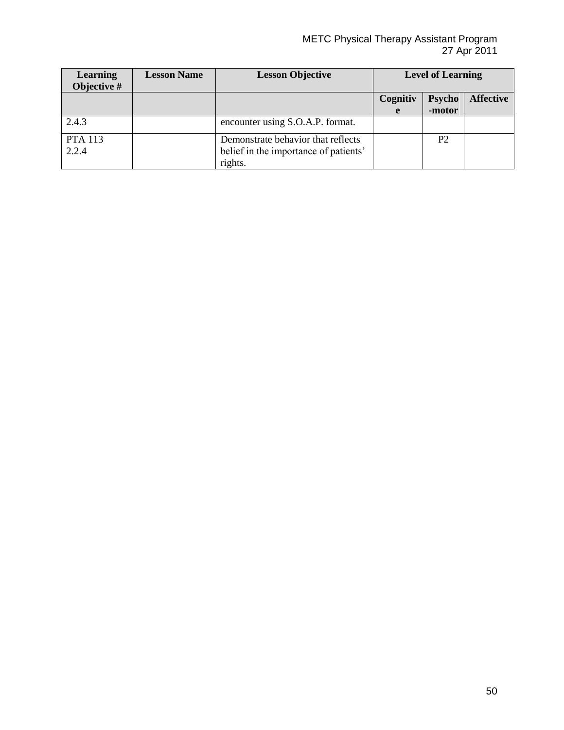| Learning Objective # | Lesson Name | Lesson Objective | Level of Learning | | |
|---|---|---|---|---|---|
| | | | Cognitive | Psycho-motor | Affective |
| 2.4.3 | | encounter using S.O.A.P. format. | | | |
| PTA 113 2.2.4 | | Demonstrate behavior that reflects belief in the importance of patients' rights. | | P2 | |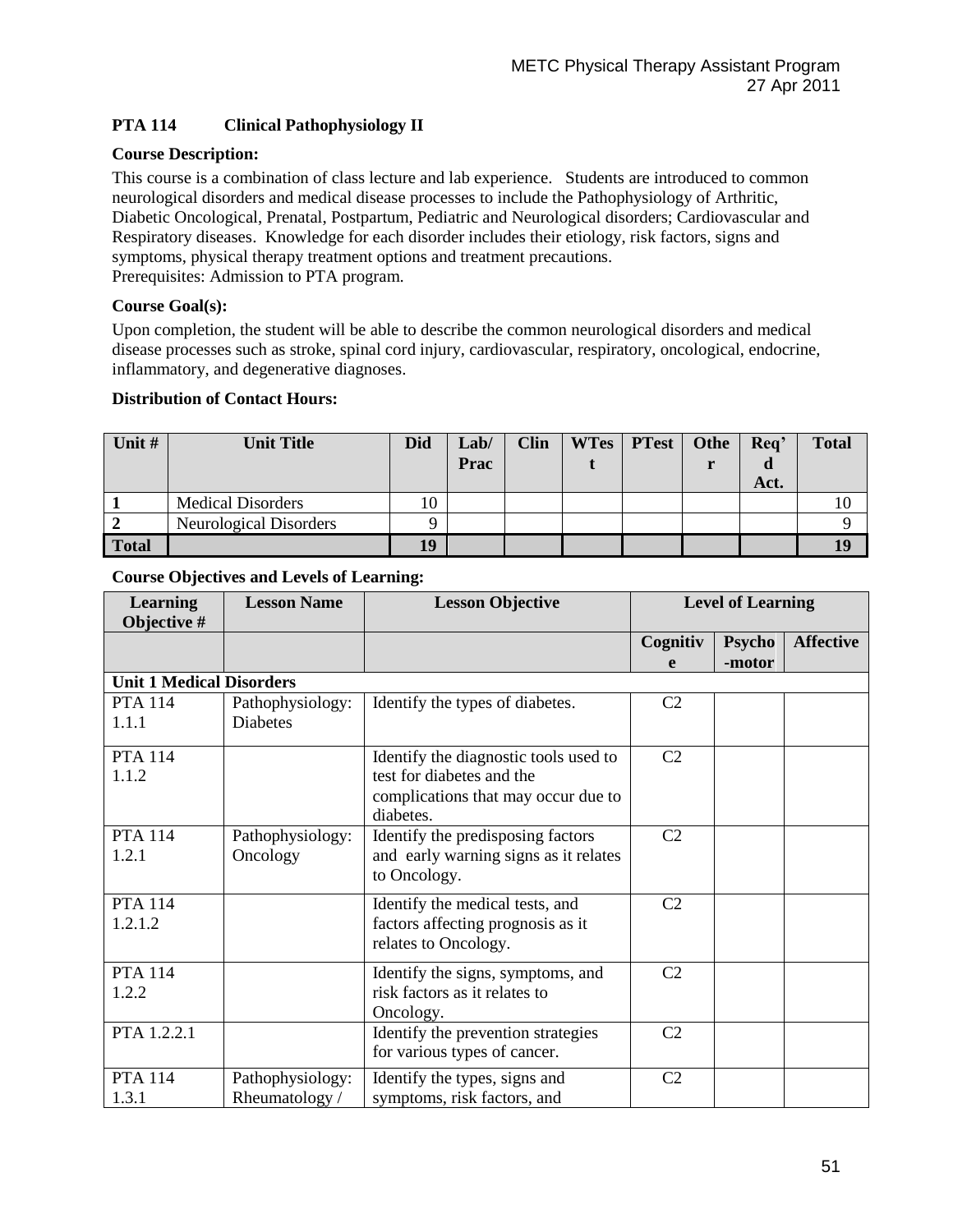## PTA 114 Clinical Pathophysiology II

**Course Description:**

This course is a combination of class lecture and lab experience. Students are introduced to common neurological disorders and medical disease processes to include the Pathophysiology of Arthritic, Diabetic Oncological, Prenatal, Postpartum, Pediatric and Neurological disorders; Cardiovascular and Respiratory diseases. Knowledge for each disorder includes their etiology, risk factors, signs and symptoms, physical therapy treatment options and treatment precautions.
Prerequisites: Admission to PTA program.

**Course Goal(s):**

Upon completion, the student will be able to describe the common neurological disorders and medical disease processes such as stroke, spinal cord injury, cardiovascular, respiratory, oncological, endocrine, inflammatory, and degenerative diagnoses.

**Distribution of Contact Hours:**

| Unit # | Unit Title | Did | Lab/ Prac | Clin | WTest | PTest | Other | Req'd Act. | Total |
|---|---|---|---|---|---|---|---|---|---|
| 1 | Medical Disorders | 10 | | | | | | | 10 |
| 2 | Neurological Disorders | 9 | | | | | | | 9 |
| **Total** | | **19** | | | | | | | **19** |

**Course Objectives and Levels of Learning:**

| Learning Objective # | Lesson Name | Lesson Objective | Level of Learning | | |
|---|---|---|---|---|---|
| | | | Cognitive | Psycho-motor | Affective |
| **Unit 1 Medical Disorders** | | | | | |
| PTA 114 1.1.1 | Pathophysiology: Diabetes | Identify the types of diabetes. | C2 | | |
| PTA 114 1.1.2 | | Identify the diagnostic tools used to test for diabetes and the complications that may occur due to diabetes. | C2 | | |
| PTA 114 1.2.1 | Pathophysiology: Oncology | Identify the predisposing factors and early warning signs as it relates to Oncology. | C2 | | |
| PTA 114 1.2.1.2 | | Identify the medical tests, and factors affecting prognosis as it relates to Oncology. | C2 | | |
| PTA 114 1.2.2 | | Identify the signs, symptoms, and risk factors as it relates to Oncology. | C2 | | |
| PTA 1.2.2.1 | | Identify the prevention strategies for various types of cancer. | C2 | | |
| PTA 114 1.3.1 | Pathophysiology: Rheumatology / | Identify the types, signs and symptoms, risk factors, and | C2 | | |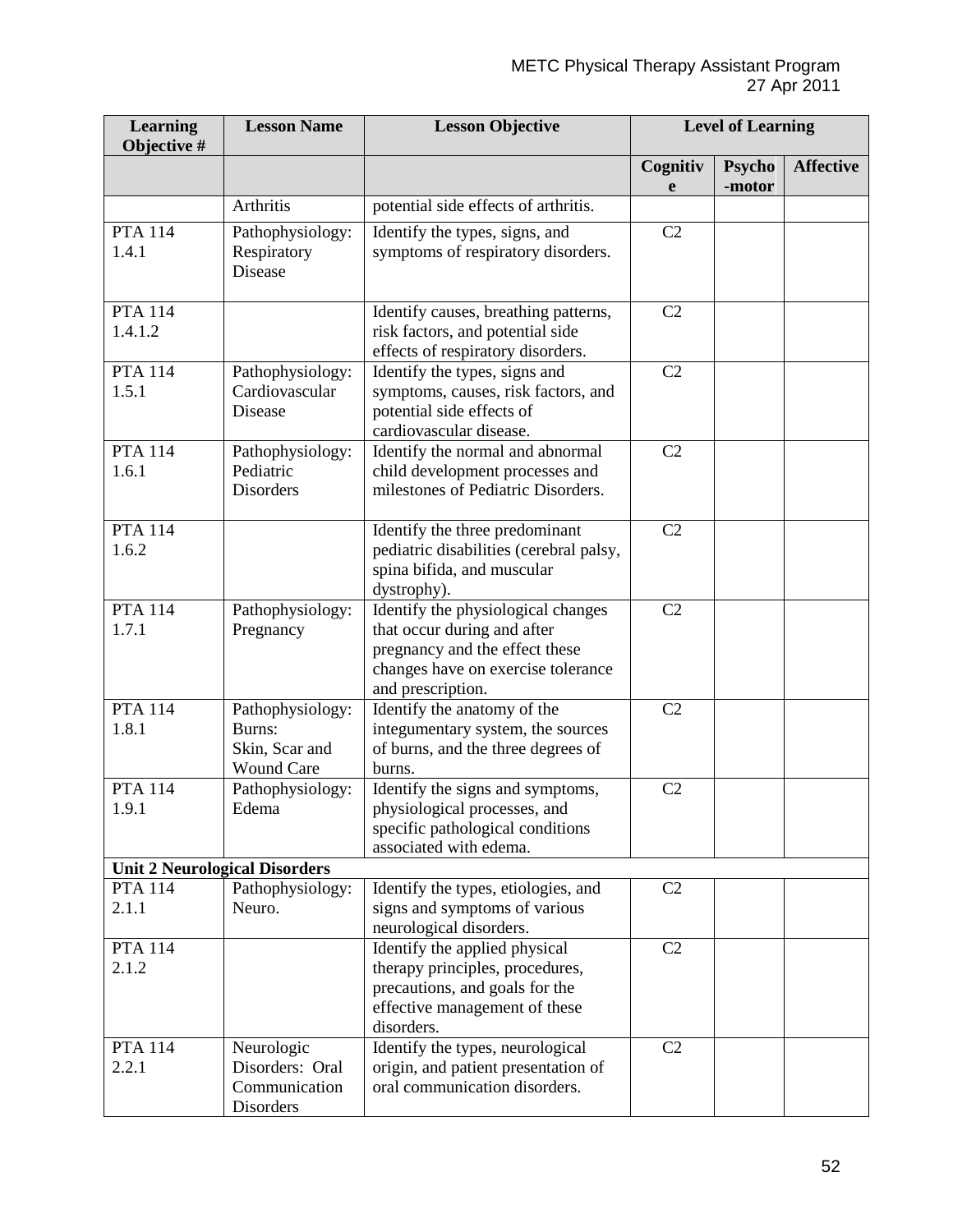| Learning Objective # | Lesson Name | Lesson Objective | Level of Learning | | |
|---|---|---|---|---|---|
| | | | Cognitive | Psycho-motor | Affective |
| | Arthritis | potential side effects of arthritis. | | | |
| PTA 114 1.4.1 | Pathophysiology: Respiratory Disease | Identify the types, signs, and symptoms of respiratory disorders. | C2 | | |
| PTA 114 1.4.1.2 | | Identify causes, breathing patterns, risk factors, and potential side effects of respiratory disorders. | C2 | | |
| PTA 114 1.5.1 | Pathophysiology: Cardiovascular Disease | Identify the types, signs and symptoms, causes, risk factors, and potential side effects of cardiovascular disease. | C2 | | |
| PTA 114 1.6.1 | Pathophysiology: Pediatric Disorders | Identify the normal and abnormal child development processes and milestones of Pediatric Disorders. | C2 | | |
| PTA 114 1.6.2 | | Identify the three predominant pediatric disabilities (cerebral palsy, spina bifida, and muscular dystrophy). | C2 | | |
| PTA 114 1.7.1 | Pathophysiology: Pregnancy | Identify the physiological changes that occur during and after pregnancy and the effect these changes have on exercise tolerance and prescription. | C2 | | |
| PTA 114 1.8.1 | Pathophysiology: Burns: Skin, Scar and Wound Care | Identify the anatomy of the integumentary system, the sources of burns, and the three degrees of burns. | C2 | | |
| PTA 114 1.9.1 | Pathophysiology: Edema | Identify the signs and symptoms, physiological processes, and specific pathological conditions associated with edema. | C2 | | |
| **Unit 2 Neurological Disorders** | | | | | |
| PTA 114 2.1.1 | Pathophysiology: Neuro. | Identify the types, etiologies, and signs and symptoms of various neurological disorders. | C2 | | |
| PTA 114 2.1.2 | | Identify the applied physical therapy principles, procedures, precautions, and goals for the effective management of these disorders. | C2 | | |
| PTA 114 2.2.1 | Neurologic Disorders: Oral Communication Disorders | Identify the types, neurological origin, and patient presentation of oral communication disorders. | C2 | | |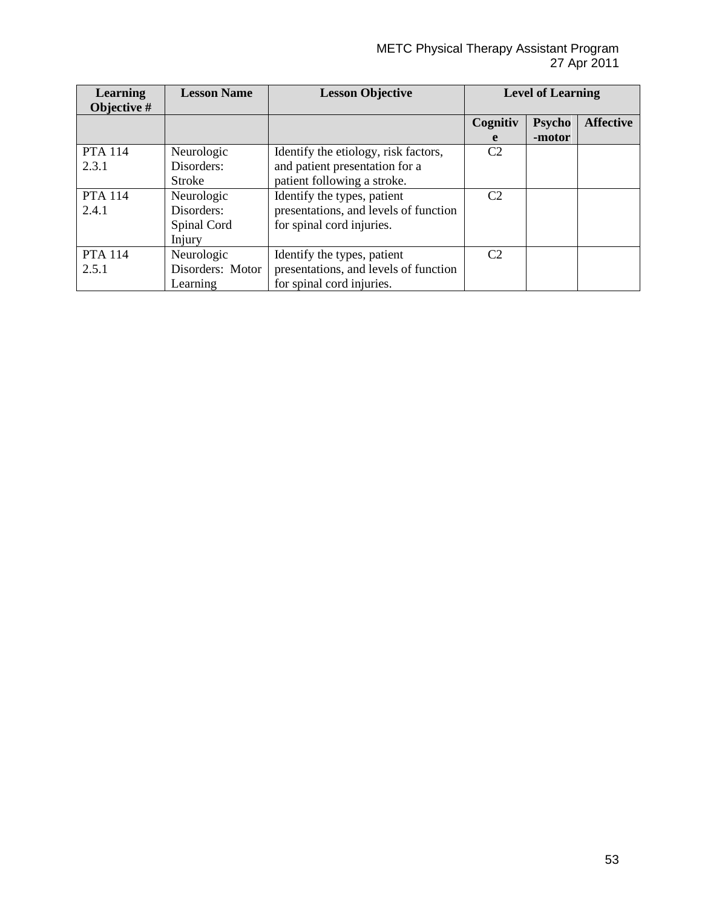| Learning Objective # | Lesson Name | Lesson Objective | Level of Learning | | |
|---|---|---|---|---|---|
| | | | Cognitive | Psycho-motor | Affective |
| PTA 114 2.3.1 | Neurologic Disorders: Stroke | Identify the etiology, risk factors, and patient presentation for a patient following a stroke. | C2 | | |
| PTA 114 2.4.1 | Neurologic Disorders: Spinal Cord Injury | Identify the types, patient presentations, and levels of function for spinal cord injuries. | C2 | | |
| PTA 114 2.5.1 | Neurologic Disorders: Motor Learning | Identify the types, patient presentations, and levels of function for spinal cord injuries. | C2 | | |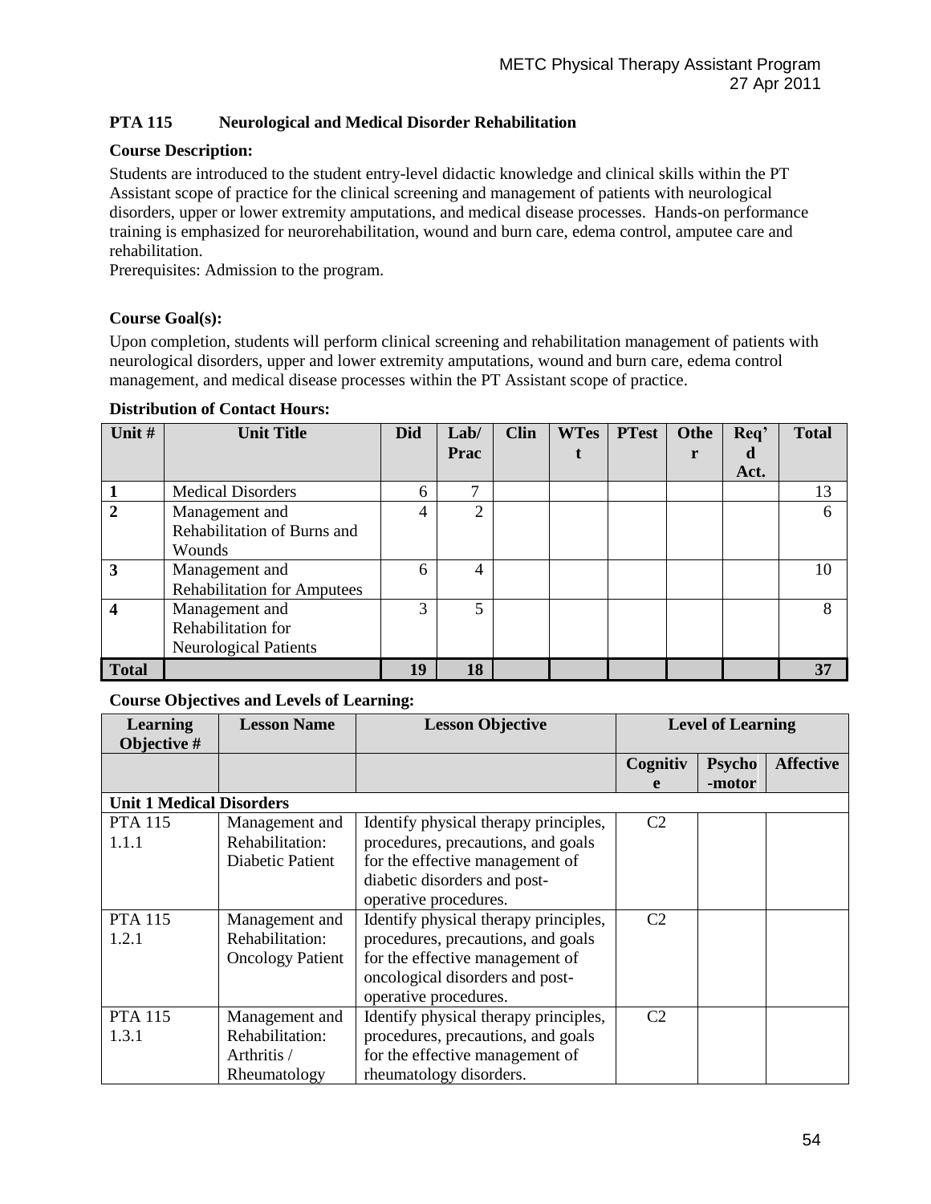## PTA 115 Neurological and Medical Disorder Rehabilitation

**Course Description:**

Students are introduced to the student entry-level didactic knowledge and clinical skills within the PT Assistant scope of practice for the clinical screening and management of patients with neurological disorders, upper or lower extremity amputations, and medical disease processes. Hands-on performance training is emphasized for neurorehabilitation, wound and burn care, edema control, amputee care and rehabilitation.

Prerequisites: Admission to the program.

**Course Goal(s):**

Upon completion, students will perform clinical screening and rehabilitation management of patients with neurological disorders, upper and lower extremity amputations, wound and burn care, edema control management, and medical disease processes within the PT Assistant scope of practice.

**Distribution of Contact Hours:**

| Unit # | Unit Title | Did | Lab/ Prac | Clin | WTest | PTest | Other | Req'd Act. | Total |
|---|---|---|---|---|---|---|---|---|---|
| **1** | Medical Disorders | 6 | 7 | | | | | | 13 |
| **2** | Management and Rehabilitation of Burns and Wounds | 4 | 2 | | | | | | 6 |
| **3** | Management and Rehabilitation for Amputees | 6 | 4 | | | | | | 10 |
| **4** | Management and Rehabilitation for Neurological Patients | 3 | 5 | | | | | | 8 |
| **Total** | | **19** | **18** | | | | | | **37** |

**Course Objectives and Levels of Learning:**

| Learning Objective # | Lesson Name | Lesson Objective | Level of Learning | | |
|---|---|---|---|---|---|
| | | | **Cognitive** | **Psycho-motor** | **Affective** |
| **Unit 1 Medical Disorders** | | | | | |
| PTA 115 1.1.1 | Management and Rehabilitation: Diabetic Patient | Identify physical therapy principles, procedures, precautions, and goals for the effective management of diabetic disorders and post-operative procedures. | C2 | | |
| PTA 115 1.2.1 | Management and Rehabilitation: Oncology Patient | Identify physical therapy principles, procedures, precautions, and goals for the effective management of oncological disorders and post-operative procedures. | C2 | | |
| PTA 115 1.3.1 | Management and Rehabilitation: Arthritis / Rheumatology | Identify physical therapy principles, procedures, precautions, and goals for the effective management of rheumatology disorders. | C2 | | |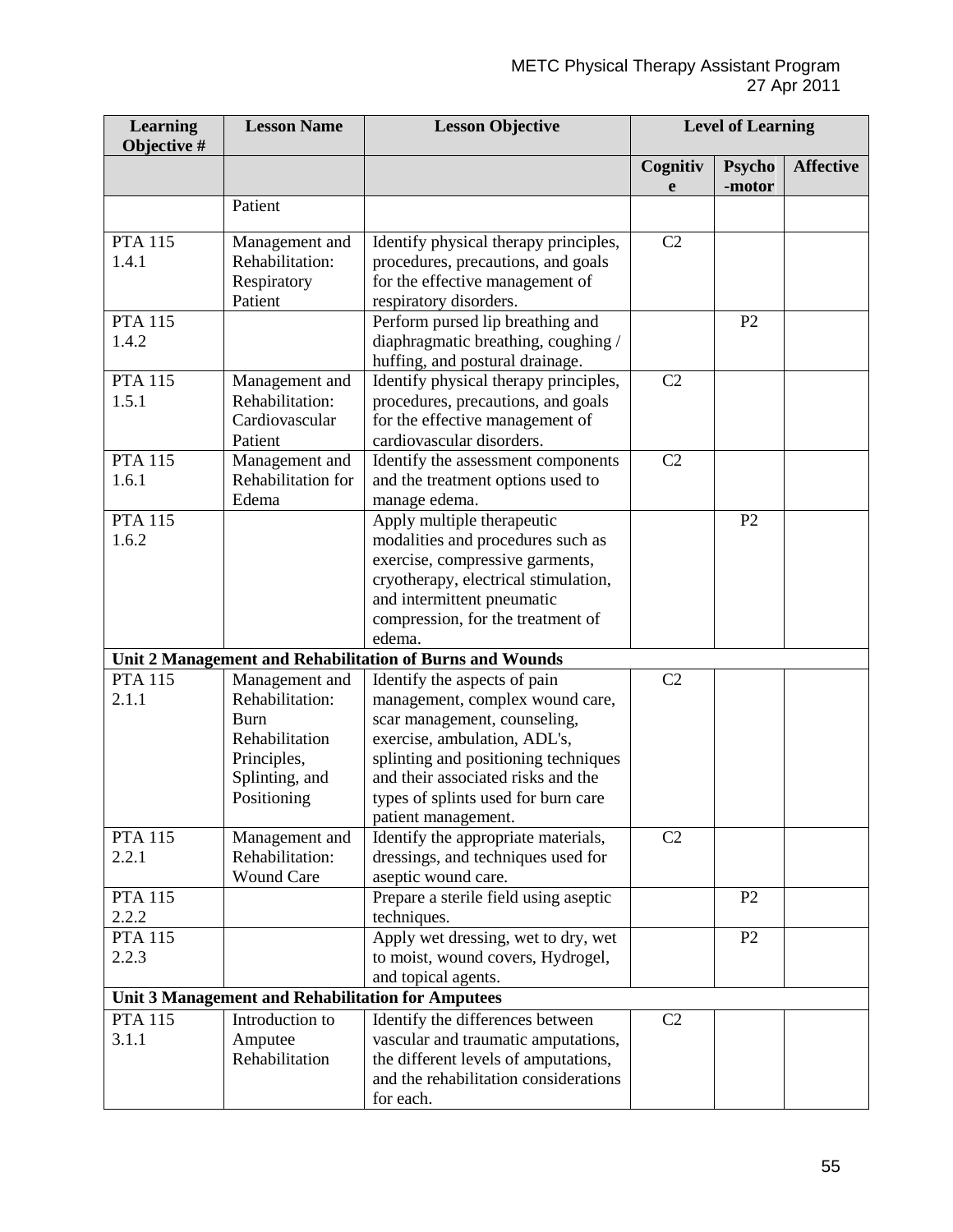| Learning Objective # | Lesson Name | Lesson Objective | Level of Learning | | |
|---|---|---|---|---|---|
| | | | Cognitive | Psycho-motor | Affective |
| | Patient | | | | |
| PTA 115 1.4.1 | Management and Rehabilitation: Respiratory Patient | Identify physical therapy principles, procedures, precautions, and goals for the effective management of respiratory disorders. | C2 | | |
| PTA 115 1.4.2 | | Perform pursed lip breathing and diaphragmatic breathing, coughing / huffing, and postural drainage. | | P2 | |
| PTA 115 1.5.1 | Management and Rehabilitation: Cardiovascular Patient | Identify physical therapy principles, procedures, precautions, and goals for the effective management of cardiovascular disorders. | C2 | | |
| PTA 115 1.6.1 | Management and Rehabilitation for Edema | Identify the assessment components and the treatment options used to manage edema. | C2 | | |
| PTA 115 1.6.2 | | Apply multiple therapeutic modalities and procedures such as exercise, compressive garments, cryotherapy, electrical stimulation, and intermittent pneumatic compression, for the treatment of edema. | | P2 | |
| **Unit 2 Management and Rehabilitation of Burns and Wounds** | | | | | |
| PTA 115 2.1.1 | Management and Rehabilitation: Burn Rehabilitation Principles, Splinting, and Positioning | Identify the aspects of pain management, complex wound care, scar management, counseling, exercise, ambulation, ADL's, splinting and positioning techniques and their associated risks and the types of splints used for burn care patient management. | C2 | | |
| PTA 115 2.2.1 | Management and Rehabilitation: Wound Care | Identify the appropriate materials, dressings, and techniques used for aseptic wound care. | C2 | | |
| PTA 115 2.2.2 | | Prepare a sterile field using aseptic techniques. | | P2 | |
| PTA 115 2.2.3 | | Apply wet dressing, wet to dry, wet to moist, wound covers, Hydrogel, and topical agents. | | P2 | |
| **Unit 3 Management and Rehabilitation for Amputees** | | | | | |
| PTA 115 3.1.1 | Introduction to Amputee Rehabilitation | Identify the differences between vascular and traumatic amputations, the different levels of amputations, and the rehabilitation considerations for each. | C2 | | |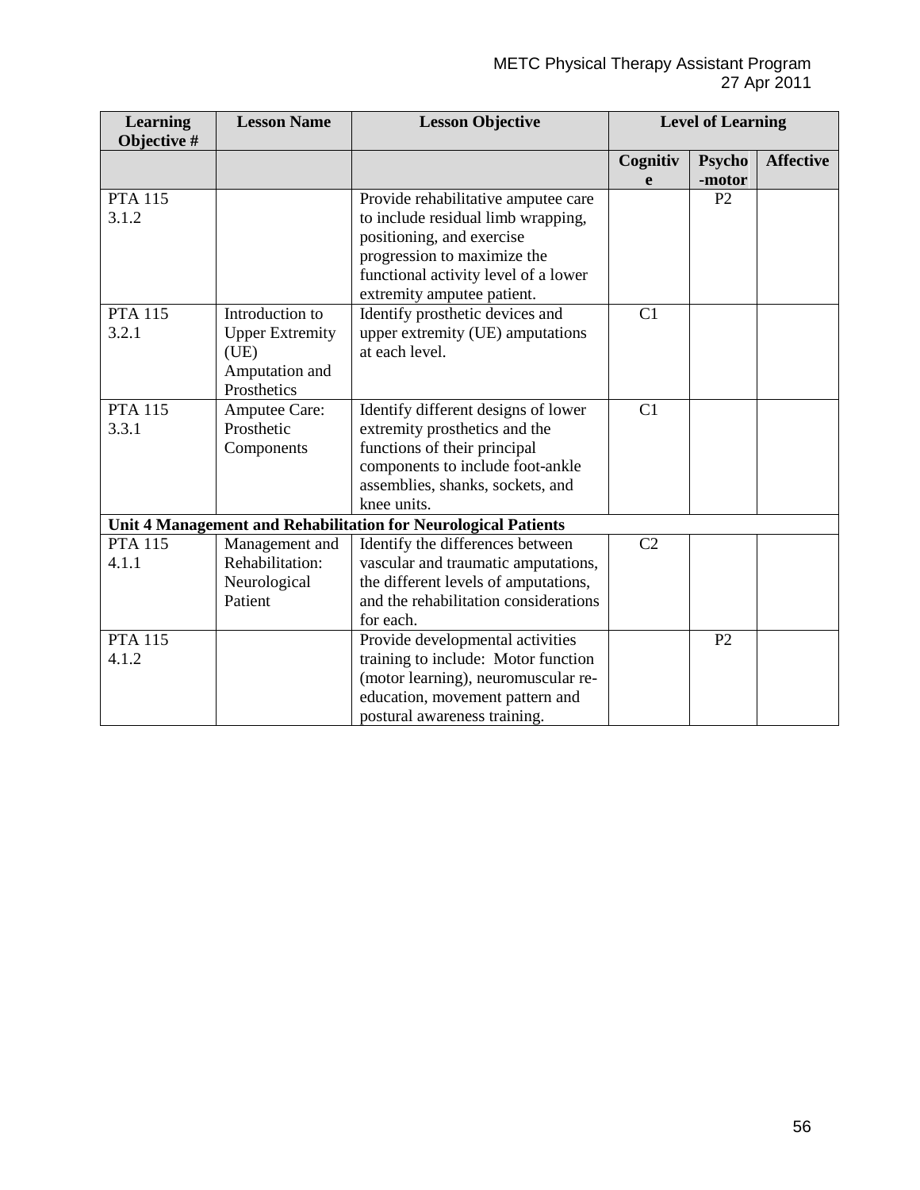| Learning Objective # | Lesson Name | Lesson Objective | Level of Learning | | |
|---|---|---|---|---|---|
| | | | Cognitive | Psycho-motor | Affective |
| PTA 115 3.1.2 | | Provide rehabilitative amputee care to include residual limb wrapping, positioning, and exercise progression to maximize the functional activity level of a lower extremity amputee patient. | | P2 | |
| PTA 115 3.2.1 | Introduction to Upper Extremity (UE) Amputation and Prosthetics | Identify prosthetic devices and upper extremity (UE) amputations at each level. | C1 | | |
| PTA 115 3.3.1 | Amputee Care: Prosthetic Components | Identify different designs of lower extremity prosthetics and the functions of their principal components to include foot-ankle assemblies, shanks, sockets, and knee units. | C1 | | |
| **Unit 4 Management and Rehabilitation for Neurological Patients** | | | | | |
| PTA 115 4.1.1 | Management and Rehabilitation: Neurological Patient | Identify the differences between vascular and traumatic amputations, the different levels of amputations, and the rehabilitation considerations for each. | C2 | | |
| PTA 115 4.1.2 | | Provide developmental activities training to include: Motor function (motor learning), neuromuscular re-education, movement pattern and postural awareness training. | | P2 | |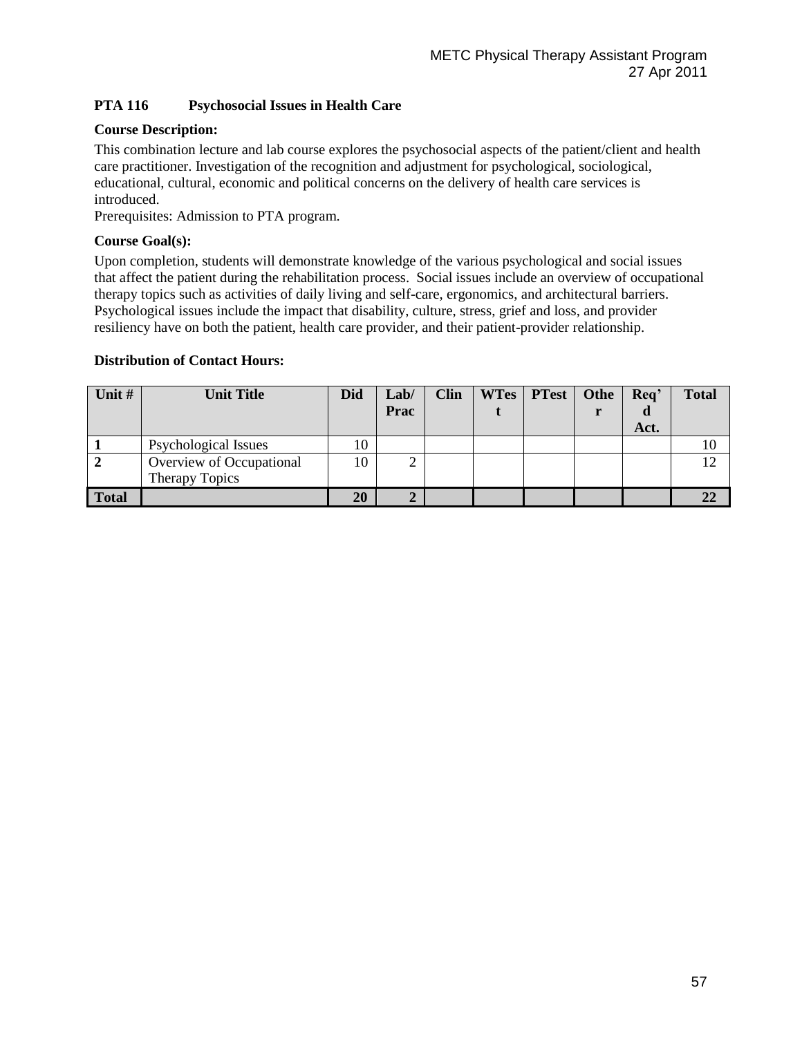**PTA 116 Psychosocial Issues in Health Care**

**Course Description:**

This combination lecture and lab course explores the psychosocial aspects of the patient/client and health care practitioner. Investigation of the recognition and adjustment for psychological, sociological, educational, cultural, economic and political concerns on the delivery of health care services is introduced.
Prerequisites: Admission to PTA program.

**Course Goal(s):**

Upon completion, students will demonstrate knowledge of the various psychological and social issues that affect the patient during the rehabilitation process. Social issues include an overview of occupational therapy topics such as activities of daily living and self-care, ergonomics, and architectural barriers. Psychological issues include the impact that disability, culture, stress, grief and loss, and provider resiliency have on both the patient, health care provider, and their patient-provider relationship.

**Distribution of Contact Hours:**

| Unit # | Unit Title | Did | Lab/ Prac | Clin | WTest | PTest | Other | Req'd Act. | Total |
|---|---|---|---|---|---|---|---|---|---|
| 1 | Psychological Issues | 10 | | | | | | | 10 |
| 2 | Overview of Occupational Therapy Topics | 10 | 2 | | | | | | 12 |
| **Total** | | **20** | **2** | | | | | | **22** |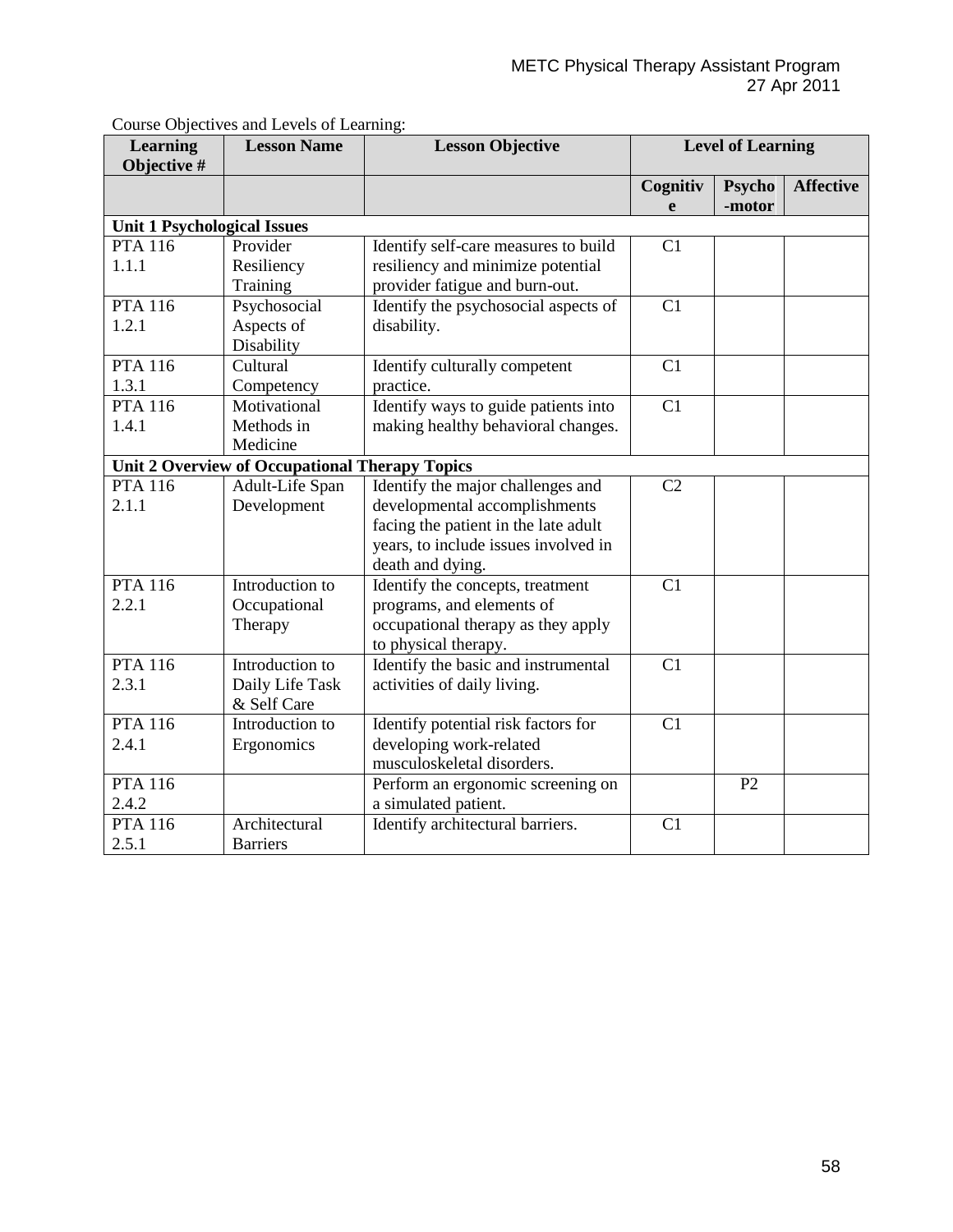Course Objectives and Levels of Learning:

| Learning Objective # | Lesson Name | Lesson Objective | Level of Learning | | |
|---|---|---|---|---|---|
| | | | Cognitive | Psycho-motor | Affective |
| **Unit 1 Psychological Issues** | | | | | |
| PTA 116 1.1.1 | Provider Resiliency Training | Identify self-care measures to build resiliency and minimize potential provider fatigue and burn-out. | C1 | | |
| PTA 116 1.2.1 | Psychosocial Aspects of Disability | Identify the psychosocial aspects of disability. | C1 | | |
| PTA 116 1.3.1 | Cultural Competency | Identify culturally competent practice. | C1 | | |
| PTA 116 1.4.1 | Motivational Methods in Medicine | Identify ways to guide patients into making healthy behavioral changes. | C1 | | |
| **Unit 2 Overview of Occupational Therapy Topics** | | | | | |
| PTA 116 2.1.1 | Adult-Life Span Development | Identify the major challenges and developmental accomplishments facing the patient in the late adult years, to include issues involved in death and dying. | C2 | | |
| PTA 116 2.2.1 | Introduction to Occupational Therapy | Identify the concepts, treatment programs, and elements of occupational therapy as they apply to physical therapy. | C1 | | |
| PTA 116 2.3.1 | Introduction to Daily Life Task & Self Care | Identify the basic and instrumental activities of daily living. | C1 | | |
| PTA 116 2.4.1 | Introduction to Ergonomics | Identify potential risk factors for developing work-related musculoskeletal disorders. | C1 | | |
| PTA 116 2.4.2 | | Perform an ergonomic screening on a simulated patient. | | P2 | |
| PTA 116 2.5.1 | Architectural Barriers | Identify architectural barriers. | C1 | | |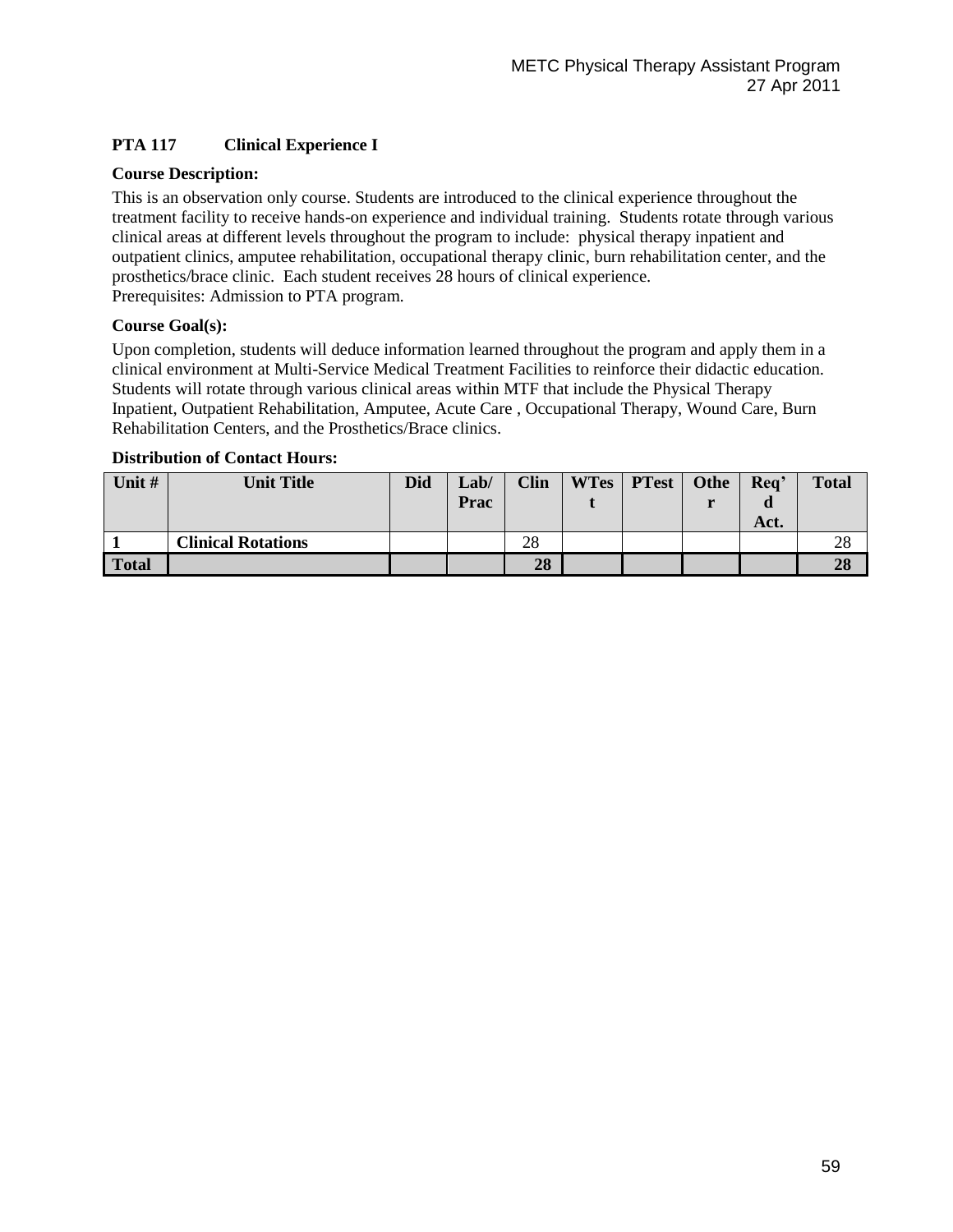**PTA 117 Clinical Experience I**

**Course Description:**

This is an observation only course. Students are introduced to the clinical experience throughout the treatment facility to receive hands-on experience and individual training. Students rotate through various clinical areas at different levels throughout the program to include: physical therapy inpatient and outpatient clinics, amputee rehabilitation, occupational therapy clinic, burn rehabilitation center, and the prosthetics/brace clinic. Each student receives 28 hours of clinical experience.
Prerequisites: Admission to PTA program.

**Course Goal(s):**

Upon completion, students will deduce information learned throughout the program and apply them in a clinical environment at Multi-Service Medical Treatment Facilities to reinforce their didactic education. Students will rotate through various clinical areas within MTF that include the Physical Therapy Inpatient, Outpatient Rehabilitation, Amputee, Acute Care , Occupational Therapy, Wound Care, Burn Rehabilitation Centers, and the Prosthetics/Brace clinics.

**Distribution of Contact Hours:**

| Unit # | Unit Title | Did | Lab/ Prac | Clin | WTest | PTest | Other | Req'd Act. | Total |
|---|---|---|---|---|---|---|---|---|---|
| 1 | Clinical Rotations | | | 28 | | | | | 28 |
| **Total** | | | | **28** | | | | | **28** |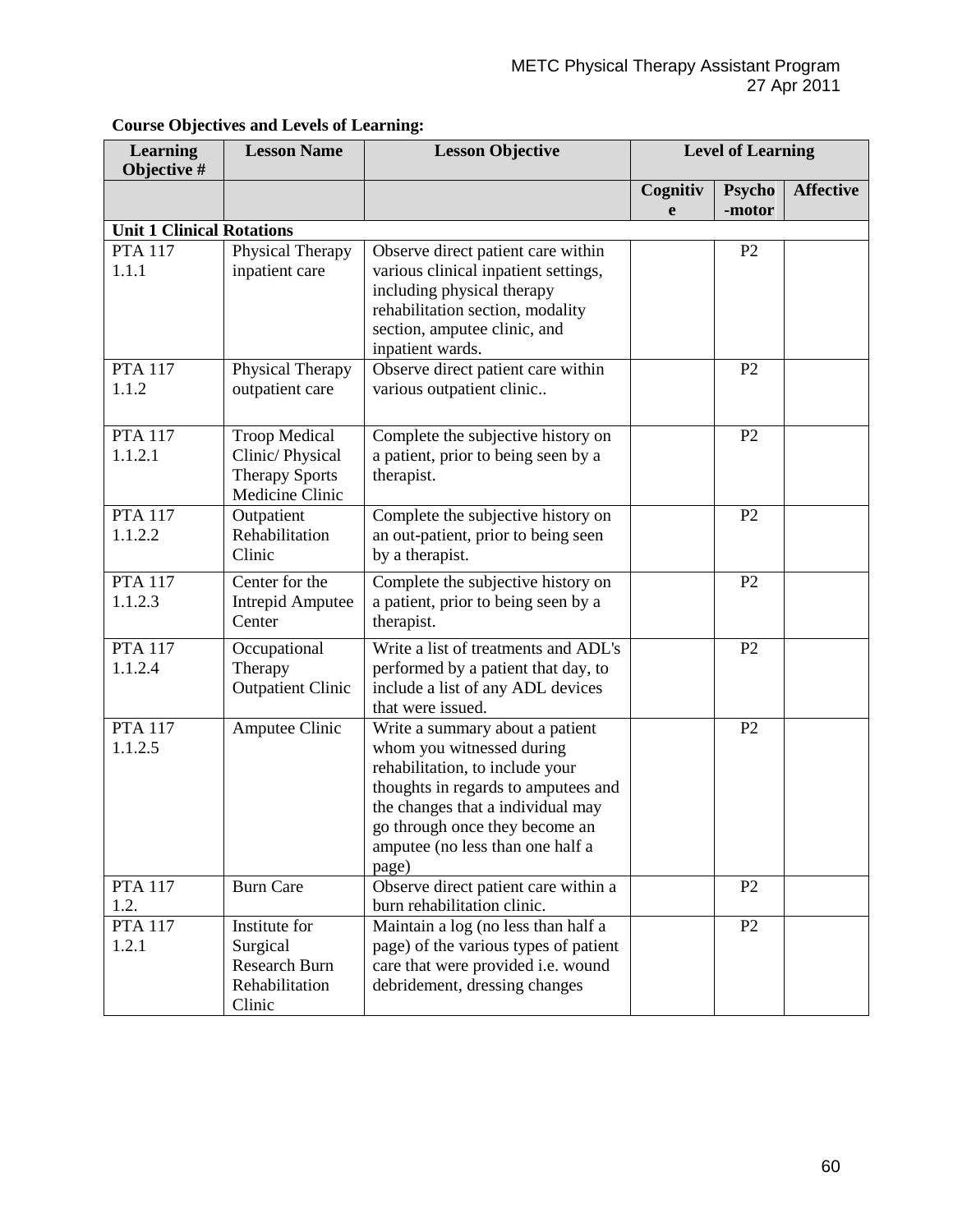**Course Objectives and Levels of Learning:**

| Learning Objective # | Lesson Name | Lesson Objective | Level of Learning | | |
|---|---|---|---|---|---|
| | | | Cognitive | Psycho-motor | Affective |
| **Unit 1 Clinical Rotations** | | | | | |
| PTA 117 1.1.1 | Physical Therapy inpatient care | Observe direct patient care within various clinical inpatient settings, including physical therapy rehabilitation section, modality section, amputee clinic, and inpatient wards. | | P2 | |
| PTA 117 1.1.2 | Physical Therapy outpatient care | Observe direct patient care within various outpatient clinic.. | | P2 | |
| PTA 117 1.1.2.1 | Troop Medical Clinic/ Physical Therapy Sports Medicine Clinic | Complete the subjective history on a patient, prior to being seen by a therapist. | | P2 | |
| PTA 117 1.1.2.2 | Outpatient Rehabilitation Clinic | Complete the subjective history on an out-patient, prior to being seen by a therapist. | | P2 | |
| PTA 117 1.1.2.3 | Center for the Intrepid Amputee Center | Complete the subjective history on a patient, prior to being seen by a therapist. | | P2 | |
| PTA 117 1.1.2.4 | Occupational Therapy Outpatient Clinic | Write a list of treatments and ADL's performed by a patient that day, to include a list of any ADL devices that were issued. | | P2 | |
| PTA 117 1.1.2.5 | Amputee Clinic | Write a summary about a patient whom you witnessed during rehabilitation, to include your thoughts in regards to amputees and the changes that a individual may go through once they become an amputee (no less than one half a page) | | P2 | |
| PTA 117 1.2. | Burn Care | Observe direct patient care within a burn rehabilitation clinic. | | P2 | |
| PTA 117 1.2.1 | Institute for Surgical Research Burn Rehabilitation Clinic | Maintain a log (no less than half a page) of the various types of patient care that were provided i.e. wound debridement, dressing changes | | P2 | |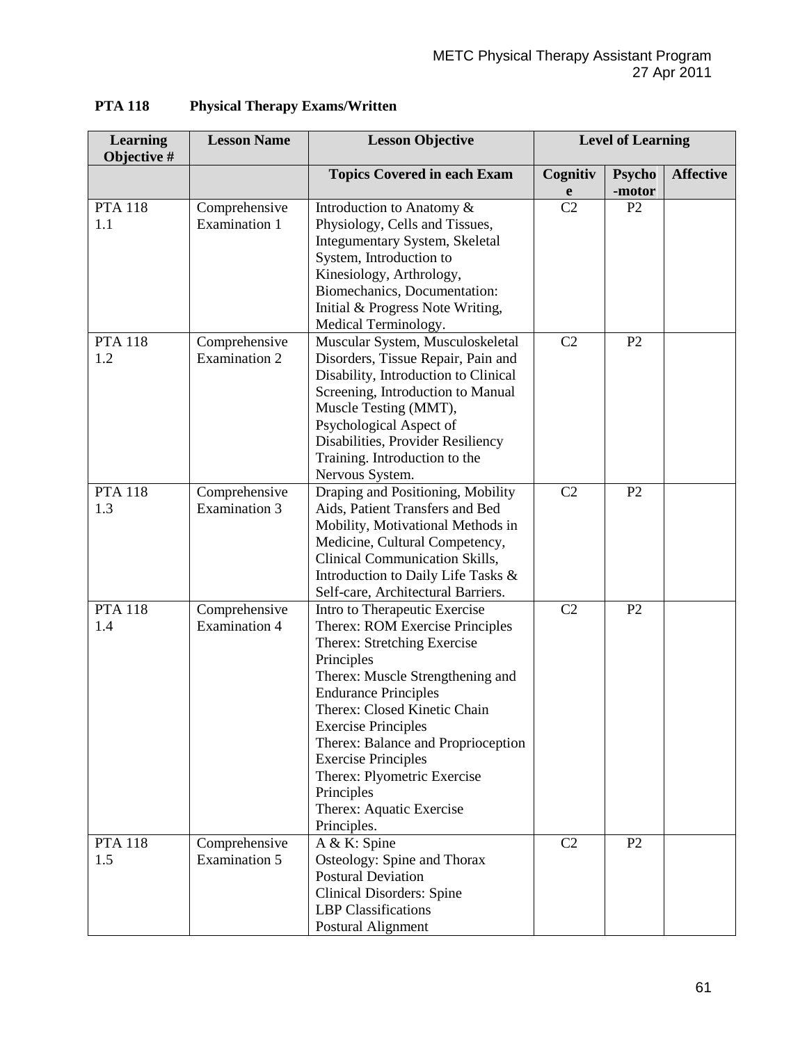**PTA 118 Physical Therapy Exams/Written**

| Learning Objective # | Lesson Name | Lesson Objective | Level of Learning | | |
|---|---|---|---|---|---|
| | | **Topics Covered in each Exam** | **Cognitive** | **Psycho-motor** | **Affective** |
| PTA 118 1.1 | Comprehensive Examination 1 | Introduction to Anatomy & Physiology, Cells and Tissues, Integumentary System, Skeletal System, Introduction to Kinesiology, Arthrology, Biomechanics, Documentation: Initial & Progress Note Writing, Medical Terminology. | C2 | P2 | |
| PTA 118 1.2 | Comprehensive Examination 2 | Muscular System, Musculoskeletal Disorders, Tissue Repair, Pain and Disability, Introduction to Clinical Screening, Introduction to Manual Muscle Testing (MMT), Psychological Aspect of Disabilities, Provider Resiliency Training. Introduction to the Nervous System. | C2 | P2 | |
| PTA 118 1.3 | Comprehensive Examination 3 | Draping and Positioning, Mobility Aids, Patient Transfers and Bed Mobility, Motivational Methods in Medicine, Cultural Competency, Clinical Communication Skills, Introduction to Daily Life Tasks & Self-care, Architectural Barriers. | C2 | P2 | |
| PTA 118 1.4 | Comprehensive Examination 4 | Intro to Therapeutic Exercise<br>Therex: ROM Exercise Principles<br>Therex: Stretching Exercise Principles<br>Therex: Muscle Strengthening and Endurance Principles<br>Therex: Closed Kinetic Chain Exercise Principles<br>Therex: Balance and Proprioception Exercise Principles<br>Therex: Plyometric Exercise Principles<br>Therex: Aquatic Exercise Principles. | C2 | P2 | |
| PTA 118 1.5 | Comprehensive Examination 5 | A & K: Spine<br>Osteology: Spine and Thorax<br>Postural Deviation<br>Clinical Disorders: Spine<br>LBP Classifications<br>Postural Alignment | C2 | P2 | |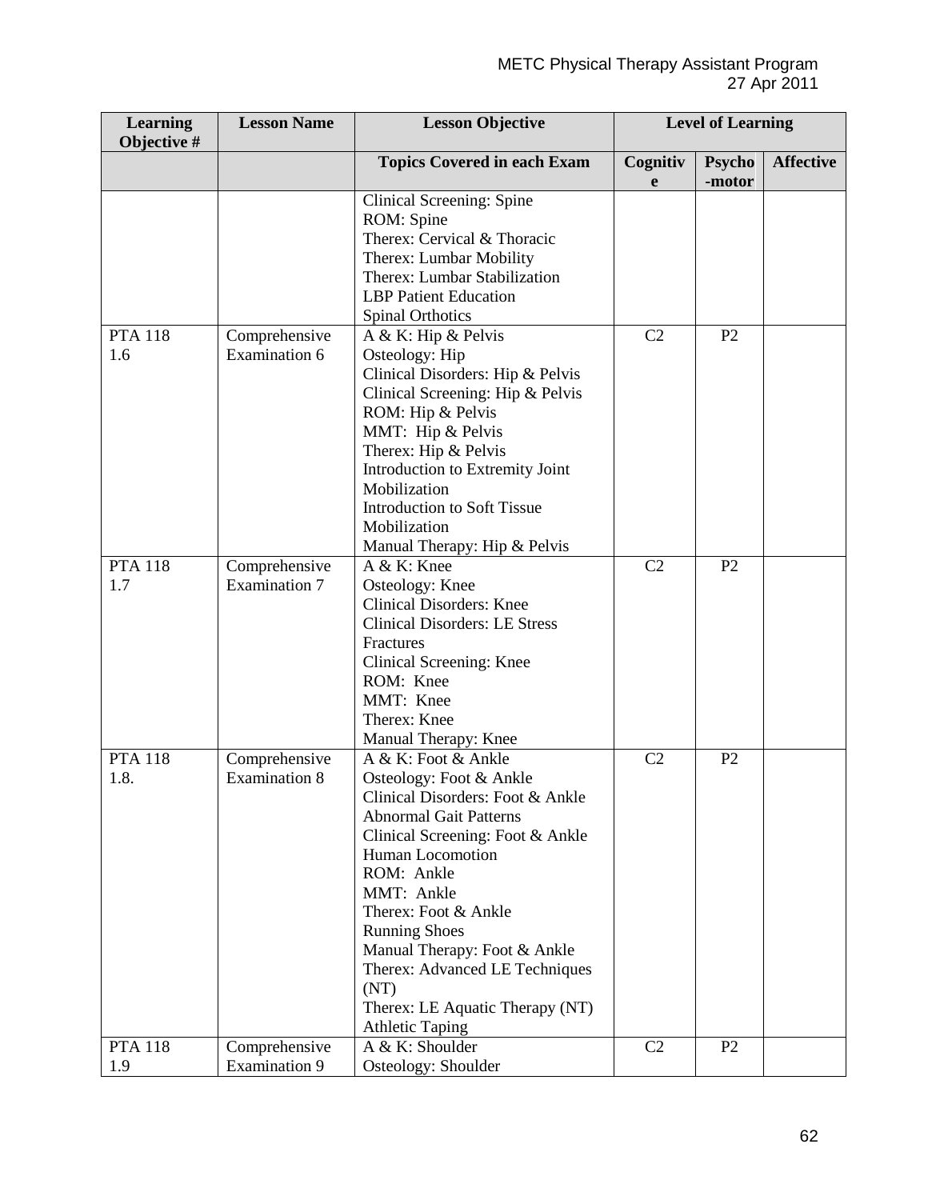| Learning Objective # | Lesson Name | Lesson Objective | Level of Learning | | |
|---|---|---|---|---|---|
| | | Topics Covered in each Exam | Cognitive | Psycho-motor | Affective |
| | | Clinical Screening: Spine<br>ROM: Spine<br>Therex: Cervical & Thoracic<br>Therex: Lumbar Mobility<br>Therex: Lumbar Stabilization<br>LBP Patient Education<br>Spinal Orthotics | | | |
| PTA 118 1.6 | Comprehensive Examination 6 | A & K: Hip & Pelvis<br>Osteology: Hip<br>Clinical Disorders: Hip & Pelvis<br>Clinical Screening: Hip & Pelvis<br>ROM: Hip & Pelvis<br>MMT: Hip & Pelvis<br>Therex: Hip & Pelvis<br>Introduction to Extremity Joint Mobilization<br>Introduction to Soft Tissue Mobilization<br>Manual Therapy: Hip & Pelvis | C2 | P2 | |
| PTA 118 1.7 | Comprehensive Examination 7 | A & K: Knee<br>Osteology: Knee<br>Clinical Disorders: Knee<br>Clinical Disorders: LE Stress Fractures<br>Clinical Screening: Knee<br>ROM: Knee<br>MMT: Knee<br>Therex: Knee<br>Manual Therapy: Knee | C2 | P2 | |
| PTA 118 1.8. | Comprehensive Examination 8 | A & K: Foot & Ankle<br>Osteology: Foot & Ankle<br>Clinical Disorders: Foot & Ankle<br>Abnormal Gait Patterns<br>Clinical Screening: Foot & Ankle<br>Human Locomotion<br>ROM: Ankle<br>MMT: Ankle<br>Therex: Foot & Ankle<br>Running Shoes<br>Manual Therapy: Foot & Ankle<br>Therex: Advanced LE Techniques (NT)<br>Therex: LE Aquatic Therapy (NT)<br>Athletic Taping | C2 | P2 | |
| PTA 118 1.9 | Comprehensive Examination 9 | A & K: Shoulder<br>Osteology: Shoulder | C2 | P2 | |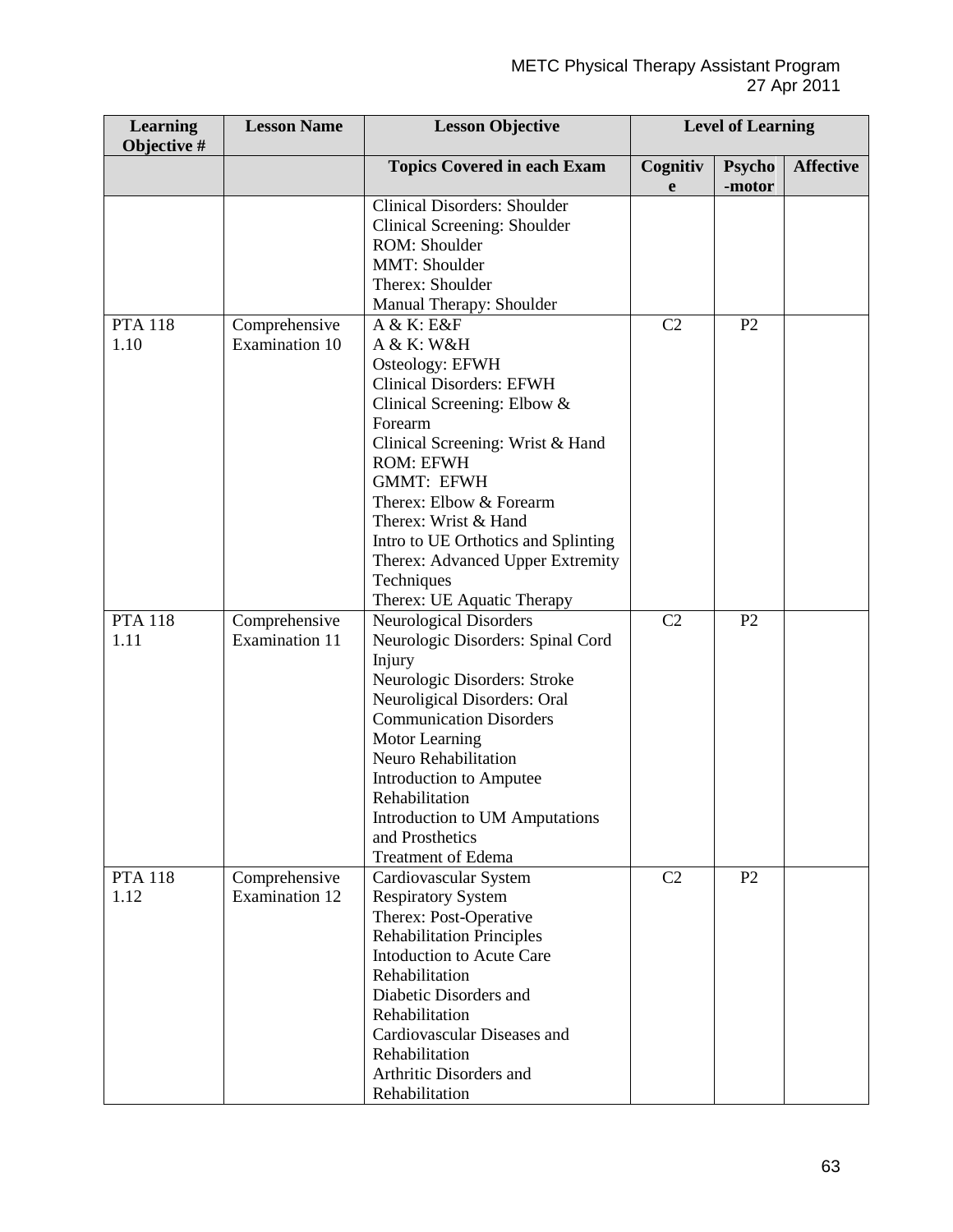| Learning Objective # | Lesson Name | Lesson Objective | Level of Learning | | |
|---|---|---|---|---|---|
| | | Topics Covered in each Exam | Cognitive | Psycho-motor | Affective |
| | | Clinical Disorders: Shoulder<br>Clinical Screening: Shoulder<br>ROM: Shoulder<br>MMT: Shoulder<br>Therex: Shoulder<br>Manual Therapy: Shoulder | | | |
| PTA 118 1.10 | Comprehensive Examination 10 | A & K: E&F<br>A & K: W&H<br>Osteology: EFWH<br>Clinical Disorders: EFWH<br>Clinical Screening: Elbow & Forearm<br>Clinical Screening: Wrist & Hand<br>ROM: EFWH<br>GMMT: EFWH<br>Therex: Elbow & Forearm<br>Therex: Wrist & Hand<br>Intro to UE Orthotics and Splinting<br>Therex: Advanced Upper Extremity Techniques<br>Therex: UE Aquatic Therapy | C2 | P2 | |
| PTA 118 1.11 | Comprehensive Examination 11 | Neurological Disorders<br>Neurologic Disorders: Spinal Cord Injury<br>Neurologic Disorders: Stroke<br>Neuroligical Disorders: Oral Communication Disorders<br>Motor Learning<br>Neuro Rehabilitation<br>Introduction to Amputee Rehabilitation<br>Introduction to UM Amputations and Prosthetics<br>Treatment of Edema | C2 | P2 | |
| PTA 118 1.12 | Comprehensive Examination 12 | Cardiovascular System<br>Respiratory System<br>Therex: Post-Operative Rehabilitation Principles<br>Intoduction to Acute Care Rehabilitation<br>Diabetic Disorders and Rehabilitation<br>Cardiovascular Diseases and Rehabilitation<br>Arthritic Disorders and Rehabilitation | C2 | P2 | |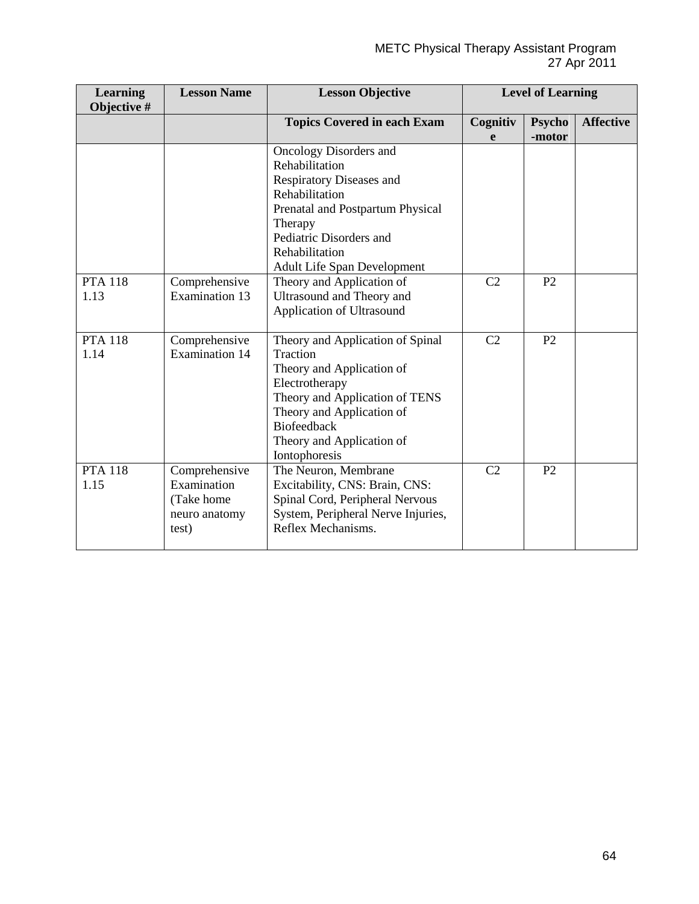| Learning Objective # | Lesson Name | Lesson Objective | Level of Learning | | |
|---|---|---|---|---|---|
| | | Topics Covered in each Exam | Cognitive | Psycho-motor | Affective |
| | | Oncology Disorders and Rehabilitation<br>Respiratory Diseases and Rehabilitation<br>Prenatal and Postpartum Physical Therapy<br>Pediatric Disorders and Rehabilitation<br>Adult Life Span Development | | | |
| PTA 118 1.13 | Comprehensive Examination 13 | Theory and Application of Ultrasound and Theory and Application of Ultrasound | C2 | P2 | |
| PTA 118 1.14 | Comprehensive Examination 14 | Theory and Application of Spinal Traction<br>Theory and Application of Electrotherapy<br>Theory and Application of TENS<br>Theory and Application of Biofeedback<br>Theory and Application of Iontophoresis | C2 | P2 | |
| PTA 118 1.15 | Comprehensive Examination (Take home neuro anatomy test) | The Neuron, Membrane Excitability, CNS: Brain, CNS: Spinal Cord, Peripheral Nervous System, Peripheral Nerve Injuries, Reflex Mechanisms. | C2 | P2 | |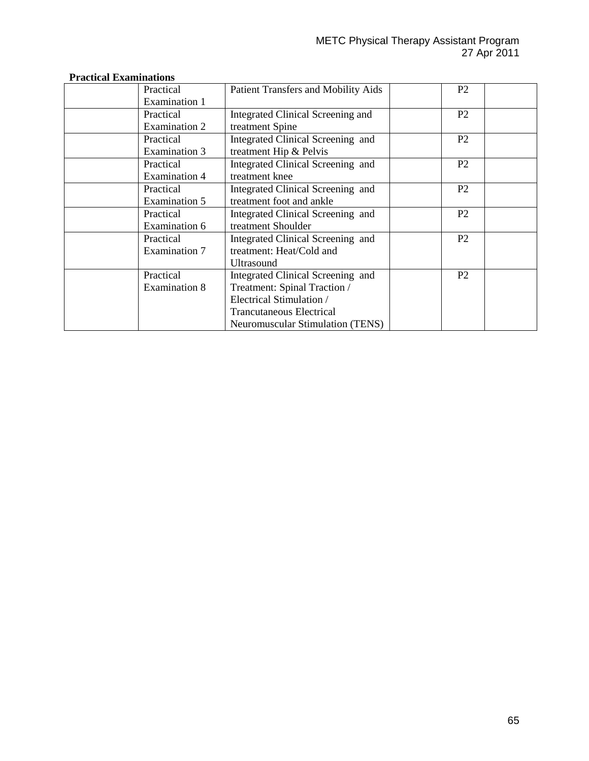**Practical Examinations**

| | | | | | |
|---|---|---|---|---|---|
| | Practical Examination 1 | Patient Transfers and Mobility Aids | | P2 | |
| | Practical Examination 2 | Integrated Clinical Screening and treatment Spine | | P2 | |
| | Practical Examination 3 | Integrated Clinical Screening and treatment Hip & Pelvis | | P2 | |
| | Practical Examination 4 | Integrated Clinical Screening and treatment knee | | P2 | |
| | Practical Examination 5 | Integrated Clinical Screening and treatment foot and ankle | | P2 | |
| | Practical Examination 6 | Integrated Clinical Screening and treatment Shoulder | | P2 | |
| | Practical Examination 7 | Integrated Clinical Screening and treatment: Heat/Cold and Ultrasound | | P2 | |
| | Practical Examination 8 | Integrated Clinical Screening and Treatment: Spinal Traction / Electrical Stimulation / Trancutaneous Electrical Neuromuscular Stimulation (TENS) | | P2 | |